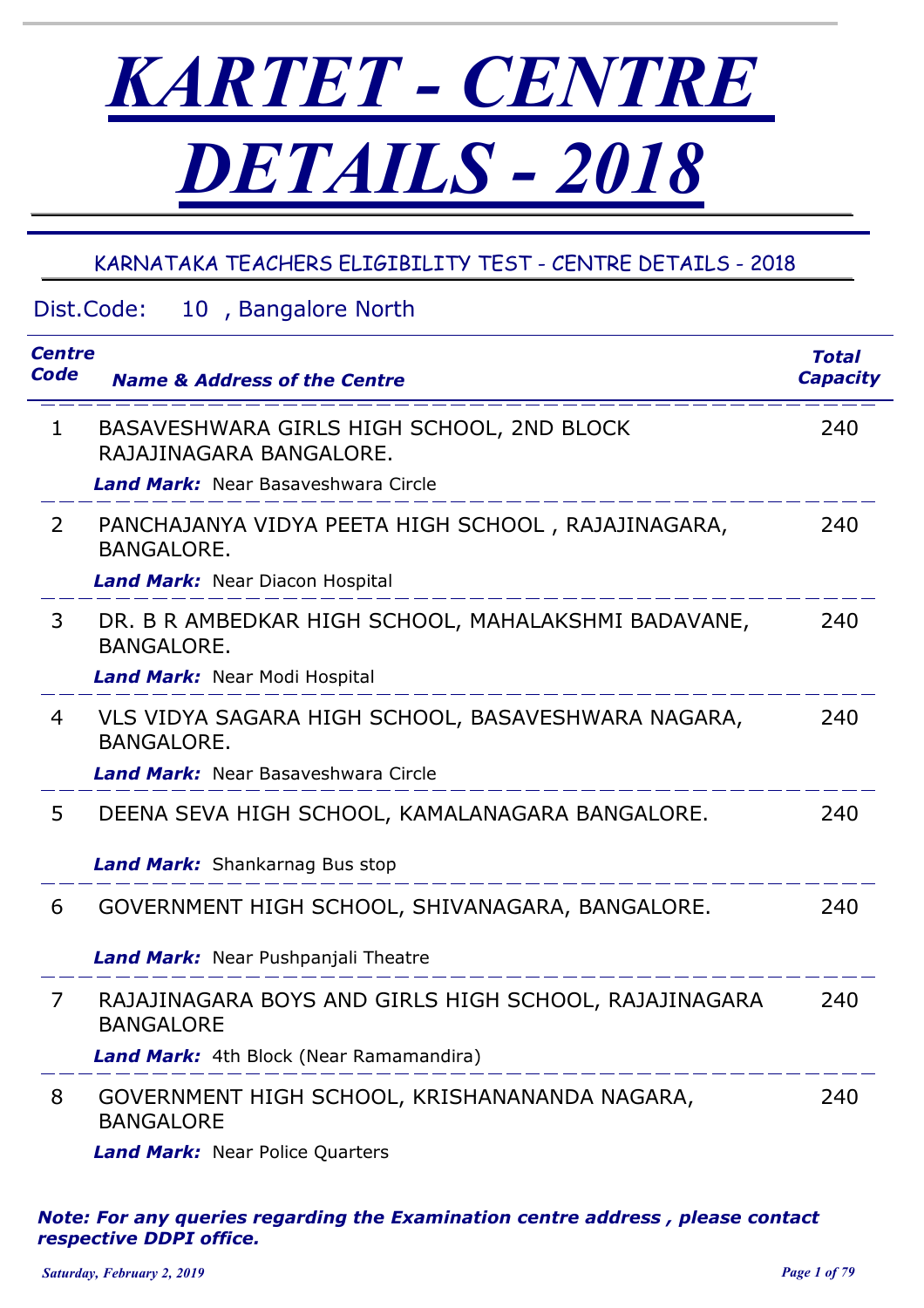# KARTET - CENTRE DETAILS - 2018

## KARNATAKA TEACHERS ELIGIBILITY TEST - CENTRE DETAILS - 2018

Dist.Code: 10 , Bangalore North

| Centre Code | Name & Address of the Centre | Total Capacity |
|---|---|---|
| 1 | BASAVESHWARA GIRLS HIGH SCHOOL, 2ND BLOCK RAJAJINAGARA BANGALORE.<br>***Land Mark:*** Near Basaveshwara Circle | 240 |
| 2 | PANCHAJANYA VIDYA PEETA HIGH SCHOOL , RAJAJINAGARA, BANGALORE.<br>***Land Mark:*** Near Diacon Hospital | 240 |
| 3 | DR. B R AMBEDKAR HIGH SCHOOL, MAHALAKSHMI BADAVANE, BANGALORE.<br>***Land Mark:*** Near Modi Hospital | 240 |
| 4 | VLS VIDYA SAGARA HIGH SCHOOL, BASAVESHWARA NAGARA, BANGALORE.<br>***Land Mark:*** Near Basaveshwara Circle | 240 |
| 5 | DEENA SEVA HIGH SCHOOL, KAMALANAGARA BANGALORE.<br>***Land Mark:*** Shankarnag Bus stop | 240 |
| 6 | GOVERNMENT HIGH SCHOOL, SHIVANAGARA, BANGALORE.<br>***Land Mark:*** Near Pushpanjali Theatre | 240 |
| 7 | RAJAJINAGARA BOYS AND GIRLS HIGH SCHOOL, RAJAJINAGARA BANGALORE<br>***Land Mark:*** 4th Block (Near Ramamandira) | 240 |
| 8 | GOVERNMENT HIGH SCHOOL, KRISHANANANDA NAGARA, BANGALORE<br>***Land Mark:*** Near Police Quarters | 240 |

***Note: For any queries regarding the Examination centre address , please contact respective DDPI office.***

*Saturday, February 2, 2019*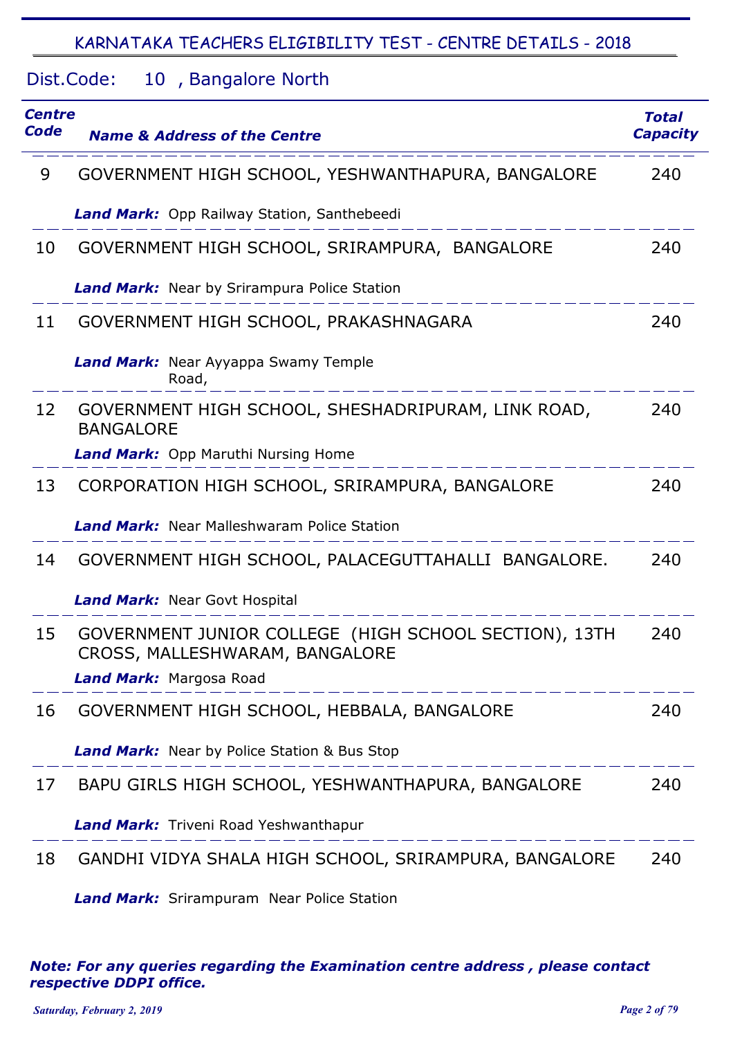## KARNATAKA TEACHERS ELIGIBILITY TEST - CENTRE DETAILS - 2018

### Dist.Code: 10 , Bangalore North

| *Centre Code* | *Name & Address of the Centre* | *Total Capacity* |
|---|---|---|
| 9 | GOVERNMENT HIGH SCHOOL, YESHWANTHAPURA, BANGALORE<br>***Land Mark:*** Opp Railway Station, Santhebeedi | 240 |
| 10 | GOVERNMENT HIGH SCHOOL, SRIRAMPURA, BANGALORE<br>***Land Mark:*** Near by Srirampura Police Station | 240 |
| 11 | GOVERNMENT HIGH SCHOOL, PRAKASHNAGARA<br>***Land Mark:*** Near Ayyappa Swamy Temple Road, | 240 |
| 12 | GOVERNMENT HIGH SCHOOL, SHESHADRIPURAM, LINK ROAD, BANGALORE<br>***Land Mark:*** Opp Maruthi Nursing Home | 240 |
| 13 | CORPORATION HIGH SCHOOL, SRIRAMPURA, BANGALORE<br>***Land Mark:*** Near Malleshwaram Police Station | 240 |
| 14 | GOVERNMENT HIGH SCHOOL, PALACEGUTTAHALLI BANGALORE.<br>***Land Mark:*** Near Govt Hospital | 240 |
| 15 | GOVERNMENT JUNIOR COLLEGE (HIGH SCHOOL SECTION), 13TH CROSS, MALLESHWARAM, BANGALORE<br>***Land Mark:*** Margosa Road | 240 |
| 16 | GOVERNMENT HIGH SCHOOL, HEBBALA, BANGALORE<br>***Land Mark:*** Near by Police Station & Bus Stop | 240 |
| 17 | BAPU GIRLS HIGH SCHOOL, YESHWANTHAPURA, BANGALORE<br>***Land Mark:*** Triveni Road Yeshwanthapur | 240 |
| 18 | GANDHI VIDYA SHALA HIGH SCHOOL, SRIRAMPURA, BANGALORE<br>***Land Mark:*** Srirampuram Near Police Station | 240 |

***Note: For any queries regarding the Examination centre address , please contact respective DDPI office.***

*Saturday, February 2, 2019*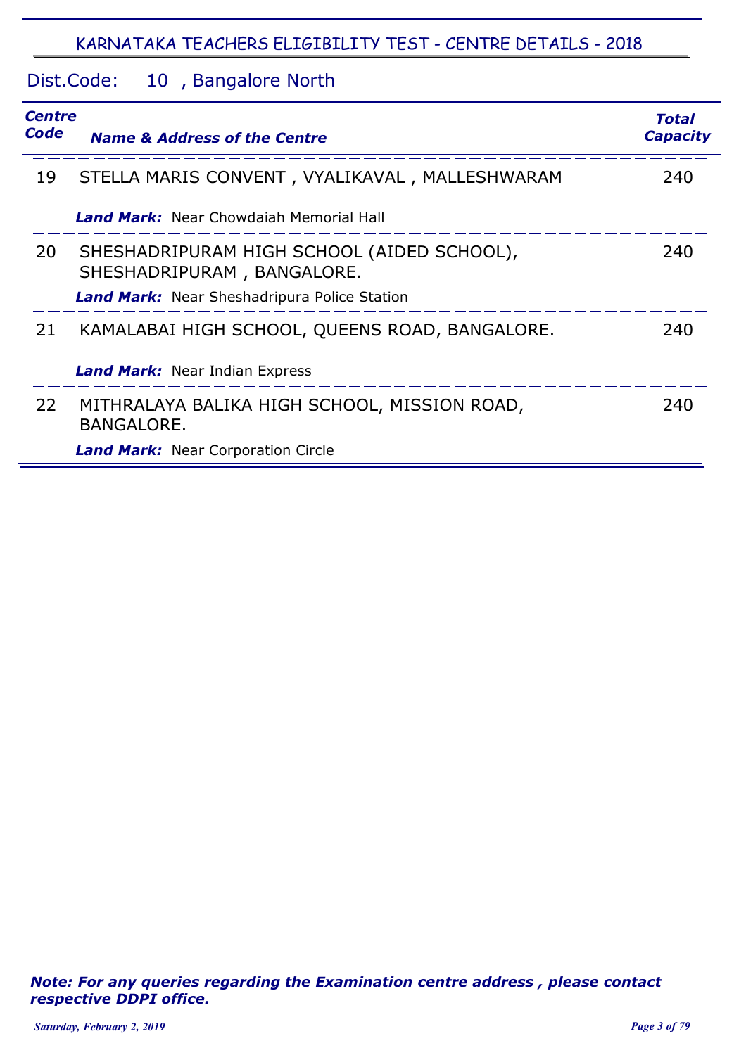## KARNATAKA TEACHERS ELIGIBILITY TEST - CENTRE DETAILS - 2018

Dist.Code: 10 , Bangalore North

| *Centre Code* | *Name & Address of the Centre* | *Total Capacity* |
|---|---|---|
| 19 | STELLA MARIS CONVENT , VYALIKAVAL , MALLESHWARAM<br>***Land Mark:*** Near Chowdaiah Memorial Hall | 240 |
| 20 | SHESHADRIPURAM HIGH SCHOOL (AIDED SCHOOL), SHESHADRIPURAM , BANGALORE.<br>***Land Mark:*** Near Sheshadripura Police Station | 240 |
| 21 | KAMALABAI HIGH SCHOOL, QUEENS ROAD, BANGALORE.<br>***Land Mark:*** Near Indian Express | 240 |
| 22 | MITHRALAYA BALIKA HIGH SCHOOL, MISSION ROAD, BANGALORE.<br>***Land Mark:*** Near Corporation Circle | 240 |

***Note: For any queries regarding the Examination centre address , please contact respective DDPI office.***

*Saturday, February 2, 2019*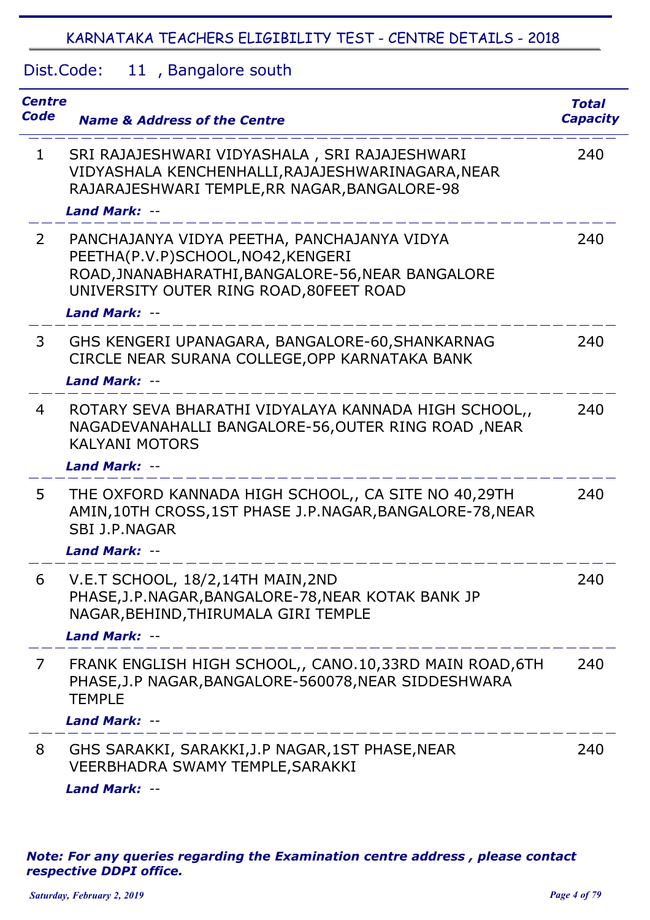## KARNATAKA TEACHERS ELIGIBILITY TEST - CENTRE DETAILS - 2018

Dist.Code: 11 , Bangalore south

| Centre Code | Name & Address of the Centre | Total Capacity |
|---|---|---|
| 1 | SRI RAJAJESHWARI VIDYASHALA , SRI RAJAJESHWARI VIDYASHALA KENCHENHALLI,RAJAJESHWARINAGARA,NEAR RAJARAJESHWARI TEMPLE,RR NAGAR,BANGALORE-98<br>***Land Mark:*** -- | 240 |
| 2 | PANCHAJANYA VIDYA PEETHA, PANCHAJANYA VIDYA PEETHA(P.V.P)SCHOOL,NO42,KENGERI ROAD,JNANABHARATHI,BANGALORE-56,NEAR BANGALORE UNIVERSITY OUTER RING ROAD,80FEET ROAD<br>***Land Mark:*** -- | 240 |
| 3 | GHS KENGERI UPANAGARA, BANGALORE-60,SHANKARNAG CIRCLE NEAR SURANA COLLEGE,OPP KARNATAKA BANK<br>***Land Mark:*** -- | 240 |
| 4 | ROTARY SEVA BHARATHI VIDYALAYA KANNADA HIGH SCHOOL,, NAGADEVANAHALLI BANGALORE-56,OUTER RING ROAD ,NEAR KALYANI MOTORS<br>***Land Mark:*** -- | 240 |
| 5 | THE OXFORD KANNADA HIGH SCHOOL,, CA SITE NO 40,29TH AMIN,10TH CROSS,1ST PHASE J.P.NAGAR,BANGALORE-78,NEAR SBI J.P.NAGAR<br>***Land Mark:*** -- | 240 |
| 6 | V.E.T SCHOOL, 18/2,14TH MAIN,2ND PHASE,J.P.NAGAR,BANGALORE-78,NEAR KOTAK BANK JP NAGAR,BEHIND,THIRUMALA GIRI TEMPLE<br>***Land Mark:*** -- | 240 |
| 7 | FRANK ENGLISH HIGH SCHOOL,, CANO.10,33RD MAIN ROAD,6TH PHASE,J.P NAGAR,BANGALORE-560078,NEAR SIDDESHWARA TEMPLE<br>***Land Mark:*** -- | 240 |
| 8 | GHS SARAKKI, SARAKKI,J.P NAGAR,1ST PHASE,NEAR VEERBHADRA SWAMY TEMPLE,SARAKKI<br>***Land Mark:*** -- | 240 |

***Note: For any queries regarding the Examination centre address , please contact respective DDPI office.***

*Saturday, February 2, 2019*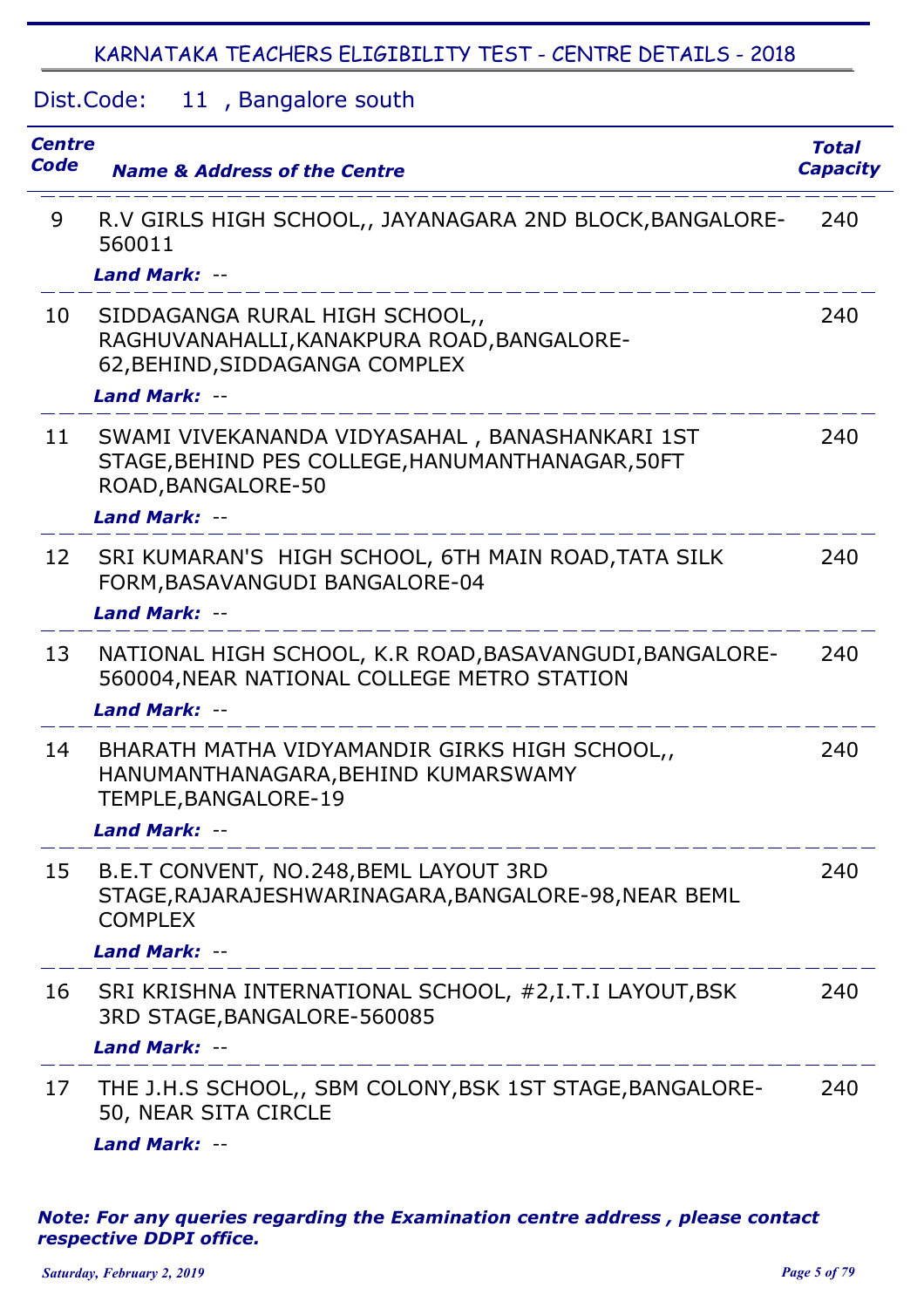## KARNATAKA TEACHERS ELIGIBILITY TEST - CENTRE DETAILS - 2018

Dist.Code: 11 , Bangalore south

| Centre Code | Name & Address of the Centre | Total Capacity |
|---|---|---|
| 9 | R.V GIRLS HIGH SCHOOL,, JAYANAGARA 2ND BLOCK,BANGALORE-560011<br>***Land Mark:*** -- | 240 |
| 10 | SIDDAGANGA RURAL HIGH SCHOOL,, RAGHUVANAHALLI,KANAKPURA ROAD,BANGALORE-62,BEHIND,SIDDAGANGA COMPLEX<br>***Land Mark:*** -- | 240 |
| 11 | SWAMI VIVEKANANDA VIDYASAHAL , BANASHANKARI 1ST STAGE,BEHIND PES COLLEGE,HANUMANTHANAGAR,50FT ROAD,BANGALORE-50<br>***Land Mark:*** -- | 240 |
| 12 | SRI KUMARAN'S HIGH SCHOOL, 6TH MAIN ROAD,TATA SILK FORM,BASAVANGUDI BANGALORE-04<br>***Land Mark:*** -- | 240 |
| 13 | NATIONAL HIGH SCHOOL, K.R ROAD,BASAVANGUDI,BANGALORE-560004,NEAR NATIONAL COLLEGE METRO STATION<br>***Land Mark:*** -- | 240 |
| 14 | BHARATH MATHA VIDYAMANDIR GIRKS HIGH SCHOOL,, HANUMANTHANAGARA,BEHIND KUMARSWAMY TEMPLE,BANGALORE-19<br>***Land Mark:*** -- | 240 |
| 15 | B.E.T CONVENT, NO.248,BEML LAYOUT 3RD STAGE,RAJARAJESHWARINAGARA,BANGALORE-98,NEAR BEML COMPLEX<br>***Land Mark:*** -- | 240 |
| 16 | SRI KRISHNA INTERNATIONAL SCHOOL, #2,I.T.I LAYOUT,BSK 3RD STAGE,BANGALORE-560085<br>***Land Mark:*** -- | 240 |
| 17 | THE J.H.S SCHOOL,, SBM COLONY,BSK 1ST STAGE,BANGALORE-50, NEAR SITA CIRCLE<br>***Land Mark:*** -- | 240 |

***Note: For any queries regarding the Examination centre address , please contact respective DDPI office.***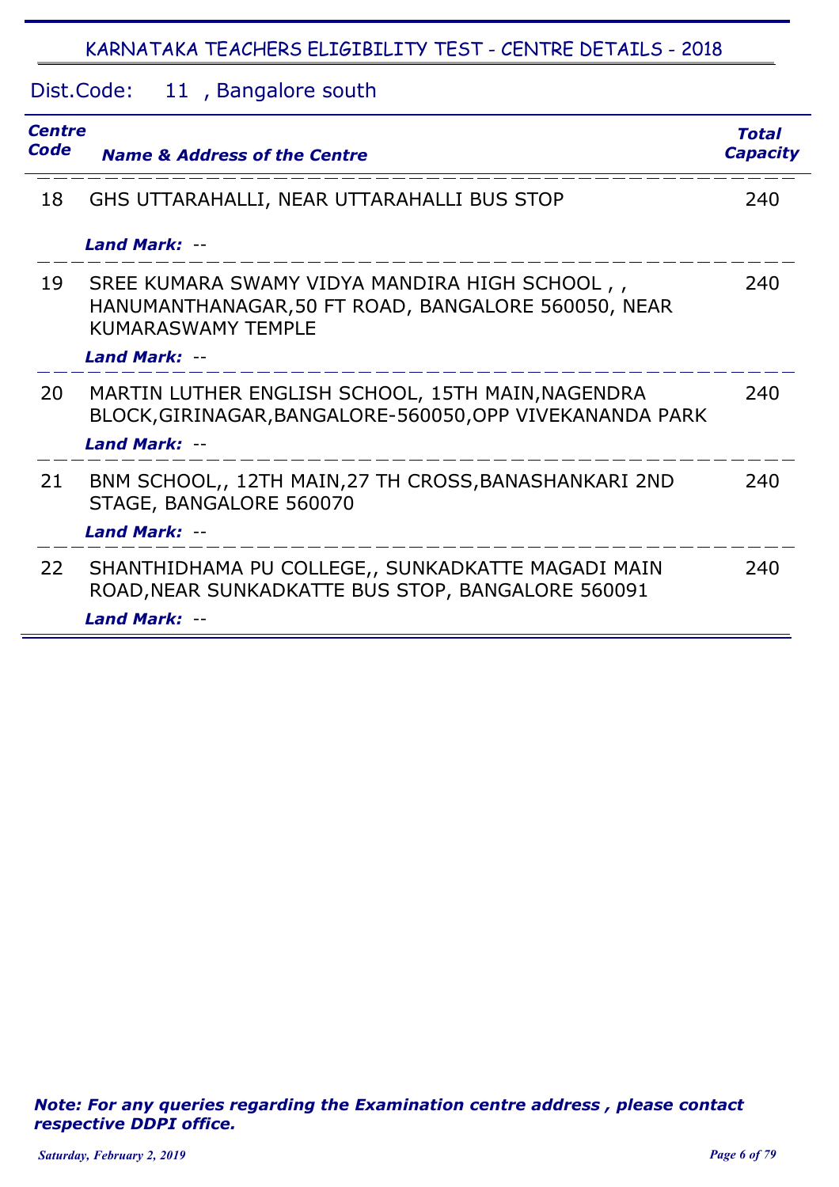## KARNATAKA TEACHERS ELIGIBILITY TEST - CENTRE DETAILS - 2018

Dist.Code: 11 , Bangalore south

| Centre Code | Name & Address of the Centre | Total Capacity |
|---|---|---|
| 18 | GHS UTTARAHALLI, NEAR UTTARAHALLI BUS STOP<br>***Land Mark:*** -- | 240 |
| 19 | SREE KUMARA SWAMY VIDYA MANDIRA HIGH SCHOOL , , HANUMANTHANAGAR,50 FT ROAD, BANGALORE 560050, NEAR KUMARASWAMY TEMPLE<br>***Land Mark:*** -- | 240 |
| 20 | MARTIN LUTHER ENGLISH SCHOOL, 15TH MAIN,NAGENDRA BLOCK,GIRINAGAR,BANGALORE-560050,OPP VIVEKANANDA PARK<br>***Land Mark:*** -- | 240 |
| 21 | BNM SCHOOL,, 12TH MAIN,27 TH CROSS,BANASHANKARI 2ND STAGE, BANGALORE 560070<br>***Land Mark:*** -- | 240 |
| 22 | SHANTHIDHAMA PU COLLEGE,, SUNKADKATTE MAGADI MAIN ROAD,NEAR SUNKADKATTE BUS STOP, BANGALORE 560091<br>***Land Mark:*** -- | 240 |

***Note: For any queries regarding the Examination centre address , please contact respective DDPI office.***

*Saturday, February 2, 2019*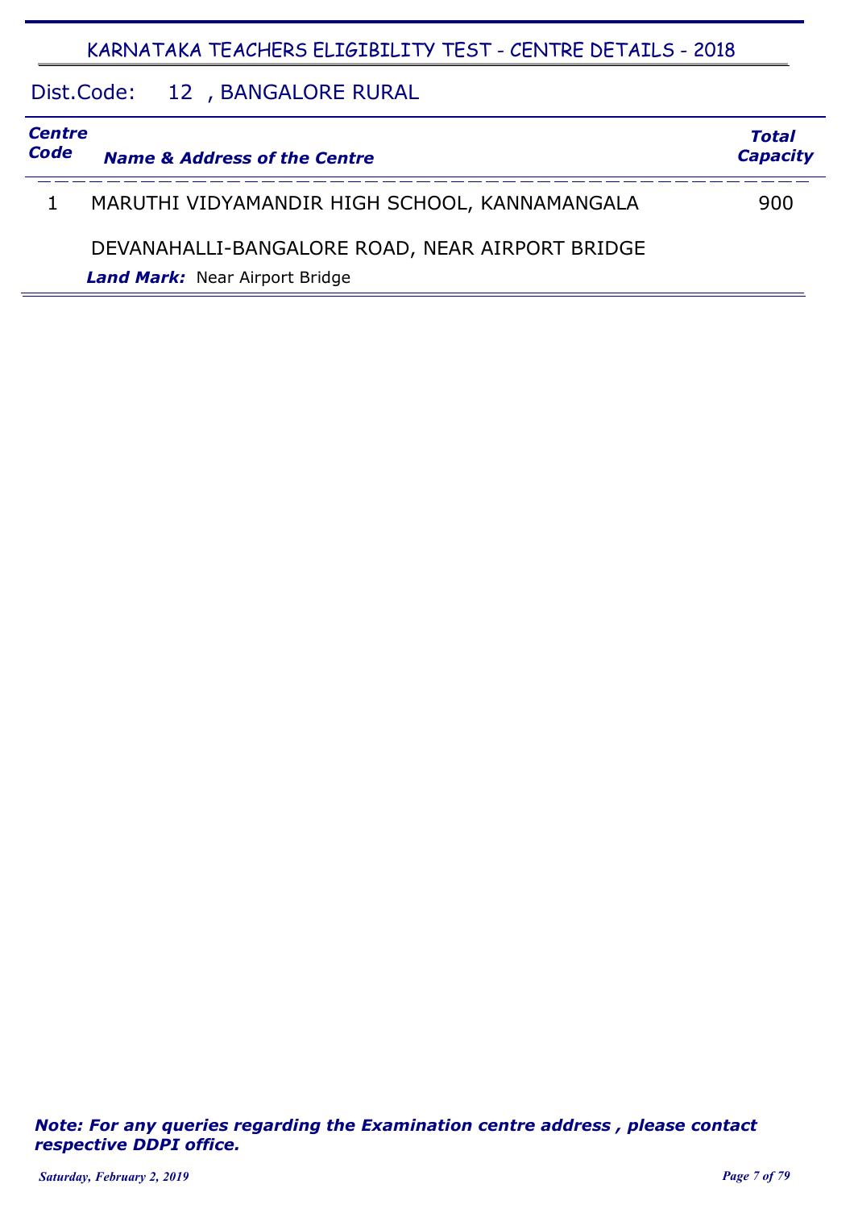## KARNATAKA TEACHERS ELIGIBILITY TEST - CENTRE DETAILS - 2018

### Dist.Code: 12 , BANGALORE RURAL

| *Centre Code* | *Name & Address of the Centre* | *Total Capacity* |
|---|---|---|
| 1 | MARUTHI VIDYAMANDIR HIGH SCHOOL, KANNAMANGALA<br>DEVANAHALLI-BANGALORE ROAD, NEAR AIRPORT BRIDGE<br>***Land Mark:*** Near Airport Bridge | 900 |

***Note: For any queries regarding the Examination centre address , please contact respective DDPI office.***

*Saturday, February 2, 2019*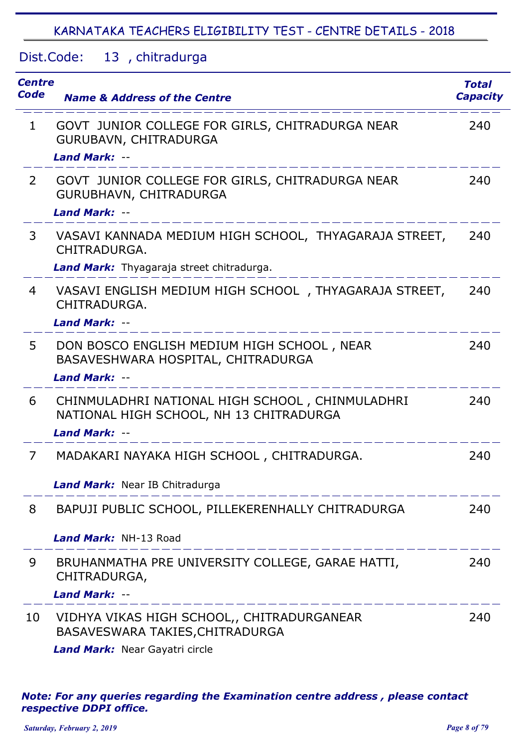# KARNATAKA TEACHERS ELIGIBILITY TEST - CENTRE DETAILS - 2018

## Dist.Code: 13 , chitradurga

| Centre Code | Name & Address of the Centre | Total Capacity |
|---|---|---|
| 1 | GOVT JUNIOR COLLEGE FOR GIRLS, CHITRADURGA NEAR GURUBAVN, CHITRADURGA<br>***Land Mark:*** -- | 240 |
| 2 | GOVT JUNIOR COLLEGE FOR GIRLS, CHITRADURGA NEAR GURUBHAVN, CHITRADURGA<br>***Land Mark:*** -- | 240 |
| 3 | VASAVI KANNADA MEDIUM HIGH SCHOOL, THYAGARAJA STREET, CHITRADURGA.<br>***Land Mark:*** Thyagaraja street chitradurga. | 240 |
| 4 | VASAVI ENGLISH MEDIUM HIGH SCHOOL , THYAGARAJA STREET, CHITRADURGA.<br>***Land Mark:*** -- | 240 |
| 5 | DON BOSCO ENGLISH MEDIUM HIGH SCHOOL , NEAR BASAVESHWARA HOSPITAL, CHITRADURGA<br>***Land Mark:*** -- | 240 |
| 6 | CHINMULADHRI NATIONAL HIGH SCHOOL , CHINMULADHRI NATIONAL HIGH SCHOOL, NH 13 CHITRADURGA<br>***Land Mark:*** -- | 240 |
| 7 | MADAKARI NAYAKA HIGH SCHOOL , CHITRADURGA.<br>***Land Mark:*** Near IB Chitradurga | 240 |
| 8 | BAPUJI PUBLIC SCHOOL, PILLEKERENHALLY CHITRADURGA<br>***Land Mark:*** NH-13 Road | 240 |
| 9 | BRUHANMATHA PRE UNIVERSITY COLLEGE, GARAE HATTI, CHITRADURGA,<br>***Land Mark:*** -- | 240 |
| 10 | VIDHYA VIKAS HIGH SCHOOL,, CHITRADURGANEAR BASAVESWARA TAKIES,CHITRADURGA<br>***Land Mark:*** Near Gayatri circle | 240 |

***Note: For any queries regarding the Examination centre address , please contact respective DDPI office.***

*Saturday, February 2, 2019*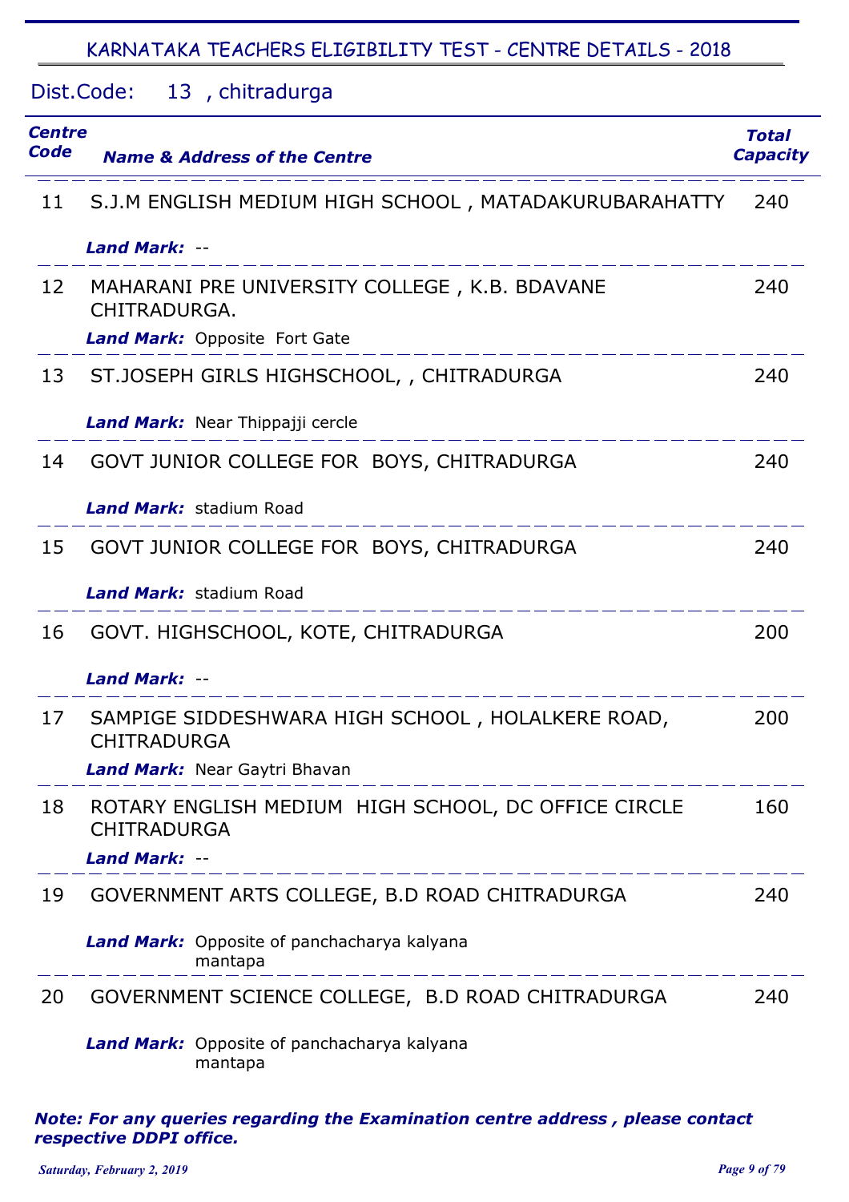## KARNATAKA TEACHERS ELIGIBILITY TEST - CENTRE DETAILS - 2018

Dist.Code: 13 , chitradurga

| Centre Code | Name & Address of the Centre | Total Capacity |
|---|---|---|
| 11 | S.J.M ENGLISH MEDIUM HIGH SCHOOL , MATADAKURUBARAHATTY<br>***Land Mark:*** -- | 240 |
| 12 | MAHARANI PRE UNIVERSITY COLLEGE , K.B. BDAVANE CHITRADURGA.<br>***Land Mark:*** Opposite Fort Gate | 240 |
| 13 | ST.JOSEPH GIRLS HIGHSCHOOL, , CHITRADURGA<br>***Land Mark:*** Near Thippajji cercle | 240 |
| 14 | GOVT JUNIOR COLLEGE FOR BOYS, CHITRADURGA<br>***Land Mark:*** stadium Road | 240 |
| 15 | GOVT JUNIOR COLLEGE FOR BOYS, CHITRADURGA<br>***Land Mark:*** stadium Road | 240 |
| 16 | GOVT. HIGHSCHOOL, KOTE, CHITRADURGA<br>***Land Mark:*** -- | 200 |
| 17 | SAMPIGE SIDDESHWARA HIGH SCHOOL , HOLALKERE ROAD, CHITRADURGA<br>***Land Mark:*** Near Gaytri Bhavan | 200 |
| 18 | ROTARY ENGLISH MEDIUM HIGH SCHOOL, DC OFFICE CIRCLE CHITRADURGA<br>***Land Mark:*** -- | 160 |
| 19 | GOVERNMENT ARTS COLLEGE, B.D ROAD CHITRADURGA<br>***Land Mark:*** Opposite of panchacharya kalyana mantapa | 240 |
| 20 | GOVERNMENT SCIENCE COLLEGE, B.D ROAD CHITRADURGA<br>***Land Mark:*** Opposite of panchacharya kalyana mantapa | 240 |

***Note: For any queries regarding the Examination centre address , please contact respective DDPI office.***

*Saturday, February 2, 2019*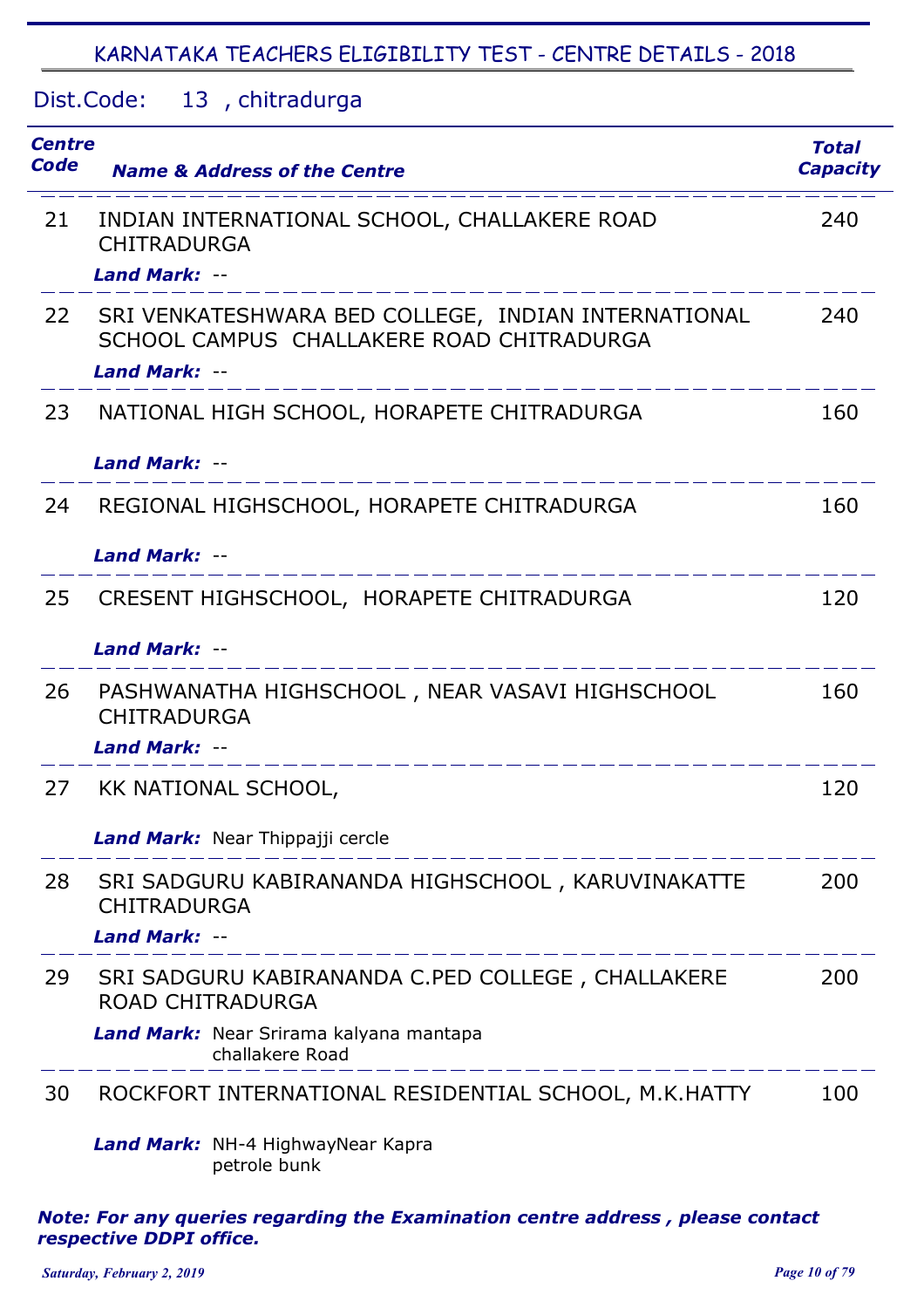# KARNATAKA TEACHERS ELIGIBILITY TEST - CENTRE DETAILS - 2018

## Dist.Code: 13 , chitradurga

| Centre Code | Name & Address of the Centre | Total Capacity |
|---|---|---|
| 21 | INDIAN INTERNATIONAL SCHOOL, CHALLAKERE ROAD CHITRADURGA<br>***Land Mark:*** -- | 240 |
| 22 | SRI VENKATESHWARA BED COLLEGE, INDIAN INTERNATIONAL SCHOOL CAMPUS CHALLAKERE ROAD CHITRADURGA<br>***Land Mark:*** -- | 240 |
| 23 | NATIONAL HIGH SCHOOL, HORAPETE CHITRADURGA<br>***Land Mark:*** -- | 160 |
| 24 | REGIONAL HIGHSCHOOL, HORAPETE CHITRADURGA<br>***Land Mark:*** -- | 160 |
| 25 | CRESENT HIGHSCHOOL, HORAPETE CHITRADURGA<br>***Land Mark:*** -- | 120 |
| 26 | PASHWANATHA HIGHSCHOOL , NEAR VASAVI HIGHSCHOOL CHITRADURGA<br>***Land Mark:*** -- | 160 |
| 27 | KK NATIONAL SCHOOL,<br>***Land Mark:*** Near Thippajji cercle | 120 |
| 28 | SRI SADGURU KABIRANANDA HIGHSCHOOL , KARUVINAKATTE CHITRADURGA<br>***Land Mark:*** -- | 200 |
| 29 | SRI SADGURU KABIRANANDA C.PED COLLEGE , CHALLAKERE ROAD CHITRADURGA<br>***Land Mark:*** Near Srirama kalyana mantapa challakere Road | 200 |
| 30 | ROCKFORT INTERNATIONAL RESIDENTIAL SCHOOL, M.K.HATTY<br>***Land Mark:*** NH-4 HighwayNear Kapra petrole bunk | 100 |

***Note: For any queries regarding the Examination centre address , please contact respective DDPI office.***

*Saturday, February 2, 2019*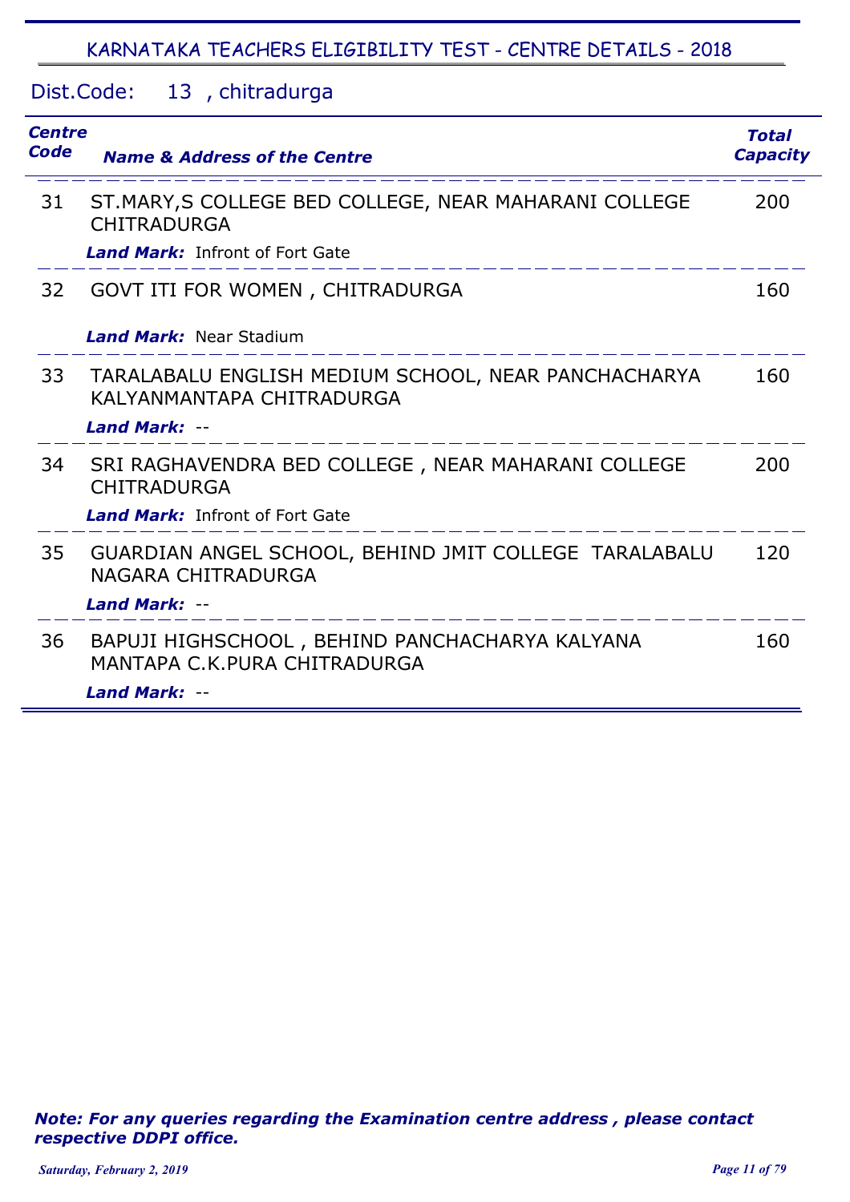## KARNATAKA TEACHERS ELIGIBILITY TEST - CENTRE DETAILS - 2018

Dist.Code: 13 , chitradurga

| Centre Code | Name & Address of the Centre | Total Capacity |
|---|---|---|
| 31 | ST.MARY,S COLLEGE BED COLLEGE, NEAR MAHARANI COLLEGE CHITRADURGA<br>***Land Mark:*** Infront of Fort Gate | 200 |
| 32 | GOVT ITI FOR WOMEN , CHITRADURGA<br>***Land Mark:*** Near Stadium | 160 |
| 33 | TARALABALU ENGLISH MEDIUM SCHOOL, NEAR PANCHACHARYA KALYANMANTAPA CHITRADURGA<br>***Land Mark:*** -- | 160 |
| 34 | SRI RAGHAVENDRA BED COLLEGE , NEAR MAHARANI COLLEGE CHITRADURGA<br>***Land Mark:*** Infront of Fort Gate | 200 |
| 35 | GUARDIAN ANGEL SCHOOL, BEHIND JMIT COLLEGE TARALABALU NAGARA CHITRADURGA<br>***Land Mark:*** -- | 120 |
| 36 | BAPUJI HIGHSCHOOL , BEHIND PANCHACHARYA KALYANA MANTAPA C.K.PURA CHITRADURGA<br>***Land Mark:*** -- | 160 |

***Note: For any queries regarding the Examination centre address , please contact respective DDPI office.***

*Saturday, February 2, 2019*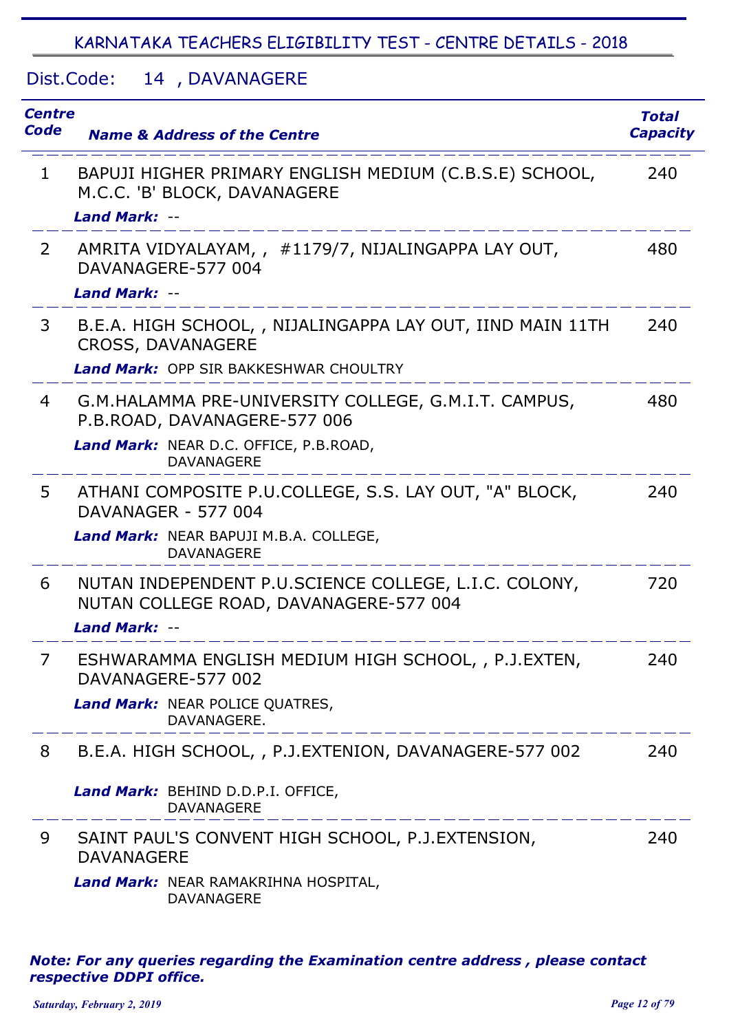## KARNATAKA TEACHERS ELIGIBILITY TEST - CENTRE DETAILS - 2018

### Dist.Code: 14 , DAVANAGERE

| Centre Code | Name & Address of the Centre | Total Capacity |
|---|---|---|
| 1 | BAPUJI HIGHER PRIMARY ENGLISH MEDIUM (C.B.S.E) SCHOOL, M.C.C. 'B' BLOCK, DAVANAGERE<br>***Land Mark:*** -- | 240 |
| 2 | AMRITA VIDYALAYAM, , #1179/7, NIJALINGAPPA LAY OUT, DAVANAGERE-577 004<br>***Land Mark:*** -- | 480 |
| 3 | B.E.A. HIGH SCHOOL, , NIJALINGAPPA LAY OUT, IIND MAIN 11TH CROSS, DAVANAGERE<br>***Land Mark:*** OPP SIR BAKKESHWAR CHOULTRY | 240 |
| 4 | G.M.HALAMMA PRE-UNIVERSITY COLLEGE, G.M.I.T. CAMPUS, P.B.ROAD, DAVANAGERE-577 006<br>***Land Mark:*** NEAR D.C. OFFICE, P.B.ROAD, DAVANAGERE | 480 |
| 5 | ATHANI COMPOSITE P.U.COLLEGE, S.S. LAY OUT, "A" BLOCK, DAVANAGER - 577 004<br>***Land Mark:*** NEAR BAPUJI M.B.A. COLLEGE, DAVANAGERE | 240 |
| 6 | NUTAN INDEPENDENT P.U.SCIENCE COLLEGE, L.I.C. COLONY, NUTAN COLLEGE ROAD, DAVANAGERE-577 004<br>***Land Mark:*** -- | 720 |
| 7 | ESHWARAMMA ENGLISH MEDIUM HIGH SCHOOL, , P.J.EXTEN, DAVANAGERE-577 002<br>***Land Mark:*** NEAR POLICE QUATRES, DAVANAGERE. | 240 |
| 8 | B.E.A. HIGH SCHOOL, , P.J.EXTENION, DAVANAGERE-577 002<br>***Land Mark:*** BEHIND D.D.P.I. OFFICE, DAVANAGERE | 240 |
| 9 | SAINT PAUL'S CONVENT HIGH SCHOOL, P.J.EXTENSION, DAVANAGERE<br>***Land Mark:*** NEAR RAMAKRIHNA HOSPITAL, DAVANAGERE | 240 |

***Note: For any queries regarding the Examination centre address , please contact respective DDPI office.***

*Saturday, February 2, 2019*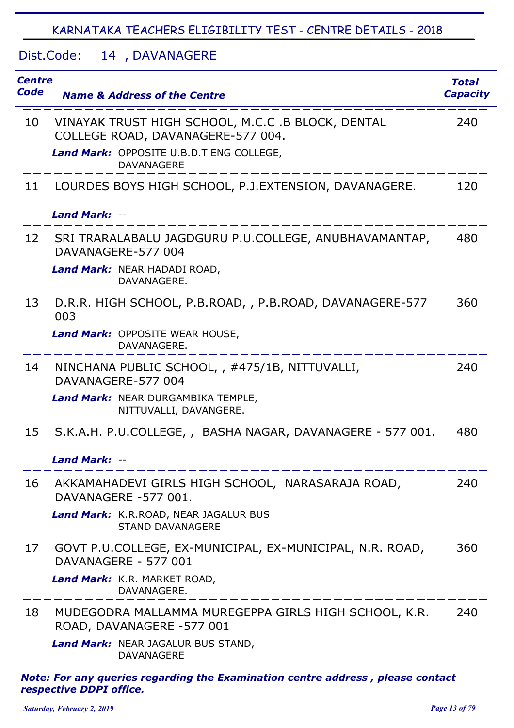## KARNATAKA TEACHERS ELIGIBILITY TEST - CENTRE DETAILS - 2018

Dist.Code: 14 , DAVANAGERE

| Centre Code | Name & Address of the Centre | Total Capacity |
|---|---|---|
| 10 | VINAYAK TRUST HIGH SCHOOL, M.C.C .B BLOCK, DENTAL COLLEGE ROAD, DAVANAGERE-577 004.<br>***Land Mark:*** OPPOSITE U.B.D.T ENG COLLEGE, DAVANAGERE | 240 |
| 11 | LOURDES BOYS HIGH SCHOOL, P.J.EXTENSION, DAVANAGERE.<br>***Land Mark:*** -- | 120 |
| 12 | SRI TRARALABALU JAGDGURU P.U.COLLEGE, ANUBHAVAMANTAP, DAVANAGERE-577 004<br>***Land Mark:*** NEAR HADADI ROAD, DAVANAGERE. | 480 |
| 13 | D.R.R. HIGH SCHOOL, P.B.ROAD, , P.B.ROAD, DAVANAGERE-577 003<br>***Land Mark:*** OPPOSITE WEAR HOUSE, DAVANAGERE. | 360 |
| 14 | NINCHANA PUBLIC SCHOOL, , #475/1B, NITTUVALLI, DAVANAGERE-577 004<br>***Land Mark:*** NEAR DURGAMBIKA TEMPLE, NITTUVALLI, DAVANGERE. | 240 |
| 15 | S.K.A.H. P.U.COLLEGE, , BASHA NAGAR, DAVANAGERE - 577 001.<br>***Land Mark:*** -- | 480 |
| 16 | AKKAMAHADEVI GIRLS HIGH SCHOOL, NARASARAJA ROAD, DAVANAGERE -577 001.<br>***Land Mark:*** K.R.ROAD, NEAR JAGALUR BUS STAND DAVANAGERE | 240 |
| 17 | GOVT P.U.COLLEGE, EX-MUNICIPAL, EX-MUNICIPAL, N.R. ROAD, DAVANAGERE - 577 001<br>***Land Mark:*** K.R. MARKET ROAD, DAVANAGERE. | 360 |
| 18 | MUDEGODRA MALLAMMA MUREGEPPA GIRLS HIGH SCHOOL, K.R. ROAD, DAVANAGERE -577 001<br>***Land Mark:*** NEAR JAGALUR BUS STAND, DAVANAGERE | 240 |

***Note: For any queries regarding the Examination centre address , please contact respective DDPI office.***

*Saturday, February 2, 2019*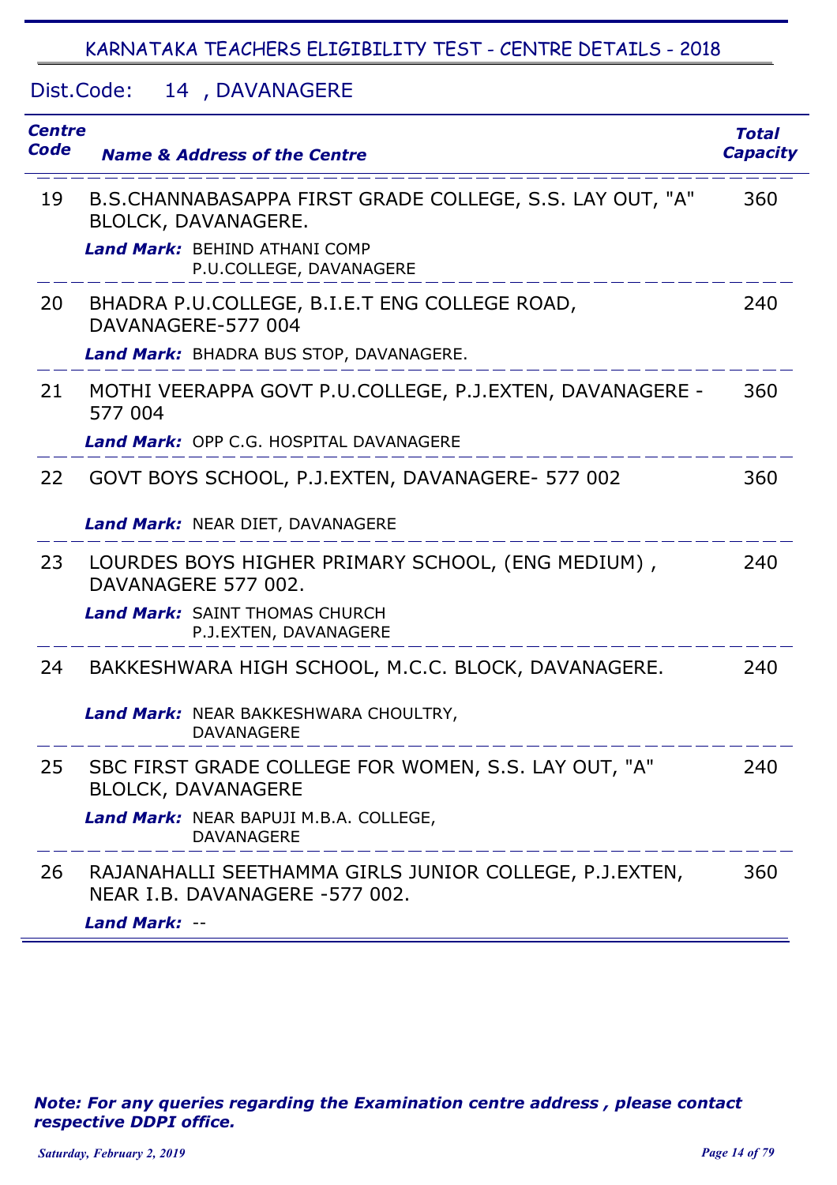## KARNATAKA TEACHERS ELIGIBILITY TEST - CENTRE DETAILS - 2018

### Dist.Code: 14 , DAVANAGERE

| Centre Code | Name & Address of the Centre | Total Capacity |
|---|---|---|
| 19 | B.S.CHANNABASAPPA FIRST GRADE COLLEGE, S.S. LAY OUT, "A" BLOLCK, DAVANAGERE.<br>***Land Mark:*** BEHIND ATHANI COMP P.U.COLLEGE, DAVANAGERE | 360 |
| 20 | BHADRA P.U.COLLEGE, B.I.E.T ENG COLLEGE ROAD, DAVANAGERE-577 004<br>***Land Mark:*** BHADRA BUS STOP, DAVANAGERE. | 240 |
| 21 | MOTHI VEERAPPA GOVT P.U.COLLEGE, P.J.EXTEN, DAVANAGERE - 577 004<br>***Land Mark:*** OPP C.G. HOSPITAL DAVANAGERE | 360 |
| 22 | GOVT BOYS SCHOOL, P.J.EXTEN, DAVANAGERE- 577 002<br>***Land Mark:*** NEAR DIET, DAVANAGERE | 360 |
| 23 | LOURDES BOYS HIGHER PRIMARY SCHOOL, (ENG MEDIUM) , DAVANAGERE 577 002.<br>***Land Mark:*** SAINT THOMAS CHURCH P.J.EXTEN, DAVANAGERE | 240 |
| 24 | BAKKESHWARA HIGH SCHOOL, M.C.C. BLOCK, DAVANAGERE.<br>***Land Mark:*** NEAR BAKKESHWARA CHOULTRY, DAVANAGERE | 240 |
| 25 | SBC FIRST GRADE COLLEGE FOR WOMEN, S.S. LAY OUT, "A" BLOLCK, DAVANAGERE<br>***Land Mark:*** NEAR BAPUJI M.B.A. COLLEGE, DAVANAGERE | 240 |
| 26 | RAJANAHALLI SEETHAMMA GIRLS JUNIOR COLLEGE, P.J.EXTEN, NEAR I.B. DAVANAGERE -577 002.<br>***Land Mark:*** -- | 360 |

***Note: For any queries regarding the Examination centre address , please contact respective DDPI office.***

*Saturday, February 2, 2019*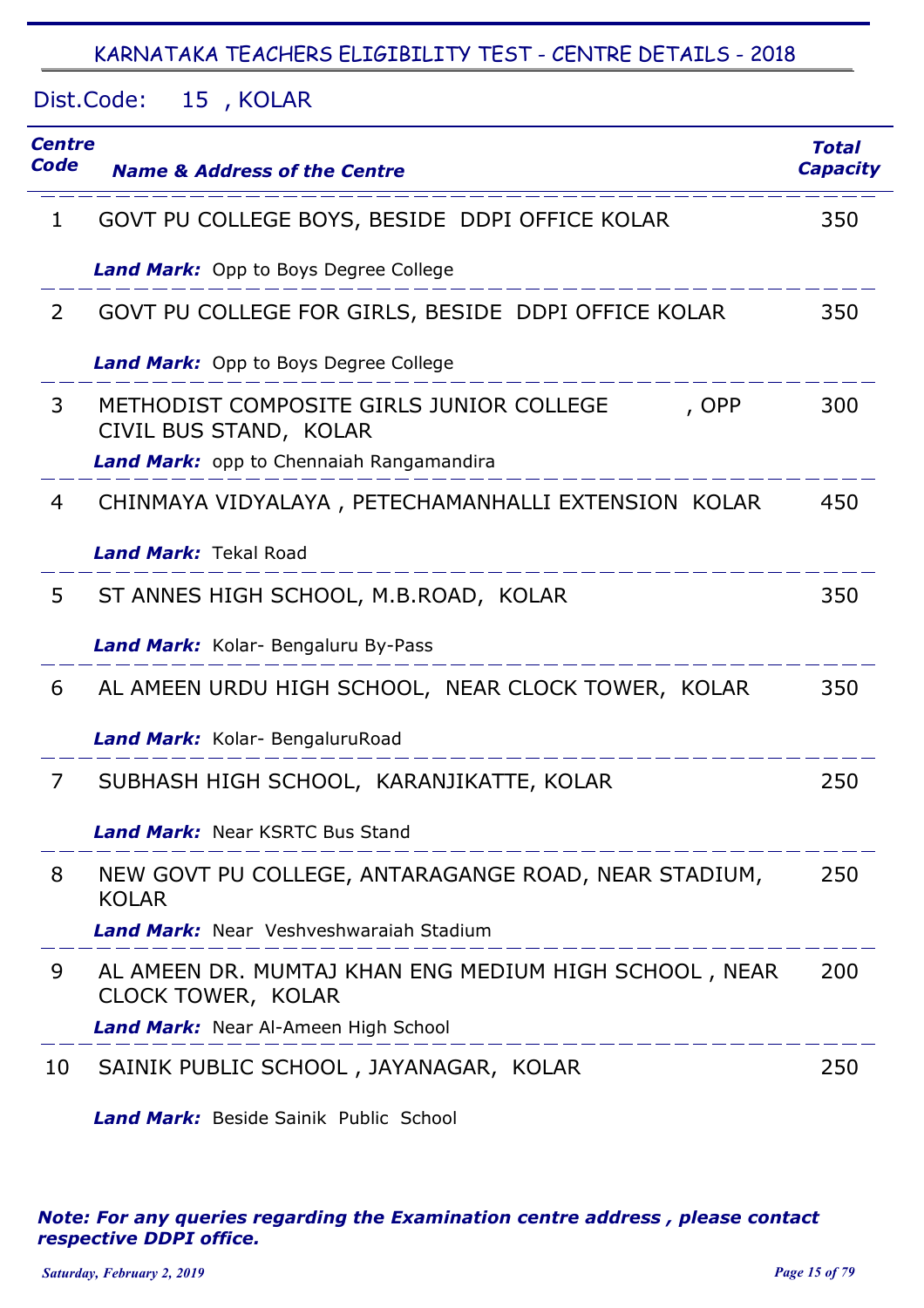## KARNATAKA TEACHERS ELIGIBILITY TEST - CENTRE DETAILS - 2018

Dist.Code: 15 , KOLAR

| Centre Code | Name & Address of the Centre | Total Capacity |
|---|---|---|
| 1 | GOVT PU COLLEGE BOYS, BESIDE DDPI OFFICE KOLAR<br>***Land Mark:*** Opp to Boys Degree College | 350 |
| 2 | GOVT PU COLLEGE FOR GIRLS, BESIDE DDPI OFFICE KOLAR<br>***Land Mark:*** Opp to Boys Degree College | 350 |
| 3 | METHODIST COMPOSITE GIRLS JUNIOR COLLEGE , OPP CIVIL BUS STAND, KOLAR<br>***Land Mark:*** opp to Chennaiah Rangamandira | 300 |
| 4 | CHINMAYA VIDYALAYA , PETECHAMANHALLI EXTENSION KOLAR<br>***Land Mark:*** Tekal Road | 450 |
| 5 | ST ANNES HIGH SCHOOL, M.B.ROAD, KOLAR<br>***Land Mark:*** Kolar- Bengaluru By-Pass | 350 |
| 6 | AL AMEEN URDU HIGH SCHOOL, NEAR CLOCK TOWER, KOLAR<br>***Land Mark:*** Kolar- BengaluruRoad | 350 |
| 7 | SUBHASH HIGH SCHOOL, KARANJIKATTE, KOLAR<br>***Land Mark:*** Near KSRTC Bus Stand | 250 |
| 8 | NEW GOVT PU COLLEGE, ANTARAGANGE ROAD, NEAR STADIUM, KOLAR<br>***Land Mark:*** Near Veshveshwaraiah Stadium | 250 |
| 9 | AL AMEEN DR. MUMTAJ KHAN ENG MEDIUM HIGH SCHOOL , NEAR CLOCK TOWER, KOLAR<br>***Land Mark:*** Near Al-Ameen High School | 200 |
| 10 | SAINIK PUBLIC SCHOOL , JAYANAGAR, KOLAR<br>***Land Mark:*** Beside Sainik Public School | 250 |

***Note: For any queries regarding the Examination centre address , please contact respective DDPI office.***

*Saturday, February 2, 2019*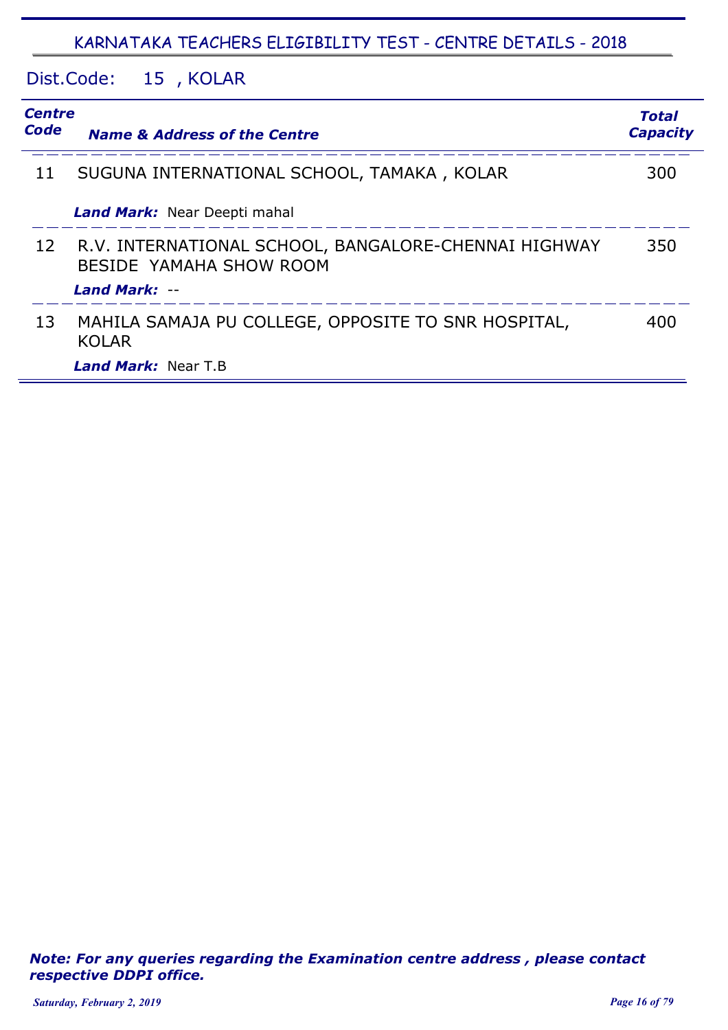## KARNATAKA TEACHERS ELIGIBILITY TEST - CENTRE DETAILS - 2018

Dist.Code: 15 , KOLAR

| *Centre Code* | *Name & Address of the Centre* | *Total Capacity* |
|---|---|---|
| 11 | SUGUNA INTERNATIONAL SCHOOL, TAMAKA , KOLAR<br>***Land Mark:*** Near Deepti mahal | 300 |
| 12 | R.V. INTERNATIONAL SCHOOL, BANGALORE-CHENNAI HIGHWAY BESIDE YAMAHA SHOW ROOM<br>***Land Mark:*** -- | 350 |
| 13 | MAHILA SAMAJA PU COLLEGE, OPPOSITE TO SNR HOSPITAL, KOLAR<br>***Land Mark:*** Near T.B | 400 |

***Note: For any queries regarding the Examination centre address , please contact respective DDPI office.***

*Saturday, February 2, 2019*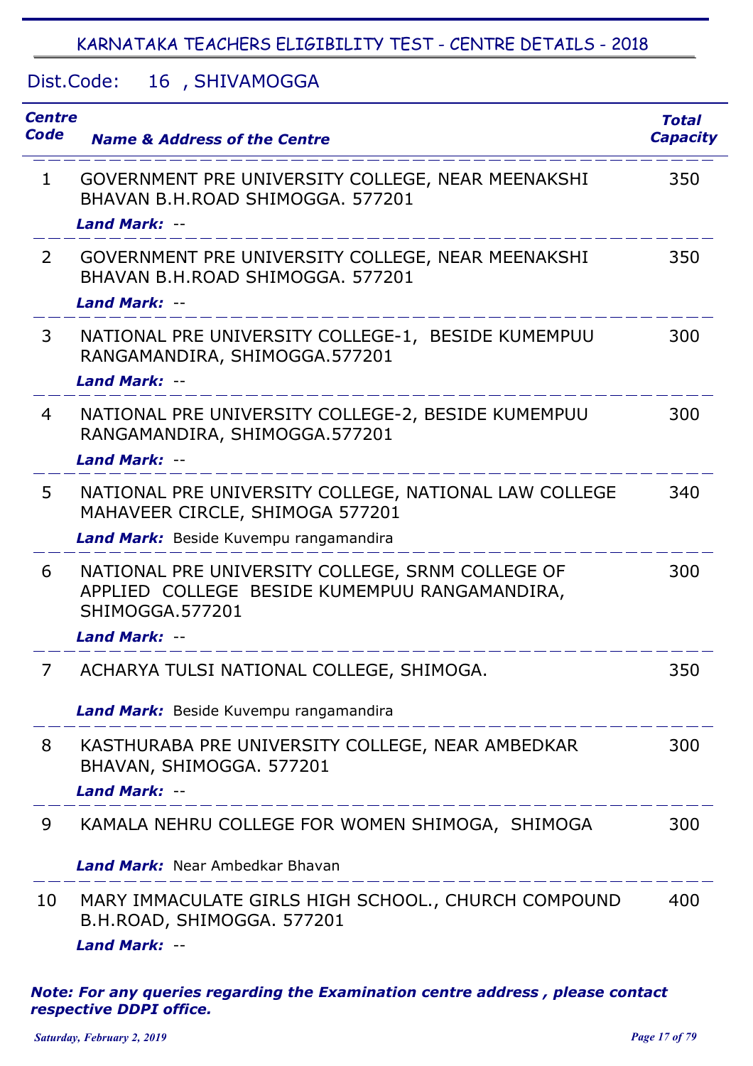## KARNATAKA TEACHERS ELIGIBILITY TEST - CENTRE DETAILS - 2018

Dist.Code: 16 , SHIVAMOGGA

| Centre Code | Name & Address of the Centre | Total Capacity |
|---|---|---|
| 1 | GOVERNMENT PRE UNIVERSITY COLLEGE, NEAR MEENAKSHI BHAVAN B.H.ROAD SHIMOGGA. 577201<br>***Land Mark:*** -- | 350 |
| 2 | GOVERNMENT PRE UNIVERSITY COLLEGE, NEAR MEENAKSHI BHAVAN B.H.ROAD SHIMOGGA. 577201<br>***Land Mark:*** -- | 350 |
| 3 | NATIONAL PRE UNIVERSITY COLLEGE-1, BESIDE KUMEMPUU RANGAMANDIRA, SHIMOGGA.577201<br>***Land Mark:*** -- | 300 |
| 4 | NATIONAL PRE UNIVERSITY COLLEGE-2, BESIDE KUMEMPUU RANGAMANDIRA, SHIMOGGA.577201<br>***Land Mark:*** -- | 300 |
| 5 | NATIONAL PRE UNIVERSITY COLLEGE, NATIONAL LAW COLLEGE MAHAVEER CIRCLE, SHIMOGA 577201<br>***Land Mark:*** Beside Kuvempu rangamandira | 340 |
| 6 | NATIONAL PRE UNIVERSITY COLLEGE, SRNM COLLEGE OF APPLIED COLLEGE BESIDE KUMEMPUU RANGAMANDIRA, SHIMOGGA.577201<br>***Land Mark:*** -- | 300 |
| 7 | ACHARYA TULSI NATIONAL COLLEGE, SHIMOGA.<br>***Land Mark:*** Beside Kuvempu rangamandira | 350 |
| 8 | KASTHURABA PRE UNIVERSITY COLLEGE, NEAR AMBEDKAR BHAVAN, SHIMOGGA. 577201<br>***Land Mark:*** -- | 300 |
| 9 | KAMALA NEHRU COLLEGE FOR WOMEN SHIMOGA, SHIMOGA<br>***Land Mark:*** Near Ambedkar Bhavan | 300 |
| 10 | MARY IMMACULATE GIRLS HIGH SCHOOL., CHURCH COMPOUND B.H.ROAD, SHIMOGGA. 577201<br>***Land Mark:*** -- | 400 |

***Note: For any queries regarding the Examination centre address , please contact respective DDPI office.***

*Saturday, February 2, 2019*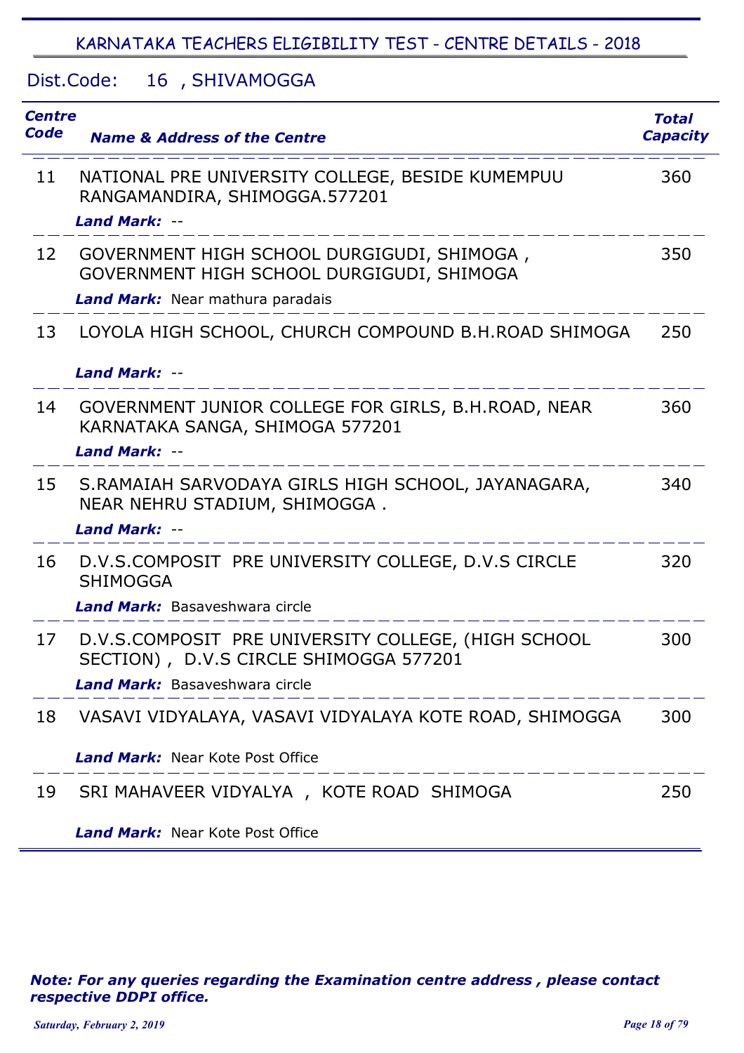## KARNATAKA TEACHERS ELIGIBILITY TEST - CENTRE DETAILS - 2018

### Dist.Code: 16 , SHIVAMOGGA

| Centre Code | Name & Address of the Centre | Total Capacity |
|---|---|---|
| 11 | NATIONAL PRE UNIVERSITY COLLEGE, BESIDE KUMEMPUU RANGAMANDIRA, SHIMOGGA.577201<br>***Land Mark:*** -- | 360 |
| 12 | GOVERNMENT HIGH SCHOOL DURGIGUDI, SHIMOGA , GOVERNMENT HIGH SCHOOL DURGIGUDI, SHIMOGA<br>***Land Mark:*** Near mathura paradais | 350 |
| 13 | LOYOLA HIGH SCHOOL, CHURCH COMPOUND B.H.ROAD SHIMOGA<br>***Land Mark:*** -- | 250 |
| 14 | GOVERNMENT JUNIOR COLLEGE FOR GIRLS, B.H.ROAD, NEAR KARNATAKA SANGA, SHIMOGA 577201<br>***Land Mark:*** -- | 360 |
| 15 | S.RAMAIAH SARVODAYA GIRLS HIGH SCHOOL, JAYANAGARA, NEAR NEHRU STADIUM, SHIMOGGA .<br>***Land Mark:*** -- | 340 |
| 16 | D.V.S.COMPOSIT PRE UNIVERSITY COLLEGE, D.V.S CIRCLE SHIMOGGA<br>***Land Mark:*** Basaveshwara circle | 320 |
| 17 | D.V.S.COMPOSIT PRE UNIVERSITY COLLEGE, (HIGH SCHOOL SECTION) , D.V.S CIRCLE SHIMOGGA 577201<br>***Land Mark:*** Basaveshwara circle | 300 |
| 18 | VASAVI VIDYALAYA, VASAVI VIDYALAYA KOTE ROAD, SHIMOGGA<br>***Land Mark:*** Near Kote Post Office | 300 |
| 19 | SRI MAHAVEER VIDYALYA , KOTE ROAD SHIMOGA<br>***Land Mark:*** Near Kote Post Office | 250 |

***Note: For any queries regarding the Examination centre address , please contact respective DDPI office.***

*Saturday, February 2, 2019*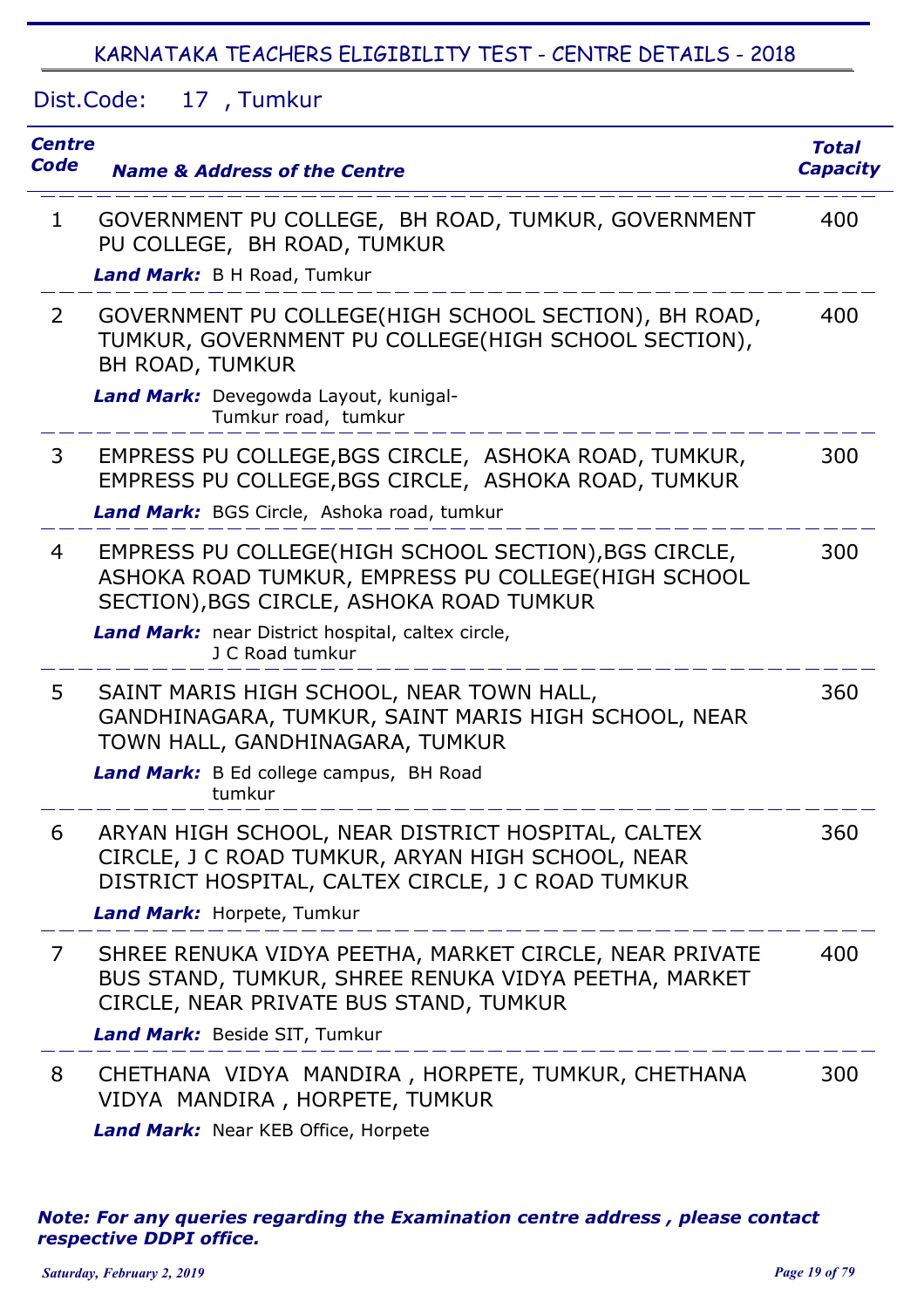## KARNATAKA TEACHERS ELIGIBILITY TEST - CENTRE DETAILS - 2018

Dist.Code: 17 , Tumkur

| Centre Code | Name & Address of the Centre | Total Capacity |
|---|---|---|
| 1 | GOVERNMENT PU COLLEGE, BH ROAD, TUMKUR, GOVERNMENT PU COLLEGE, BH ROAD, TUMKUR<br>***Land Mark:*** B H Road, Tumkur | 400 |
| 2 | GOVERNMENT PU COLLEGE(HIGH SCHOOL SECTION), BH ROAD, TUMKUR, GOVERNMENT PU COLLEGE(HIGH SCHOOL SECTION), BH ROAD, TUMKUR<br>***Land Mark:*** Devegowda Layout, kunigal-Tumkur road, tumkur | 400 |
| 3 | EMPRESS PU COLLEGE,BGS CIRCLE, ASHOKA ROAD, TUMKUR, EMPRESS PU COLLEGE,BGS CIRCLE, ASHOKA ROAD, TUMKUR<br>***Land Mark:*** BGS Circle, Ashoka road, tumkur | 300 |
| 4 | EMPRESS PU COLLEGE(HIGH SCHOOL SECTION),BGS CIRCLE, ASHOKA ROAD TUMKUR, EMPRESS PU COLLEGE(HIGH SCHOOL SECTION),BGS CIRCLE, ASHOKA ROAD TUMKUR<br>***Land Mark:*** near District hospital, caltex circle, J C Road tumkur | 300 |
| 5 | SAINT MARIS HIGH SCHOOL, NEAR TOWN HALL, GANDHINAGARA, TUMKUR, SAINT MARIS HIGH SCHOOL, NEAR TOWN HALL, GANDHINAGARA, TUMKUR<br>***Land Mark:*** B Ed college campus, BH Road tumkur | 360 |
| 6 | ARYAN HIGH SCHOOL, NEAR DISTRICT HOSPITAL, CALTEX CIRCLE, J C ROAD TUMKUR, ARYAN HIGH SCHOOL, NEAR DISTRICT HOSPITAL, CALTEX CIRCLE, J C ROAD TUMKUR<br>***Land Mark:*** Horpete, Tumkur | 360 |
| 7 | SHREE RENUKA VIDYA PEETHA, MARKET CIRCLE, NEAR PRIVATE BUS STAND, TUMKUR, SHREE RENUKA VIDYA PEETHA, MARKET CIRCLE, NEAR PRIVATE BUS STAND, TUMKUR<br>***Land Mark:*** Beside SIT, Tumkur | 400 |
| 8 | CHETHANA VIDYA MANDIRA , HORPETE, TUMKUR, CHETHANA VIDYA MANDIRA , HORPETE, TUMKUR<br>***Land Mark:*** Near KEB Office, Horpete | 300 |

***Note: For any queries regarding the Examination centre address , please contact respective DDPI office.***

*Saturday, February 2, 2019*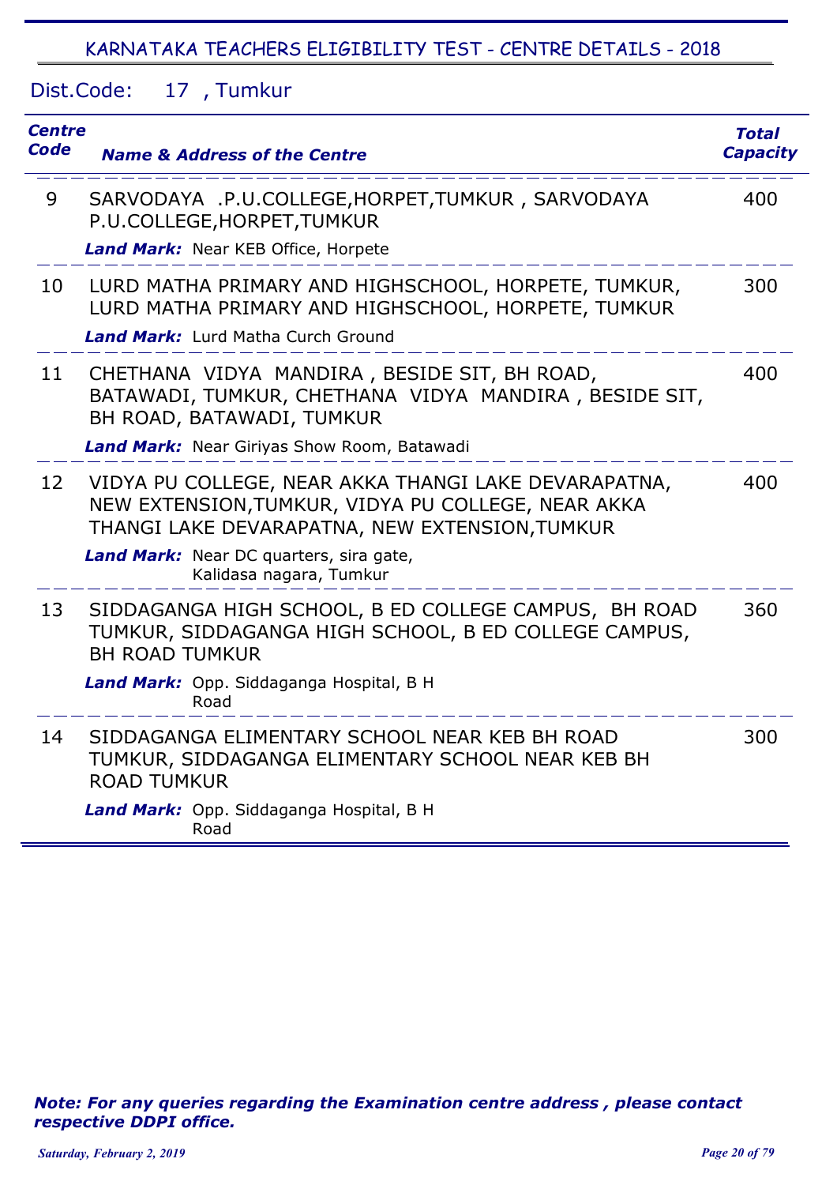## KARNATAKA TEACHERS ELIGIBILITY TEST - CENTRE DETAILS - 2018

Dist.Code: 17 , Tumkur

| Centre Code | Name & Address of the Centre | Total Capacity |
|---|---|---|
| 9 | SARVODAYA .P.U.COLLEGE,HORPET,TUMKUR , SARVODAYA P.U.COLLEGE,HORPET,TUMKUR<br>***Land Mark:*** Near KEB Office, Horpete | 400 |
| 10 | LURD MATHA PRIMARY AND HIGHSCHOOL, HORPETE, TUMKUR, LURD MATHA PRIMARY AND HIGHSCHOOL, HORPETE, TUMKUR<br>***Land Mark:*** Lurd Matha Curch Ground | 300 |
| 11 | CHETHANA VIDYA MANDIRA , BESIDE SIT, BH ROAD, BATAWADI, TUMKUR, CHETHANA VIDYA MANDIRA , BESIDE SIT, BH ROAD, BATAWADI, TUMKUR<br>***Land Mark:*** Near Giriyas Show Room, Batawadi | 400 |
| 12 | VIDYA PU COLLEGE, NEAR AKKA THANGI LAKE DEVARAPATNA, NEW EXTENSION,TUMKUR, VIDYA PU COLLEGE, NEAR AKKA THANGI LAKE DEVARAPATNA, NEW EXTENSION,TUMKUR<br>***Land Mark:*** Near DC quarters, sira gate, Kalidasa nagara, Tumkur | 400 |
| 13 | SIDDAGANGA HIGH SCHOOL, B ED COLLEGE CAMPUS, BH ROAD TUMKUR, SIDDAGANGA HIGH SCHOOL, B ED COLLEGE CAMPUS, BH ROAD TUMKUR<br>***Land Mark:*** Opp. Siddaganga Hospital, B H Road | 360 |
| 14 | SIDDAGANGA ELIMENTARY SCHOOL NEAR KEB BH ROAD TUMKUR, SIDDAGANGA ELIMENTARY SCHOOL NEAR KEB BH ROAD TUMKUR<br>***Land Mark:*** Opp. Siddaganga Hospital, B H Road | 300 |

***Note: For any queries regarding the Examination centre address , please contact respective DDPI office.***

*Saturday, February 2, 2019*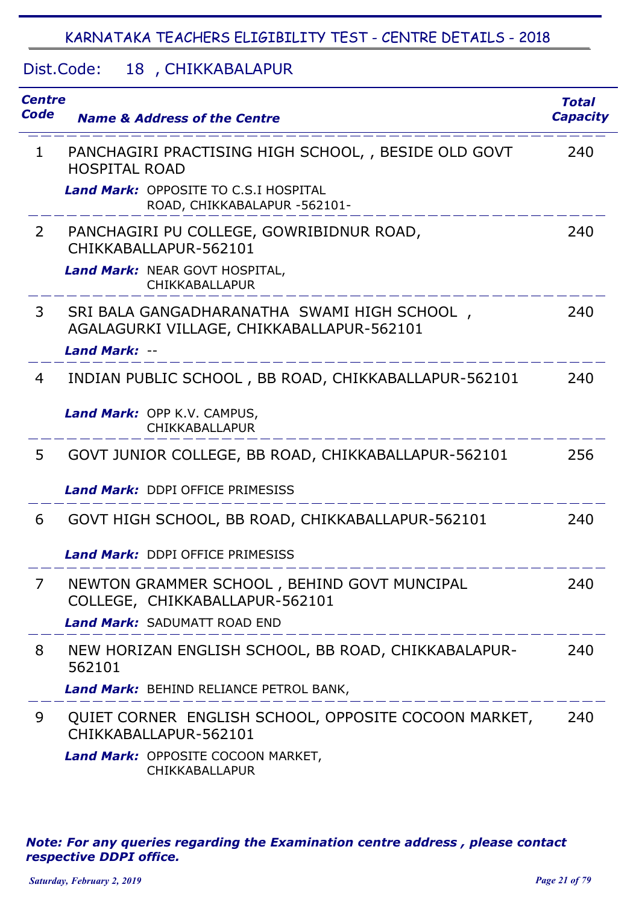## KARNATAKA TEACHERS ELIGIBILITY TEST - CENTRE DETAILS - 2018

### Dist.Code: 18 , CHIKKABALAPUR

| Centre Code | Name & Address of the Centre | Total Capacity |
|---|---|---|
| 1 | PANCHAGIRI PRACTISING HIGH SCHOOL, , BESIDE OLD GOVT HOSPITAL ROAD<br>***Land Mark:*** OPPOSITE TO C.S.I HOSPITAL ROAD, CHIKKABALAPUR -562101- | 240 |
| 2 | PANCHAGIRI PU COLLEGE, GOWRIBIDNUR ROAD, CHIKKABALLAPUR-562101<br>***Land Mark:*** NEAR GOVT HOSPITAL, CHIKKABALLAPUR | 240 |
| 3 | SRI BALA GANGADHARANATHA SWAMI HIGH SCHOOL , AGALAGURKI VILLAGE, CHIKKABALLAPUR-562101<br>***Land Mark:*** -- | 240 |
| 4 | INDIAN PUBLIC SCHOOL , BB ROAD, CHIKKABALLAPUR-562101<br>***Land Mark:*** OPP K.V. CAMPUS, CHIKKABALLAPUR | 240 |
| 5 | GOVT JUNIOR COLLEGE, BB ROAD, CHIKKABALLAPUR-562101<br>***Land Mark:*** DDPI OFFICE PRIMESISS | 256 |
| 6 | GOVT HIGH SCHOOL, BB ROAD, CHIKKABALLAPUR-562101<br>***Land Mark:*** DDPI OFFICE PRIMESISS | 240 |
| 7 | NEWTON GRAMMER SCHOOL , BEHIND GOVT MUNCIPAL COLLEGE, CHIKKABALLAPUR-562101<br>***Land Mark:*** SADUMATT ROAD END | 240 |
| 8 | NEW HORIZAN ENGLISH SCHOOL, BB ROAD, CHIKKABALAPUR-562101<br>***Land Mark:*** BEHIND RELIANCE PETROL BANK, | 240 |
| 9 | QUIET CORNER ENGLISH SCHOOL, OPPOSITE COCOON MARKET, CHIKKABALLAPUR-562101<br>***Land Mark:*** OPPOSITE COCOON MARKET, CHIKKABALLAPUR | 240 |

***Note: For any queries regarding the Examination centre address , please contact respective DDPI office.***

*Saturday, February 2, 2019*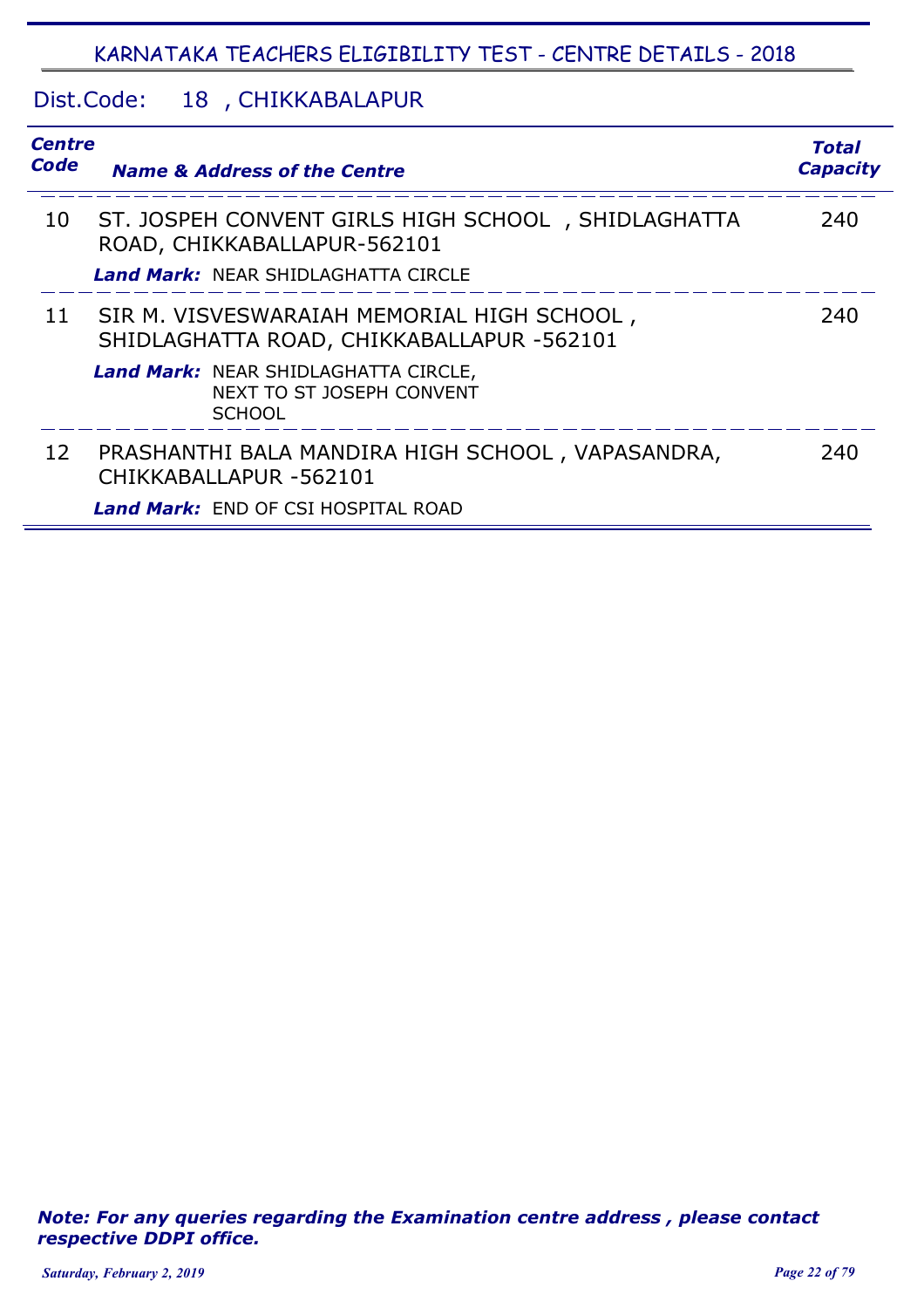## KARNATAKA TEACHERS ELIGIBILITY TEST - CENTRE DETAILS - 2018

### Dist.Code: 18 , CHIKKABALAPUR

| Centre Code | Name & Address of the Centre | Total Capacity |
|---|---|---|
| 10 | ST. JOSPEH CONVENT GIRLS HIGH SCHOOL , SHIDLAGHATTA ROAD, CHIKKABALLAPUR-562101<br>***Land Mark:*** NEAR SHIDLAGHATTA CIRCLE | 240 |
| 11 | SIR M. VISVESWARAIAH MEMORIAL HIGH SCHOOL , SHIDLAGHATTA ROAD, CHIKKABALLAPUR -562101<br>***Land Mark:*** NEAR SHIDLAGHATTA CIRCLE, NEXT TO ST JOSEPH CONVENT SCHOOL | 240 |
| 12 | PRASHANTHI BALA MANDIRA HIGH SCHOOL , VAPASANDRA, CHIKKABALLAPUR -562101<br>***Land Mark:*** END OF CSI HOSPITAL ROAD | 240 |

***Note: For any queries regarding the Examination centre address , please contact respective DDPI office.***

*Saturday, February 2, 2019*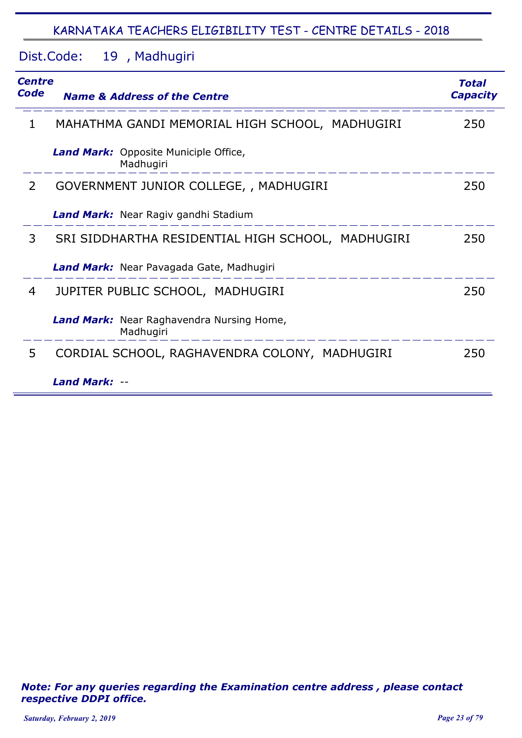## KARNATAKA TEACHERS ELIGIBILITY TEST - CENTRE DETAILS - 2018

### Dist.Code: 19 , Madhugiri

| Centre Code | Name & Address of the Centre | Total Capacity |
|---|---|---|
| 1 | MAHATHMA GANDI MEMORIAL HIGH SCHOOL, MADHUGIRI<br>***Land Mark:*** Opposite Municiple Office, Madhugiri | 250 |
| 2 | GOVERNMENT JUNIOR COLLEGE, , MADHUGIRI<br>***Land Mark:*** Near Ragiv gandhi Stadium | 250 |
| 3 | SRI SIDDHARTHA RESIDENTIAL HIGH SCHOOL, MADHUGIRI<br>***Land Mark:*** Near Pavagada Gate, Madhugiri | 250 |
| 4 | JUPITER PUBLIC SCHOOL, MADHUGIRI<br>***Land Mark:*** Near Raghavendra Nursing Home, Madhugiri | 250 |
| 5 | CORDIAL SCHOOL, RAGHAVENDRA COLONY, MADHUGIRI<br>***Land Mark:*** -- | 250 |

***Note: For any queries regarding the Examination centre address , please contact respective DDPI office.***

*Saturday, February 2, 2019*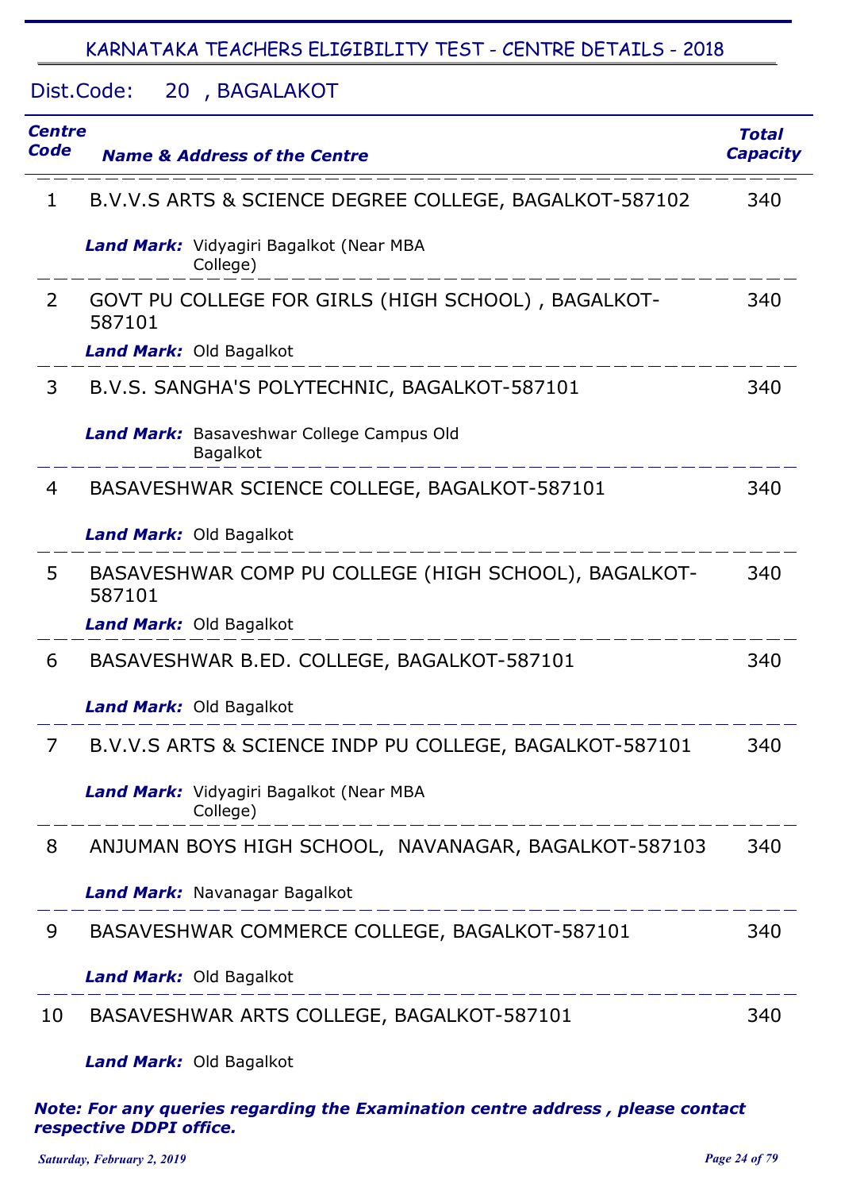# KARNATAKA TEACHERS ELIGIBILITY TEST - CENTRE DETAILS - 2018

## Dist.Code: 20 , BAGALAKOT

| Centre Code | Name & Address of the Centre | Total Capacity |
|---|---|---|
| 1 | B.V.V.S ARTS & SCIENCE DEGREE COLLEGE, BAGALKOT-587102<br>***Land Mark:*** Vidyagiri Bagalkot (Near MBA College) | 340 |
| 2 | GOVT PU COLLEGE FOR GIRLS (HIGH SCHOOL) , BAGALKOT-587101<br>***Land Mark:*** Old Bagalkot | 340 |
| 3 | B.V.S. SANGHA'S POLYTECHNIC, BAGALKOT-587101<br>***Land Mark:*** Basaveshwar College Campus Old Bagalkot | 340 |
| 4 | BASAVESHWAR SCIENCE COLLEGE, BAGALKOT-587101<br>***Land Mark:*** Old Bagalkot | 340 |
| 5 | BASAVESHWAR COMP PU COLLEGE (HIGH SCHOOL), BAGALKOT-587101<br>***Land Mark:*** Old Bagalkot | 340 |
| 6 | BASAVESHWAR B.ED. COLLEGE, BAGALKOT-587101<br>***Land Mark:*** Old Bagalkot | 340 |
| 7 | B.V.V.S ARTS & SCIENCE INDP PU COLLEGE, BAGALKOT-587101<br>***Land Mark:*** Vidyagiri Bagalkot (Near MBA College) | 340 |
| 8 | ANJUMAN BOYS HIGH SCHOOL, NAVANAGAR, BAGALKOT-587103<br>***Land Mark:*** Navanagar Bagalkot | 340 |
| 9 | BASAVESHWAR COMMERCE COLLEGE, BAGALKOT-587101<br>***Land Mark:*** Old Bagalkot | 340 |
| 10 | BASAVESHWAR ARTS COLLEGE, BAGALKOT-587101<br>***Land Mark:*** Old Bagalkot | 340 |

***Note: For any queries regarding the Examination centre address , please contact respective DDPI office.***

*Saturday, February 2, 2019*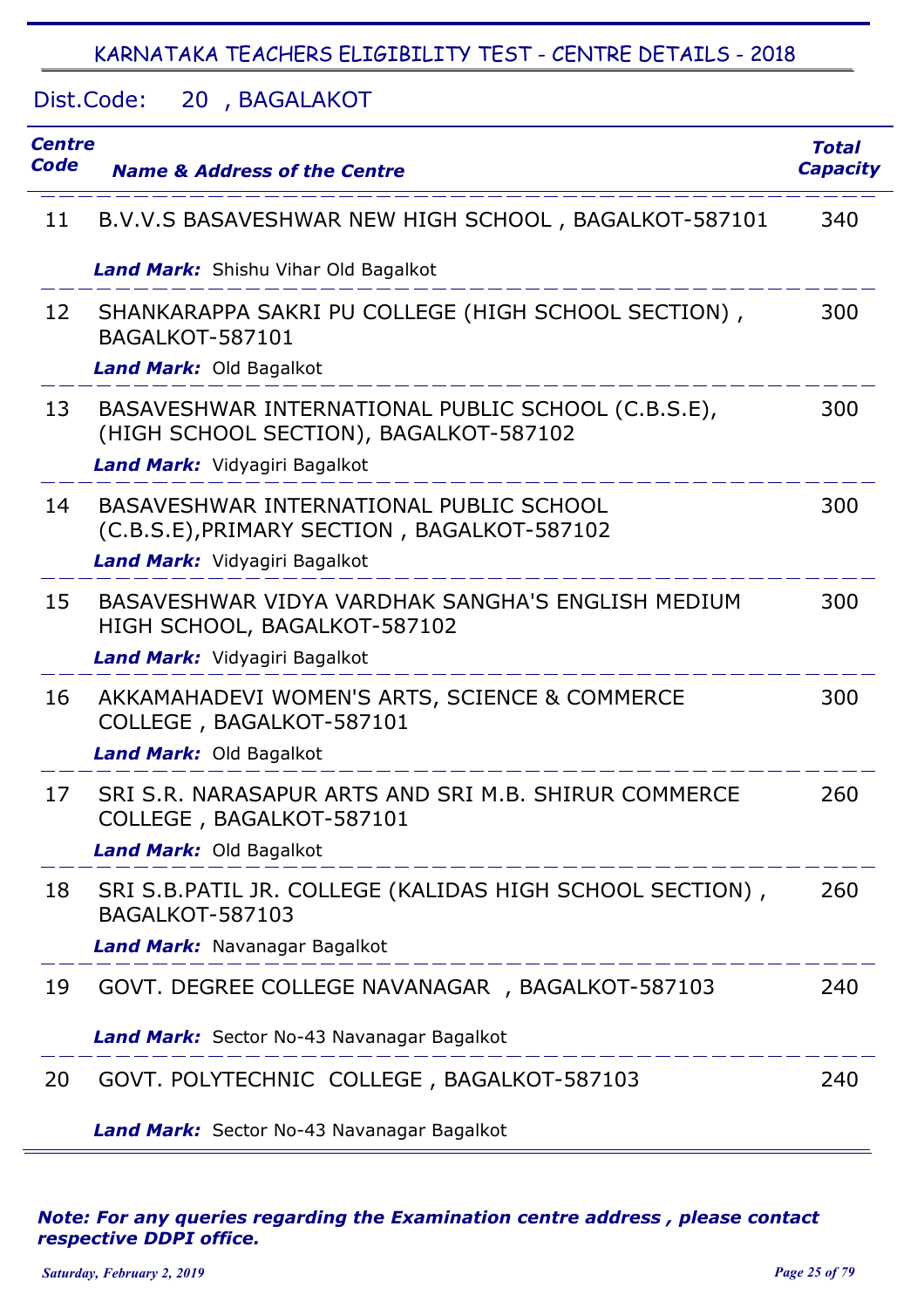## KARNATAKA TEACHERS ELIGIBILITY TEST - CENTRE DETAILS - 2018

Dist.Code: 20 , BAGALAKOT

| Centre Code | Name & Address of the Centre | Total Capacity |
|---|---|---|
| 11 | B.V.V.S BASAVESHWAR NEW HIGH SCHOOL , BAGALKOT-587101<br>***Land Mark:*** Shishu Vihar Old Bagalkot | 340 |
| 12 | SHANKARAPPA SAKRI PU COLLEGE (HIGH SCHOOL SECTION) , BAGALKOT-587101<br>***Land Mark:*** Old Bagalkot | 300 |
| 13 | BASAVESHWAR INTERNATIONAL PUBLIC SCHOOL (C.B.S.E), (HIGH SCHOOL SECTION), BAGALKOT-587102<br>***Land Mark:*** Vidyagiri Bagalkot | 300 |
| 14 | BASAVESHWAR INTERNATIONAL PUBLIC SCHOOL (C.B.S.E),PRIMARY SECTION , BAGALKOT-587102<br>***Land Mark:*** Vidyagiri Bagalkot | 300 |
| 15 | BASAVESHWAR VIDYA VARDHAK SANGHA'S ENGLISH MEDIUM HIGH SCHOOL, BAGALKOT-587102<br>***Land Mark:*** Vidyagiri Bagalkot | 300 |
| 16 | AKKAMAHADEVI WOMEN'S ARTS, SCIENCE & COMMERCE COLLEGE , BAGALKOT-587101<br>***Land Mark:*** Old Bagalkot | 300 |
| 17 | SRI S.R. NARASAPUR ARTS AND SRI M.B. SHIRUR COMMERCE COLLEGE , BAGALKOT-587101<br>***Land Mark:*** Old Bagalkot | 260 |
| 18 | SRI S.B.PATIL JR. COLLEGE (KALIDAS HIGH SCHOOL SECTION) , BAGALKOT-587103<br>***Land Mark:*** Navanagar Bagalkot | 260 |
| 19 | GOVT. DEGREE COLLEGE NAVANAGAR , BAGALKOT-587103<br>***Land Mark:*** Sector No-43 Navanagar Bagalkot | 240 |
| 20 | GOVT. POLYTECHNIC COLLEGE , BAGALKOT-587103<br>***Land Mark:*** Sector No-43 Navanagar Bagalkot | 240 |

***Note: For any queries regarding the Examination centre address , please contact respective DDPI office.***

*Saturday, February 2, 2019*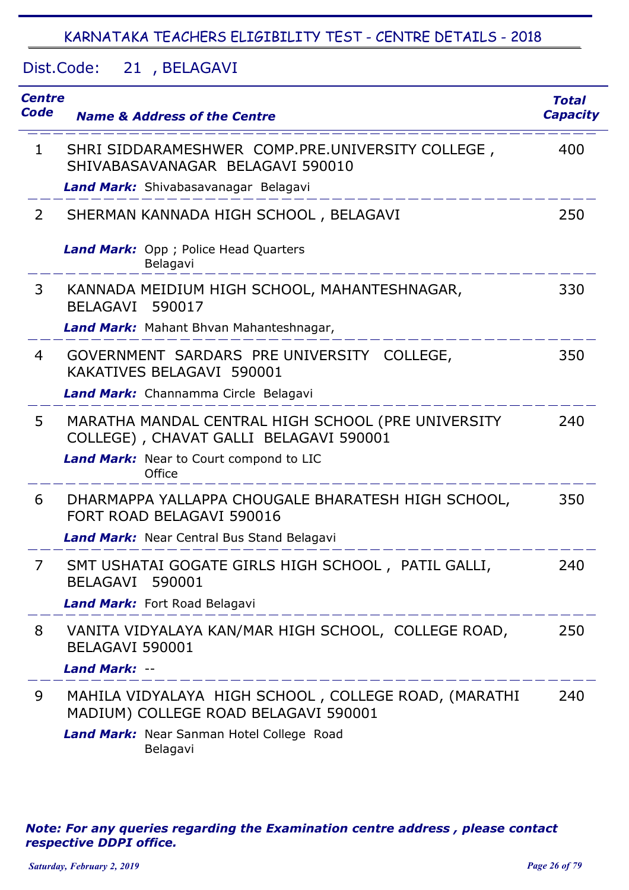# KARNATAKA TEACHERS ELIGIBILITY TEST - CENTRE DETAILS - 2018

## Dist.Code: 21 , BELAGAVI

| Centre Code | Name & Address of the Centre | Total Capacity |
|---|---|---|
| 1 | SHRI SIDDARAMESHWER COMP.PRE.UNIVERSITY COLLEGE , SHIVABASAVANAGAR BELAGAVI 590010<br>***Land Mark:*** Shivabasavanagar Belagavi | 400 |
| 2 | SHERMAN KANNADA HIGH SCHOOL , BELAGAVI<br>***Land Mark:*** Opp ; Police Head Quarters Belagavi | 250 |
| 3 | KANNADA MEIDIUM HIGH SCHOOL, MAHANTESHNAGAR, BELAGAVI 590017<br>***Land Mark:*** Mahant Bhvan Mahanteshnagar, | 330 |
| 4 | GOVERNMENT SARDARS PRE UNIVERSITY COLLEGE, KAKATIVES BELAGAVI 590001<br>***Land Mark:*** Channamma Circle Belagavi | 350 |
| 5 | MARATHA MANDAL CENTRAL HIGH SCHOOL (PRE UNIVERSITY COLLEGE) , CHAVAT GALLI BELAGAVI 590001<br>***Land Mark:*** Near to Court compond to LIC Office | 240 |
| 6 | DHARMAPPA YALLAPPA CHOUGALE BHARATESH HIGH SCHOOL, FORT ROAD BELAGAVI 590016<br>***Land Mark:*** Near Central Bus Stand Belagavi | 350 |
| 7 | SMT USHATAI GOGATE GIRLS HIGH SCHOOL , PATIL GALLI, BELAGAVI 590001<br>***Land Mark:*** Fort Road Belagavi | 240 |
| 8 | VANITA VIDYALAYA KAN/MAR HIGH SCHOOL, COLLEGE ROAD, BELAGAVI 590001<br>***Land Mark:*** -- | 250 |
| 9 | MAHILA VIDYALAYA HIGH SCHOOL , COLLEGE ROAD, (MARATHI MADIUM) COLLEGE ROAD BELAGAVI 590001<br>***Land Mark:*** Near Sanman Hotel College Road Belagavi | 240 |

***Note: For any queries regarding the Examination centre address , please contact respective DDPI office.***

*Saturday, February 2, 2019*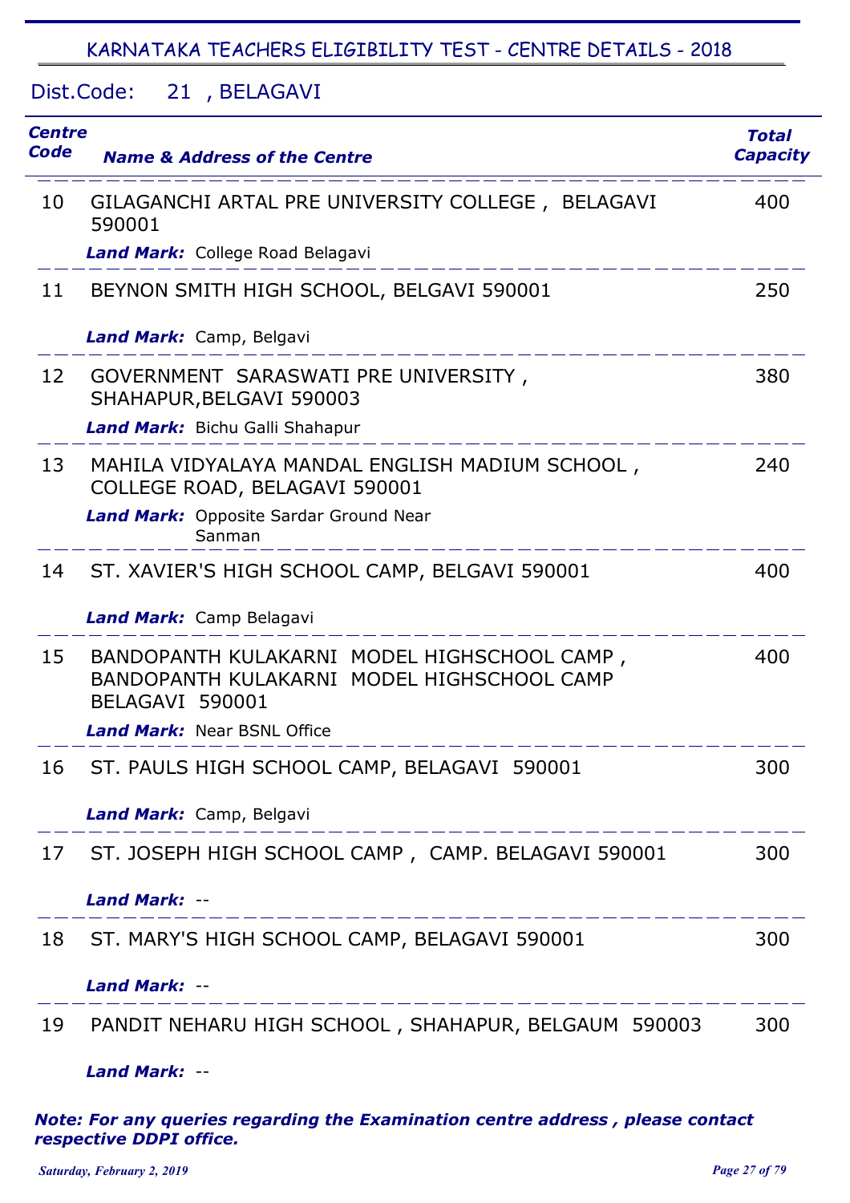## KARNATAKA TEACHERS ELIGIBILITY TEST - CENTRE DETAILS - 2018

### Dist.Code: 21 , BELAGAVI

| *Centre Code* | *Name & Address of the Centre* | *Total Capacity* |
|---|---|---|
| 10 | GILAGANCHI ARTAL PRE UNIVERSITY COLLEGE , BELAGAVI 590001<br>***Land Mark:*** College Road Belagavi | 400 |
| 11 | BEYNON SMITH HIGH SCHOOL, BELGAVI 590001<br>***Land Mark:*** Camp, Belgavi | 250 |
| 12 | GOVERNMENT SARASWATI PRE UNIVERSITY , SHAHAPUR,BELGAVI 590003<br>***Land Mark:*** Bichu Galli Shahapur | 380 |
| 13 | MAHILA VIDYALAYA MANDAL ENGLISH MADIUM SCHOOL , COLLEGE ROAD, BELAGAVI 590001<br>***Land Mark:*** Opposite Sardar Ground Near Sanman | 240 |
| 14 | ST. XAVIER'S HIGH SCHOOL CAMP, BELGAVI 590001<br>***Land Mark:*** Camp Belagavi | 400 |
| 15 | BANDOPANTH KULAKARNI MODEL HIGHSCHOOL CAMP , BANDOPANTH KULAKARNI MODEL HIGHSCHOOL CAMP BELAGAVI 590001<br>***Land Mark:*** Near BSNL Office | 400 |
| 16 | ST. PAULS HIGH SCHOOL CAMP, BELAGAVI 590001<br>***Land Mark:*** Camp, Belgavi | 300 |
| 17 | ST. JOSEPH HIGH SCHOOL CAMP , CAMP. BELAGAVI 590001<br>***Land Mark:*** -- | 300 |
| 18 | ST. MARY'S HIGH SCHOOL CAMP, BELAGAVI 590001<br>***Land Mark:*** -- | 300 |
| 19 | PANDIT NEHARU HIGH SCHOOL , SHAHAPUR, BELGAUM 590003<br>***Land Mark:*** -- | 300 |

***Note: For any queries regarding the Examination centre address , please contact respective DDPI office.***

*Saturday, February 2, 2019*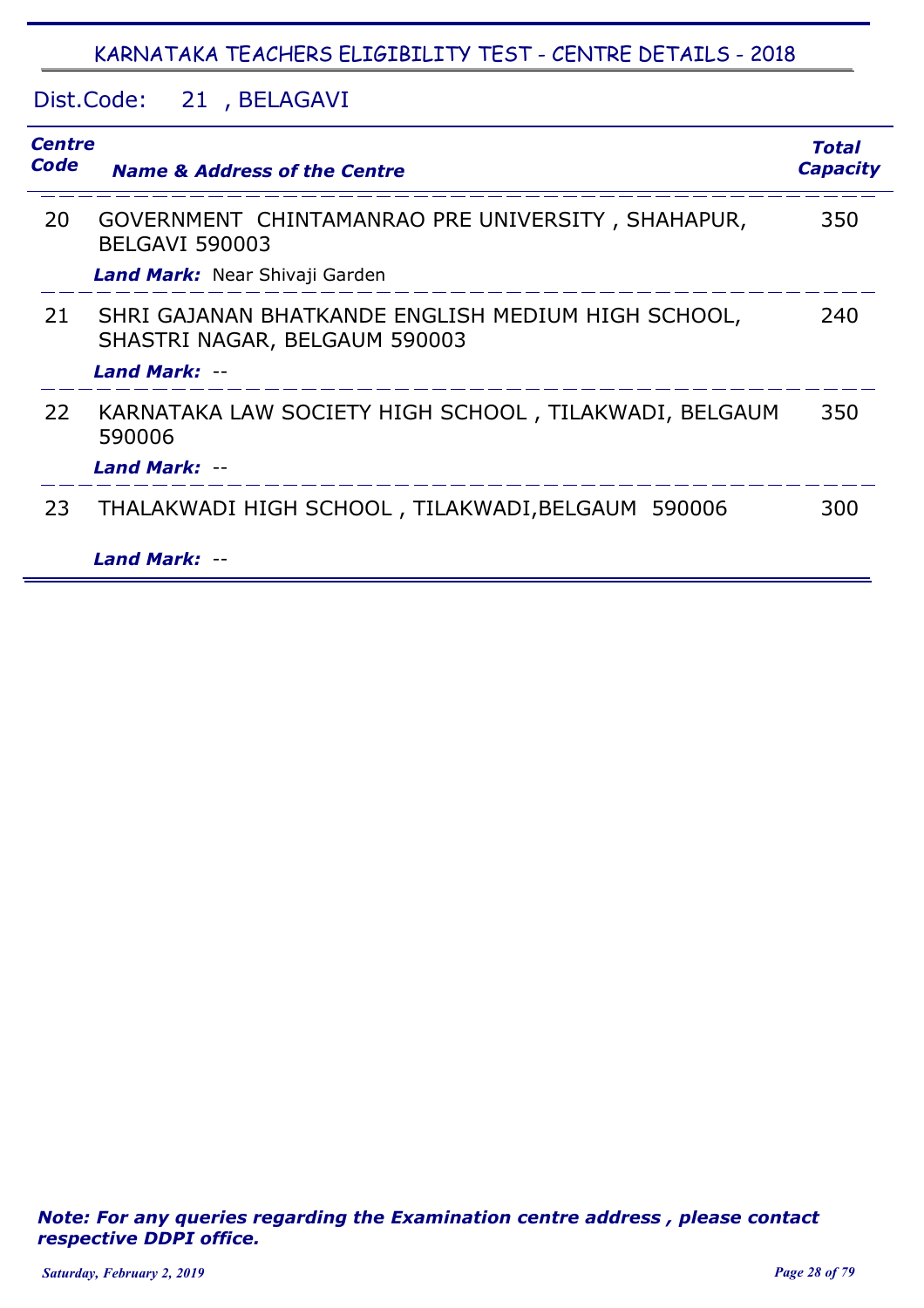## KARNATAKA TEACHERS ELIGIBILITY TEST - CENTRE DETAILS - 2018

Dist.Code: 21 , BELAGAVI

| *Centre Code* | *Name & Address of the Centre* | *Total Capacity* |
|---|---|---|
| 20 | GOVERNMENT CHINTAMANRAO PRE UNIVERSITY , SHAHAPUR, BELGAVI 590003<br>***Land Mark:*** Near Shivaji Garden | 350 |
| 21 | SHRI GAJANAN BHATKANDE ENGLISH MEDIUM HIGH SCHOOL, SHASTRI NAGAR, BELGAUM 590003<br>***Land Mark:*** -- | 240 |
| 22 | KARNATAKA LAW SOCIETY HIGH SCHOOL , TILAKWADI, BELGAUM 590006<br>***Land Mark:*** -- | 350 |
| 23 | THALAKWADI HIGH SCHOOL , TILAKWADI,BELGAUM 590006<br>***Land Mark:*** -- | 300 |

***Note: For any queries regarding the Examination centre address , please contact respective DDPI office.***

*Saturday, February 2, 2019*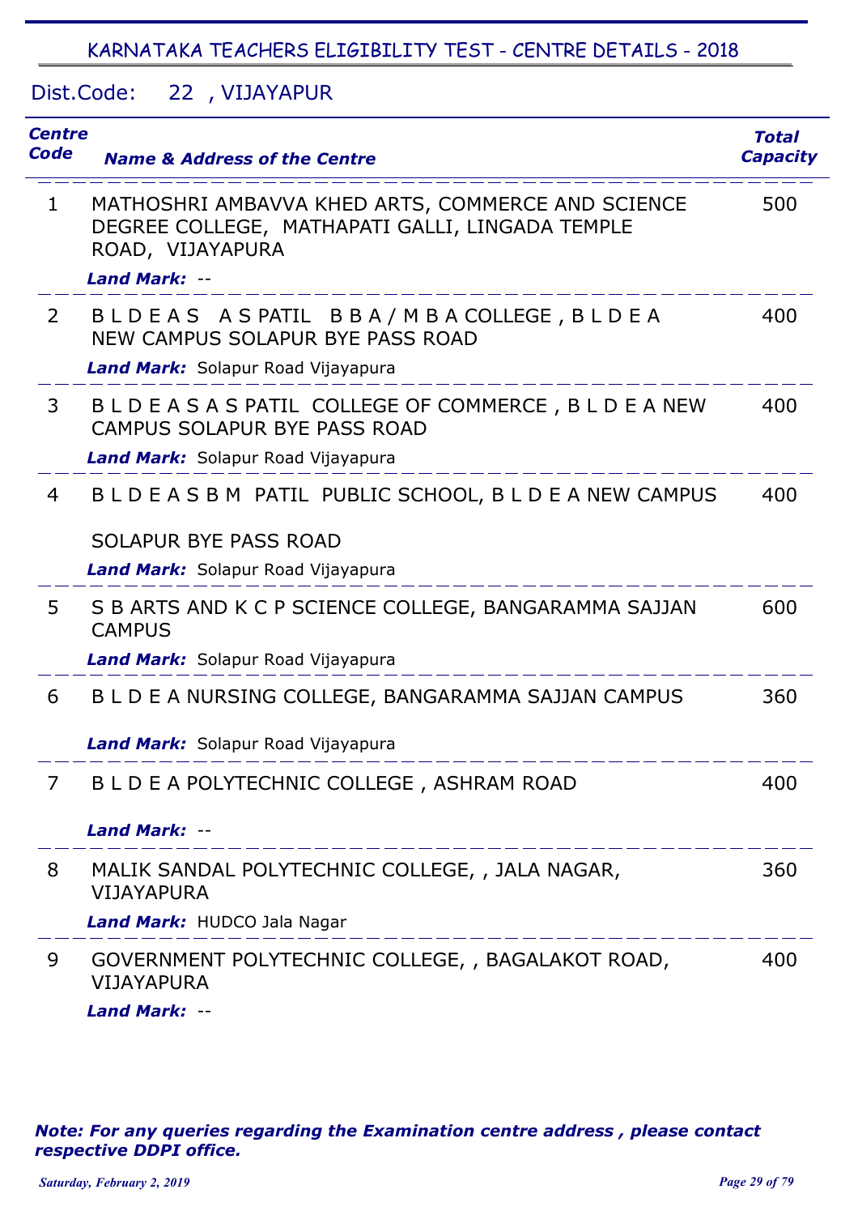## KARNATAKA TEACHERS ELIGIBILITY TEST - CENTRE DETAILS - 2018

Dist.Code: 22 , VIJAYAPUR

| Centre Code | Name & Address of the Centre | Total Capacity |
|---|---|---|
| 1 | MATHOSHRI AMBAVVA KHED ARTS, COMMERCE AND SCIENCE DEGREE COLLEGE, MATHAPATI GALLI, LINGADA TEMPLE ROAD, VIJAYAPURA<br>***Land Mark:*** -- | 500 |
| 2 | B L D E A S A S PATIL B B A / M B A COLLEGE , B L D E A NEW CAMPUS SOLAPUR BYE PASS ROAD<br>***Land Mark:*** Solapur Road Vijayapura | 400 |
| 3 | B L D E A S A S PATIL COLLEGE OF COMMERCE , B L D E A NEW CAMPUS SOLAPUR BYE PASS ROAD<br>***Land Mark:*** Solapur Road Vijayapura | 400 |
| 4 | B L D E A S B M PATIL PUBLIC SCHOOL, B L D E A NEW CAMPUS SOLAPUR BYE PASS ROAD<br>***Land Mark:*** Solapur Road Vijayapura | 400 |
| 5 | S B ARTS AND K C P SCIENCE COLLEGE, BANGARAMMA SAJJAN CAMPUS<br>***Land Mark:*** Solapur Road Vijayapura | 600 |
| 6 | B L D E A NURSING COLLEGE, BANGARAMMA SAJJAN CAMPUS<br>***Land Mark:*** Solapur Road Vijayapura | 360 |
| 7 | B L D E A POLYTECHNIC COLLEGE , ASHRAM ROAD<br>***Land Mark:*** -- | 400 |
| 8 | MALIK SANDAL POLYTECHNIC COLLEGE, , JALA NAGAR, VIJAYAPURA<br>***Land Mark:*** HUDCO Jala Nagar | 360 |
| 9 | GOVERNMENT POLYTECHNIC COLLEGE, , BAGALAKOT ROAD, VIJAYAPURA<br>***Land Mark:*** -- | 400 |

***Note: For any queries regarding the Examination centre address , please contact respective DDPI office.***

*Saturday, February 2, 2019*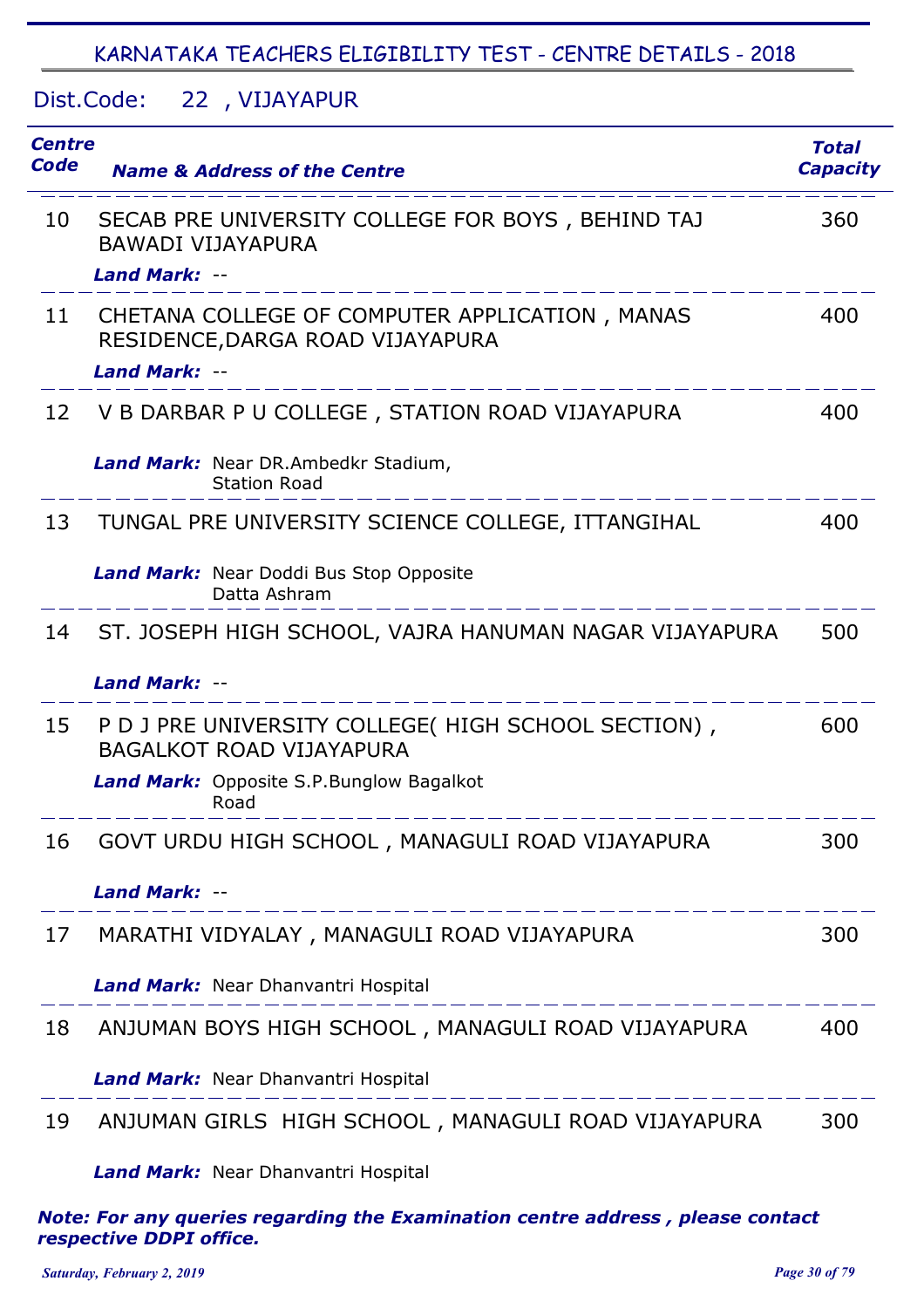## KARNATAKA TEACHERS ELIGIBILITY TEST - CENTRE DETAILS - 2018

Dist.Code: 22 , VIJAYAPUR

| Centre Code | Name & Address of the Centre | Total Capacity |
|---|---|---|
| 10 | SECAB PRE UNIVERSITY COLLEGE FOR BOYS , BEHIND TAJ BAWADI VIJAYAPURA<br>***Land Mark:*** -- | 360 |
| 11 | CHETANA COLLEGE OF COMPUTER APPLICATION , MANAS RESIDENCE,DARGA ROAD VIJAYAPURA<br>***Land Mark:*** -- | 400 |
| 12 | V B DARBAR P U COLLEGE , STATION ROAD VIJAYAPURA<br>***Land Mark:*** Near DR.Ambedkr Stadium, Station Road | 400 |
| 13 | TUNGAL PRE UNIVERSITY SCIENCE COLLEGE, ITTANGIHAL<br>***Land Mark:*** Near Doddi Bus Stop Opposite Datta Ashram | 400 |
| 14 | ST. JOSEPH HIGH SCHOOL, VAJRA HANUMAN NAGAR VIJAYAPURA<br>***Land Mark:*** -- | 500 |
| 15 | P D J PRE UNIVERSITY COLLEGE( HIGH SCHOOL SECTION) , BAGALKOT ROAD VIJAYAPURA<br>***Land Mark:*** Opposite S.P.Bunglow Bagalkot Road | 600 |
| 16 | GOVT URDU HIGH SCHOOL , MANAGULI ROAD VIJAYAPURA<br>***Land Mark:*** -- | 300 |
| 17 | MARATHI VIDYALAY , MANAGULI ROAD VIJAYAPURA<br>***Land Mark:*** Near Dhanvantri Hospital | 300 |
| 18 | ANJUMAN BOYS HIGH SCHOOL , MANAGULI ROAD VIJAYAPURA<br>***Land Mark:*** Near Dhanvantri Hospital | 400 |
| 19 | ANJUMAN GIRLS HIGH SCHOOL , MANAGULI ROAD VIJAYAPURA<br>***Land Mark:*** Near Dhanvantri Hospital | 300 |

***Note: For any queries regarding the Examination centre address , please contact respective DDPI office.***

*Saturday, February 2, 2019*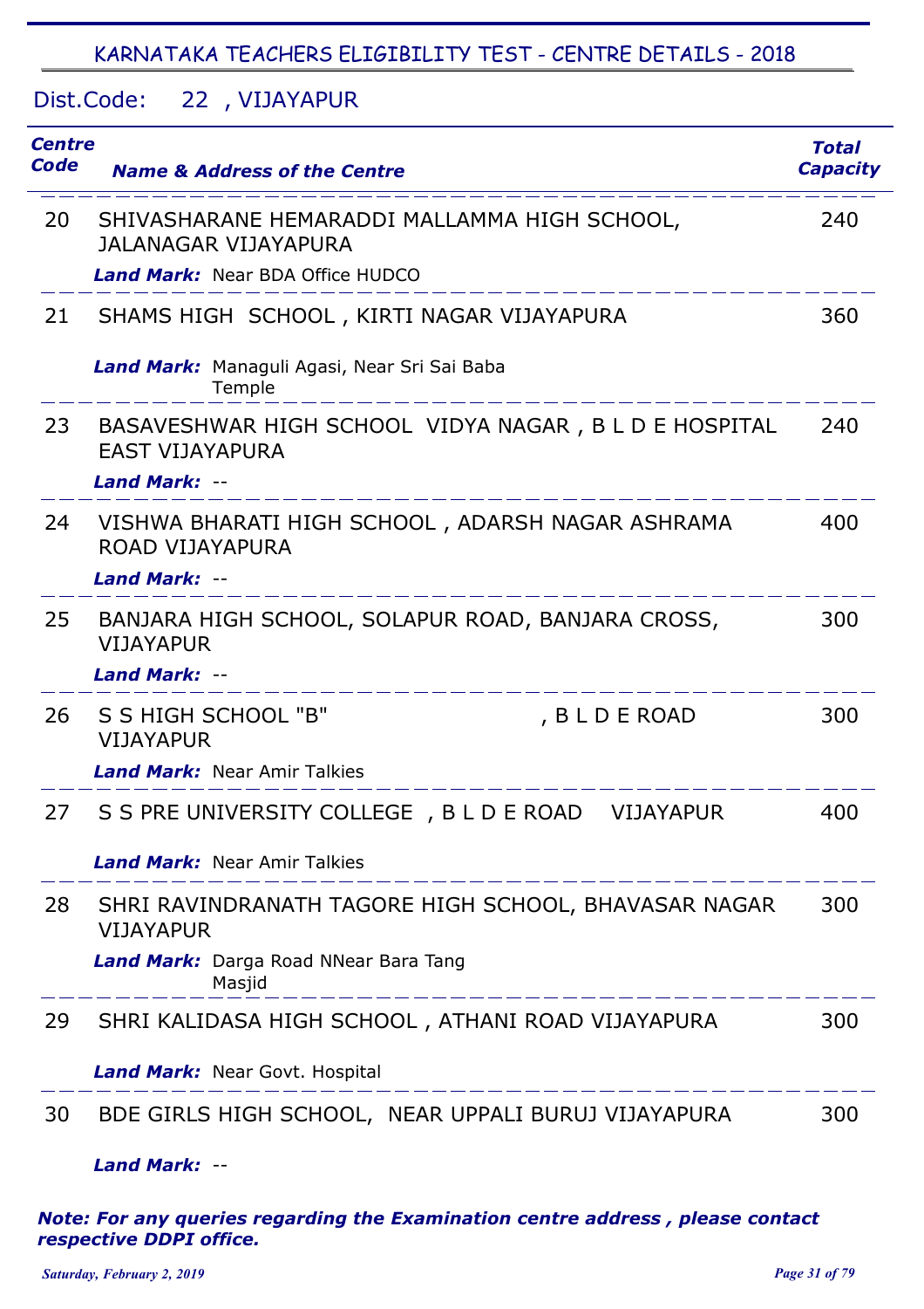## KARNATAKA TEACHERS ELIGIBILITY TEST - CENTRE DETAILS - 2018

Dist.Code: 22 , VIJAYAPUR

| Centre Code | Name & Address of the Centre | Total Capacity |
|---|---|---|
| 20 | SHIVASHARANE HEMARADDI MALLAMMA HIGH SCHOOL, JALANAGAR VIJAYAPURA<br>***Land Mark:*** Near BDA Office HUDCO | 240 |
| 21 | SHAMS HIGH SCHOOL , KIRTI NAGAR VIJAYAPURA<br>***Land Mark:*** Managuli Agasi, Near Sri Sai Baba Temple | 360 |
| 23 | BASAVESHWAR HIGH SCHOOL VIDYA NAGAR , B L D E HOSPITAL EAST VIJAYAPURA<br>***Land Mark:*** -- | 240 |
| 24 | VISHWA BHARATI HIGH SCHOOL , ADARSH NAGAR ASHRAMA ROAD VIJAYAPURA<br>***Land Mark:*** -- | 400 |
| 25 | BANJARA HIGH SCHOOL, SOLAPUR ROAD, BANJARA CROSS, VIJAYAPUR<br>***Land Mark:*** -- | 300 |
| 26 | S S HIGH SCHOOL "B" , B L D E ROAD VIJAYAPUR<br>***Land Mark:*** Near Amir Talkies | 300 |
| 27 | S S PRE UNIVERSITY COLLEGE , B L D E ROAD VIJAYAPUR<br>***Land Mark:*** Near Amir Talkies | 400 |
| 28 | SHRI RAVINDRANATH TAGORE HIGH SCHOOL, BHAVASAR NAGAR VIJAYAPUR<br>***Land Mark:*** Darga Road NNear Bara Tang Masjid | 300 |
| 29 | SHRI KALIDASA HIGH SCHOOL , ATHANI ROAD VIJAYAPURA<br>***Land Mark:*** Near Govt. Hospital | 300 |
| 30 | BDE GIRLS HIGH SCHOOL, NEAR UPPALI BURUJ VIJAYAPURA<br>***Land Mark:*** -- | 300 |

***Note: For any queries regarding the Examination centre address , please contact respective DDPI office.***

*Saturday, February 2, 2019*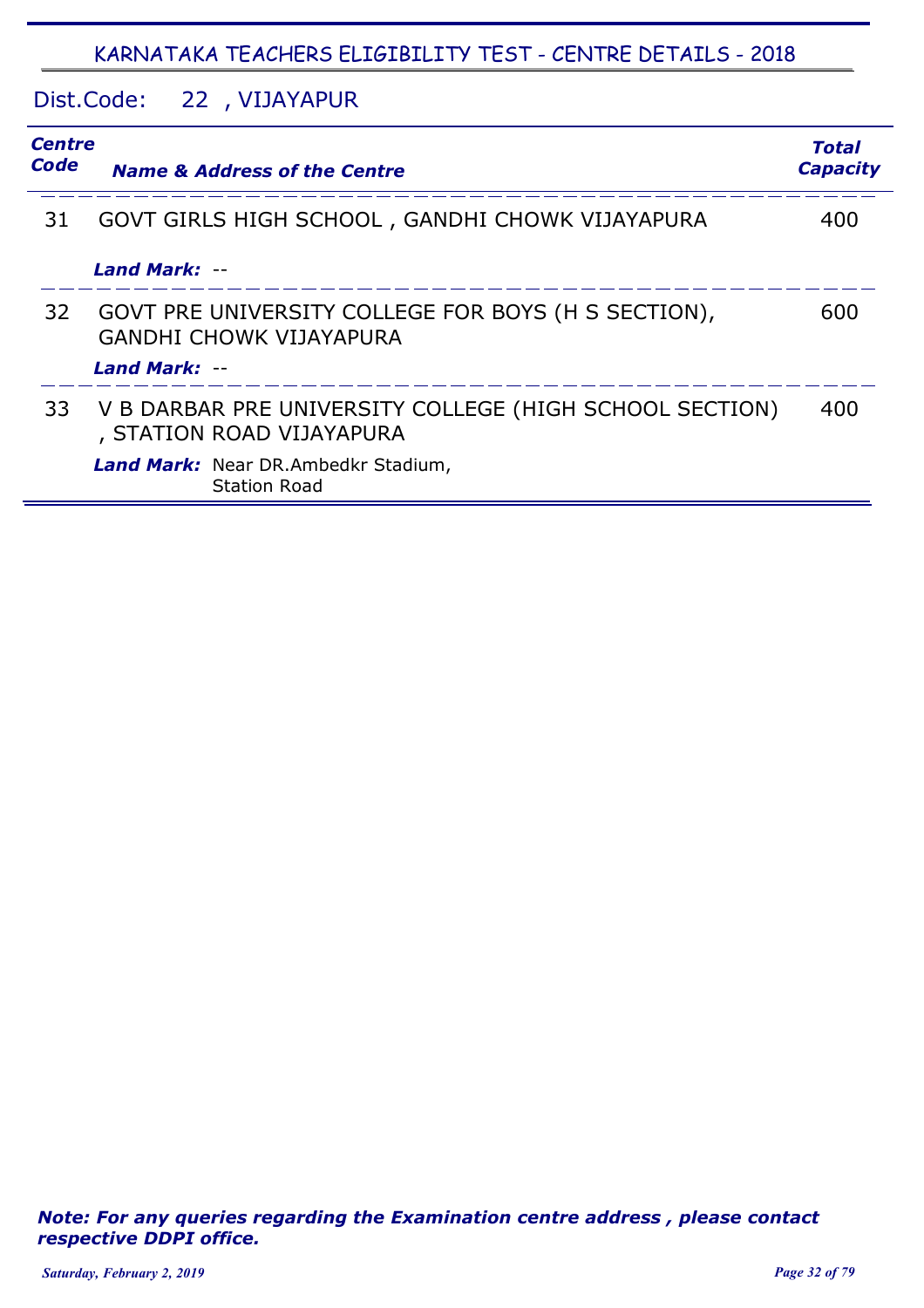## KARNATAKA TEACHERS ELIGIBILITY TEST - CENTRE DETAILS - 2018

Dist.Code: 22 , VIJAYAPUR

| *Centre Code* | *Name & Address of the Centre* | *Total Capacity* |
|---|---|---|
| 31 | GOVT GIRLS HIGH SCHOOL , GANDHI CHOWK VIJAYAPURA<br>***Land Mark:*** -- | 400 |
| 32 | GOVT PRE UNIVERSITY COLLEGE FOR BOYS (H S SECTION), GANDHI CHOWK VIJAYAPURA<br>***Land Mark:*** -- | 600 |
| 33 | V B DARBAR PRE UNIVERSITY COLLEGE (HIGH SCHOOL SECTION) , STATION ROAD VIJAYAPURA<br>***Land Mark:*** Near DR.Ambedkr Stadium, Station Road | 400 |

***Note: For any queries regarding the Examination centre address , please contact respective DDPI office.***

*Saturday, February 2, 2019*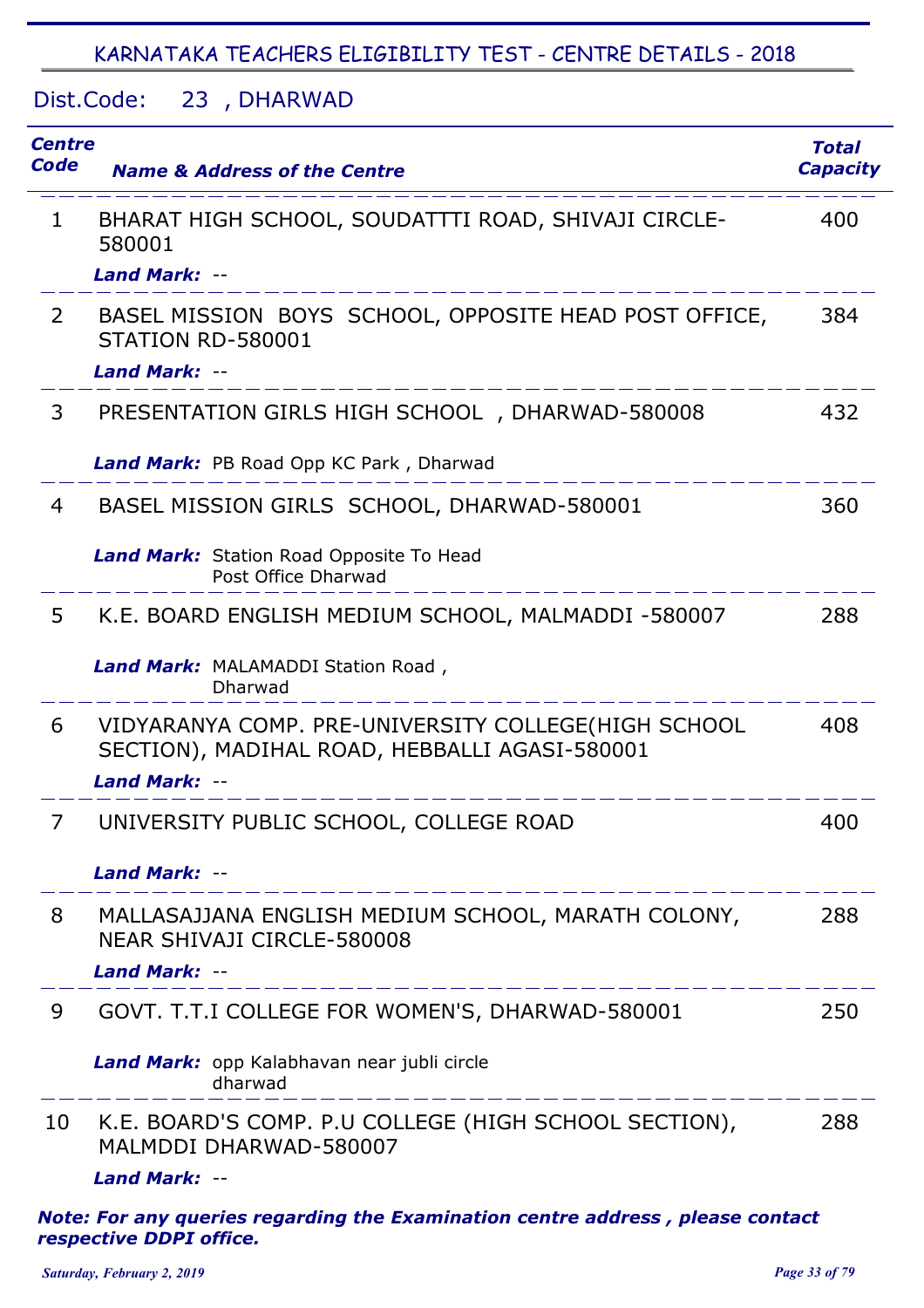## KARNATAKA TEACHERS ELIGIBILITY TEST - CENTRE DETAILS - 2018

### Dist.Code: 23 , DHARWAD

| Centre Code | Name & Address of the Centre | Total Capacity |
|---|---|---|
| 1 | BHARAT HIGH SCHOOL, SOUDATTTI ROAD, SHIVAJI CIRCLE-580001<br>***Land Mark:*** -- | 400 |
| 2 | BASEL MISSION BOYS SCHOOL, OPPOSITE HEAD POST OFFICE, STATION RD-580001<br>***Land Mark:*** -- | 384 |
| 3 | PRESENTATION GIRLS HIGH SCHOOL , DHARWAD-580008<br>***Land Mark:*** PB Road Opp KC Park , Dharwad | 432 |
| 4 | BASEL MISSION GIRLS SCHOOL, DHARWAD-580001<br>***Land Mark:*** Station Road Opposite To Head Post Office Dharwad | 360 |
| 5 | K.E. BOARD ENGLISH MEDIUM SCHOOL, MALMADDI -580007<br>***Land Mark:*** MALAMADDI Station Road , Dharwad | 288 |
| 6 | VIDYARANYA COMP. PRE-UNIVERSITY COLLEGE(HIGH SCHOOL SECTION), MADIHAL ROAD, HEBBALLI AGASI-580001<br>***Land Mark:*** -- | 408 |
| 7 | UNIVERSITY PUBLIC SCHOOL, COLLEGE ROAD<br>***Land Mark:*** -- | 400 |
| 8 | MALLASAJJANA ENGLISH MEDIUM SCHOOL, MARATH COLONY, NEAR SHIVAJI CIRCLE-580008<br>***Land Mark:*** -- | 288 |
| 9 | GOVT. T.T.I COLLEGE FOR WOMEN'S, DHARWAD-580001<br>***Land Mark:*** opp Kalabhavan near jubli circle dharwad | 250 |
| 10 | K.E. BOARD'S COMP. P.U COLLEGE (HIGH SCHOOL SECTION), MALMDDI DHARWAD-580007<br>***Land Mark:*** -- | 288 |

***Note: For any queries regarding the Examination centre address , please contact respective DDPI office.***

*Saturday, February 2, 2019*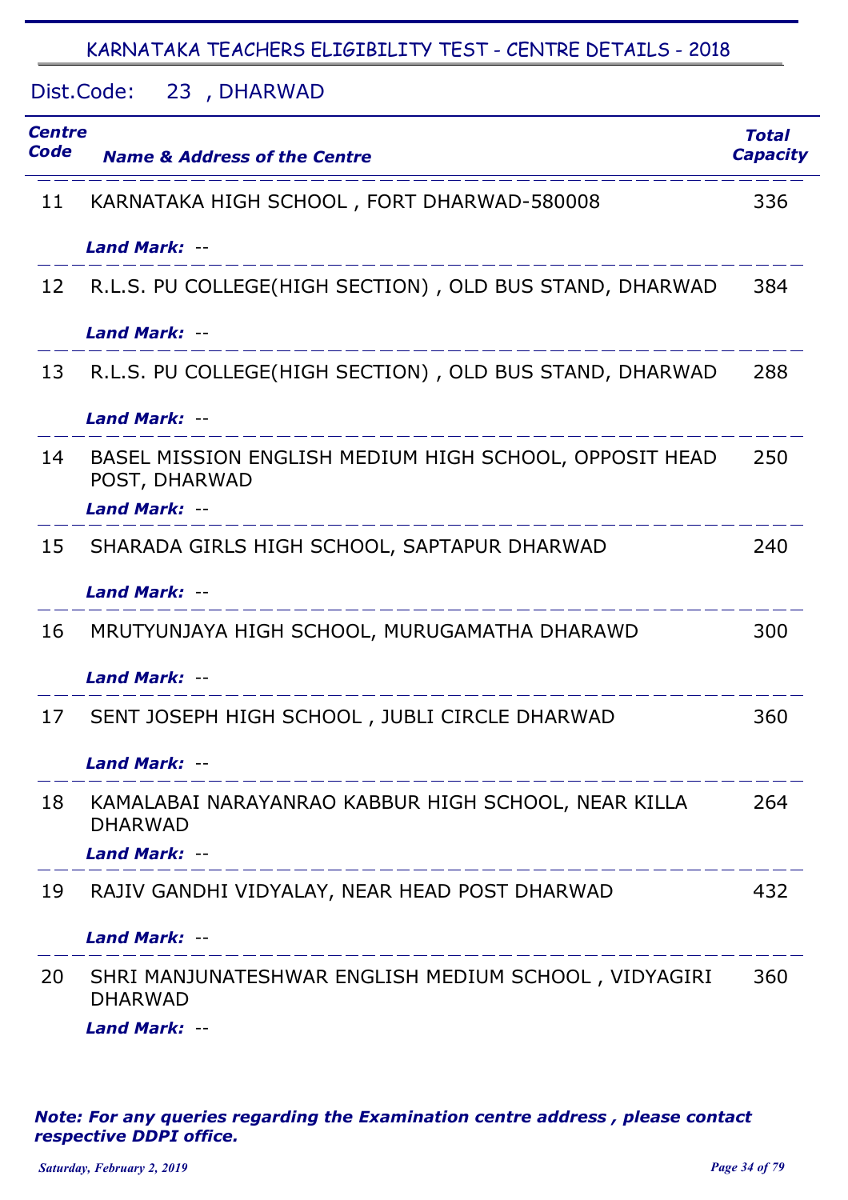## KARNATAKA TEACHERS ELIGIBILITY TEST - CENTRE DETAILS - 2018

Dist.Code: 23 , DHARWAD

| *Centre Code* | *Name & Address of the Centre* | *Total Capacity* |
|---|---|---|
| 11 | KARNATAKA HIGH SCHOOL , FORT DHARWAD-580008<br>***Land Mark:*** -- | 336 |
| 12 | R.L.S. PU COLLEGE(HIGH SECTION) , OLD BUS STAND, DHARWAD<br>***Land Mark:*** -- | 384 |
| 13 | R.L.S. PU COLLEGE(HIGH SECTION) , OLD BUS STAND, DHARWAD<br>***Land Mark:*** -- | 288 |
| 14 | BASEL MISSION ENGLISH MEDIUM HIGH SCHOOL, OPPOSIT HEAD POST, DHARWAD<br>***Land Mark:*** -- | 250 |
| 15 | SHARADA GIRLS HIGH SCHOOL, SAPTAPUR DHARWAD<br>***Land Mark:*** -- | 240 |
| 16 | MRUTYUNJAYA HIGH SCHOOL, MURUGAMATHA DHARAWD<br>***Land Mark:*** -- | 300 |
| 17 | SENT JOSEPH HIGH SCHOOL , JUBLI CIRCLE DHARWAD<br>***Land Mark:*** -- | 360 |
| 18 | KAMALABAI NARAYANRAO KABBUR HIGH SCHOOL, NEAR KILLA DHARWAD<br>***Land Mark:*** -- | 264 |
| 19 | RAJIV GANDHI VIDYALAY, NEAR HEAD POST DHARWAD<br>***Land Mark:*** -- | 432 |
| 20 | SHRI MANJUNATESHWAR ENGLISH MEDIUM SCHOOL , VIDYAGIRI DHARWAD<br>***Land Mark:*** -- | 360 |

***Note: For any queries regarding the Examination centre address , please contact respective DDPI office.***

*Saturday, February 2, 2019*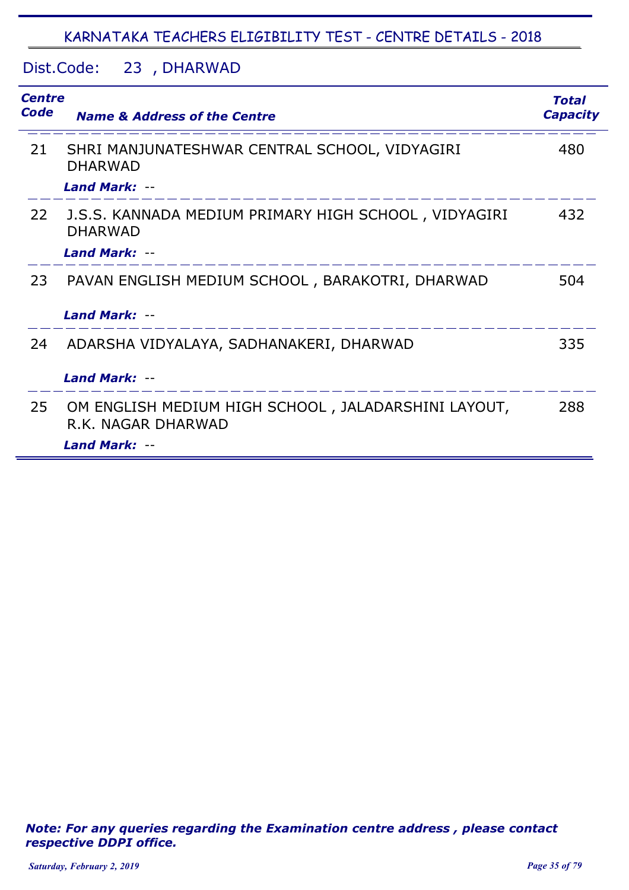## KARNATAKA TEACHERS ELIGIBILITY TEST - CENTRE DETAILS - 2018

Dist.Code: 23 , DHARWAD

| Centre Code | Name & Address of the Centre | Total Capacity |
|---|---|---|
| 21 | SHRI MANJUNATESHWAR CENTRAL SCHOOL, VIDYAGIRI DHARWAD<br>*Land Mark:* -- | 480 |
| 22 | J.S.S. KANNADA MEDIUM PRIMARY HIGH SCHOOL , VIDYAGIRI DHARWAD<br>*Land Mark:* -- | 432 |
| 23 | PAVAN ENGLISH MEDIUM SCHOOL , BARAKOTRI, DHARWAD<br>*Land Mark:* -- | 504 |
| 24 | ADARSHA VIDYALAYA, SADHANAKERI, DHARWAD<br>*Land Mark:* -- | 335 |
| 25 | OM ENGLISH MEDIUM HIGH SCHOOL , JALADARSHINI LAYOUT, R.K. NAGAR DHARWAD<br>*Land Mark:* -- | 288 |

***Note: For any queries regarding the Examination centre address , please contact respective DDPI office.***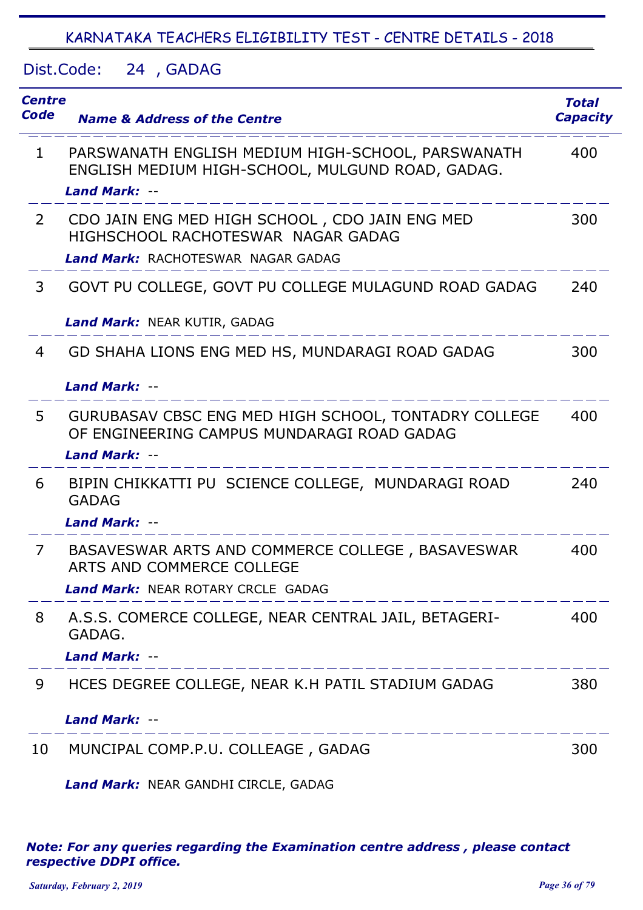# KARNATAKA TEACHERS ELIGIBILITY TEST - CENTRE DETAILS - 2018

Dist.Code: 24 , GADAG

| Centre Code | Name & Address of the Centre | Total Capacity |
|---|---|---|
| 1 | PARSWANATH ENGLISH MEDIUM HIGH-SCHOOL, PARSWANATH ENGLISH MEDIUM HIGH-SCHOOL, MULGUND ROAD, GADAG.<br>*Land Mark:* -- | 400 |
| 2 | CDO JAIN ENG MED HIGH SCHOOL , CDO JAIN ENG MED HIGHSCHOOL RACHOTESWAR NAGAR GADAG<br>*Land Mark:* RACHOTESWAR NAGAR GADAG | 300 |
| 3 | GOVT PU COLLEGE, GOVT PU COLLEGE MULAGUND ROAD GADAG<br>*Land Mark:* NEAR KUTIR, GADAG | 240 |
| 4 | GD SHAHA LIONS ENG MED HS, MUNDARAGI ROAD GADAG<br>*Land Mark:* -- | 300 |
| 5 | GURUBASAV CBSC ENG MED HIGH SCHOOL, TONTADRY COLLEGE OF ENGINEERING CAMPUS MUNDARAGI ROAD GADAG<br>*Land Mark:* -- | 400 |
| 6 | BIPIN CHIKKATTI PU SCIENCE COLLEGE, MUNDARAGI ROAD GADAG<br>*Land Mark:* -- | 240 |
| 7 | BASAVESWAR ARTS AND COMMERCE COLLEGE , BASAVESWAR ARTS AND COMMERCE COLLEGE<br>*Land Mark:* NEAR ROTARY CRCLE GADAG | 400 |
| 8 | A.S.S. COMERCE COLLEGE, NEAR CENTRAL JAIL, BETAGERI-GADAG.<br>*Land Mark:* -- | 400 |
| 9 | HCES DEGREE COLLEGE, NEAR K.H PATIL STADIUM GADAG<br>*Land Mark:* -- | 380 |
| 10 | MUNCIPAL COMP.P.U. COLLEAGE , GADAG<br>*Land Mark:* NEAR GANDHI CIRCLE, GADAG | 300 |

***Note: For any queries regarding the Examination centre address , please contact respective DDPI office.***

*Saturday, February 2, 2019*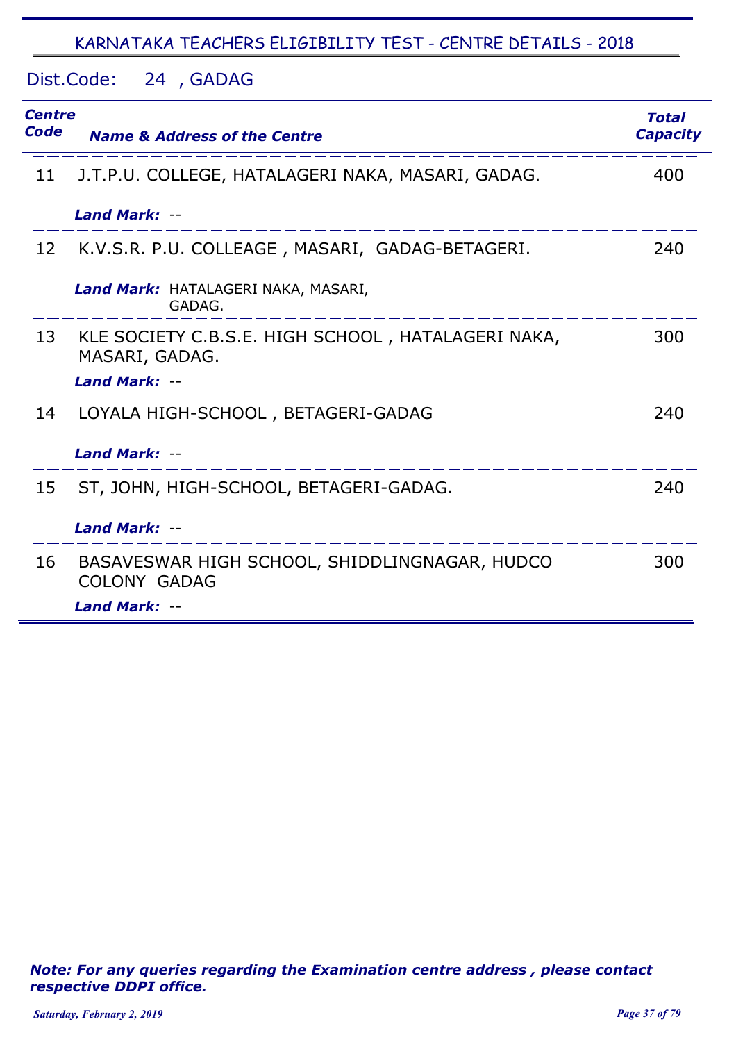# KARNATAKA TEACHERS ELIGIBILITY TEST - CENTRE DETAILS - 2018

Dist.Code: 24 , GADAG

| Centre Code | Name & Address of the Centre | Total Capacity |
|---|---|---|
| 11 | J.T.P.U. COLLEGE, HATALAGERI NAKA, MASARI, GADAG.<br>***Land Mark:*** -- | 400 |
| 12 | K.V.S.R. P.U. COLLEAGE , MASARI, GADAG-BETAGERI.<br>***Land Mark:*** HATALAGERI NAKA, MASARI, GADAG. | 240 |
| 13 | KLE SOCIETY C.B.S.E. HIGH SCHOOL , HATALAGERI NAKA, MASARI, GADAG.<br>***Land Mark:*** -- | 300 |
| 14 | LOYALA HIGH-SCHOOL , BETAGERI-GADAG<br>***Land Mark:*** -- | 240 |
| 15 | ST, JOHN, HIGH-SCHOOL, BETAGERI-GADAG.<br>***Land Mark:*** -- | 240 |
| 16 | BASAVESWAR HIGH SCHOOL, SHIDDLINGNAGAR, HUDCO COLONY GADAG<br>***Land Mark:*** -- | 300 |

***Note: For any queries regarding the Examination centre address , please contact respective DDPI office.***

*Saturday, February 2, 2019*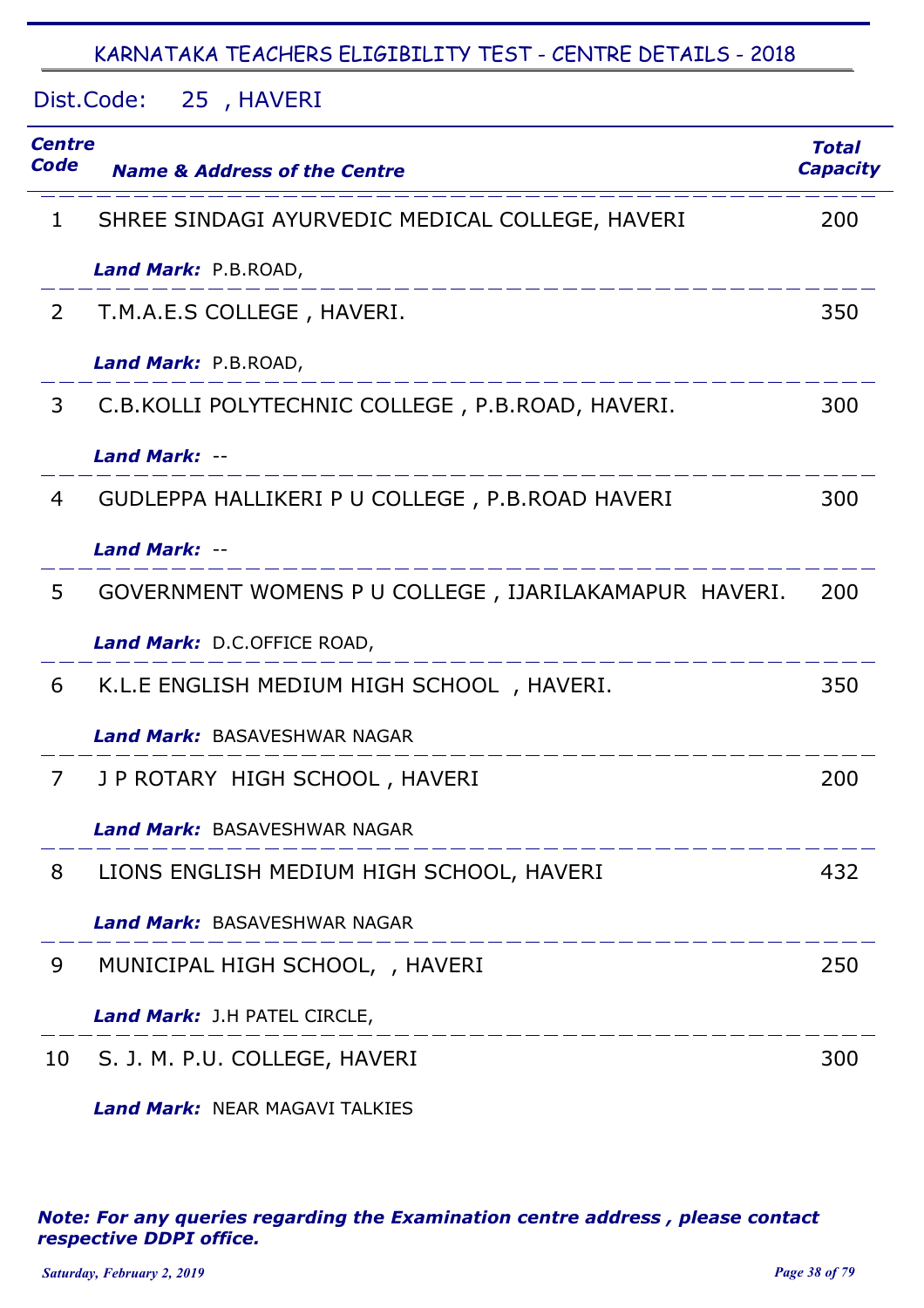# KARNATAKA TEACHERS ELIGIBILITY TEST - CENTRE DETAILS - 2018

## Dist.Code: 25 , HAVERI

| Centre Code | Name & Address of the Centre | Total Capacity |
|---|---|---|
| 1 | SHREE SINDAGI AYURVEDIC MEDICAL COLLEGE, HAVERI<br>***Land Mark:*** P.B.ROAD, | 200 |
| 2 | T.M.A.E.S COLLEGE , HAVERI.<br>***Land Mark:*** P.B.ROAD, | 350 |
| 3 | C.B.KOLLI POLYTECHNIC COLLEGE , P.B.ROAD, HAVERI.<br>***Land Mark:*** -- | 300 |
| 4 | GUDLEPPA HALLIKERI P U COLLEGE , P.B.ROAD HAVERI<br>***Land Mark:*** -- | 300 |
| 5 | GOVERNMENT WOMENS P U COLLEGE , IJARILAKAMAPUR HAVERI.<br>***Land Mark:*** D.C.OFFICE ROAD, | 200 |
| 6 | K.L.E ENGLISH MEDIUM HIGH SCHOOL , HAVERI.<br>***Land Mark:*** BASAVESHWAR NAGAR | 350 |
| 7 | J P ROTARY HIGH SCHOOL , HAVERI<br>***Land Mark:*** BASAVESHWAR NAGAR | 200 |
| 8 | LIONS ENGLISH MEDIUM HIGH SCHOOL, HAVERI<br>***Land Mark:*** BASAVESHWAR NAGAR | 432 |
| 9 | MUNICIPAL HIGH SCHOOL, , HAVERI<br>***Land Mark:*** J.H PATEL CIRCLE, | 250 |
| 10 | S. J. M. P.U. COLLEGE, HAVERI<br>***Land Mark:*** NEAR MAGAVI TALKIES | 300 |

***Note: For any queries regarding the Examination centre address , please contact respective DDPI office.***

*Saturday, February 2, 2019*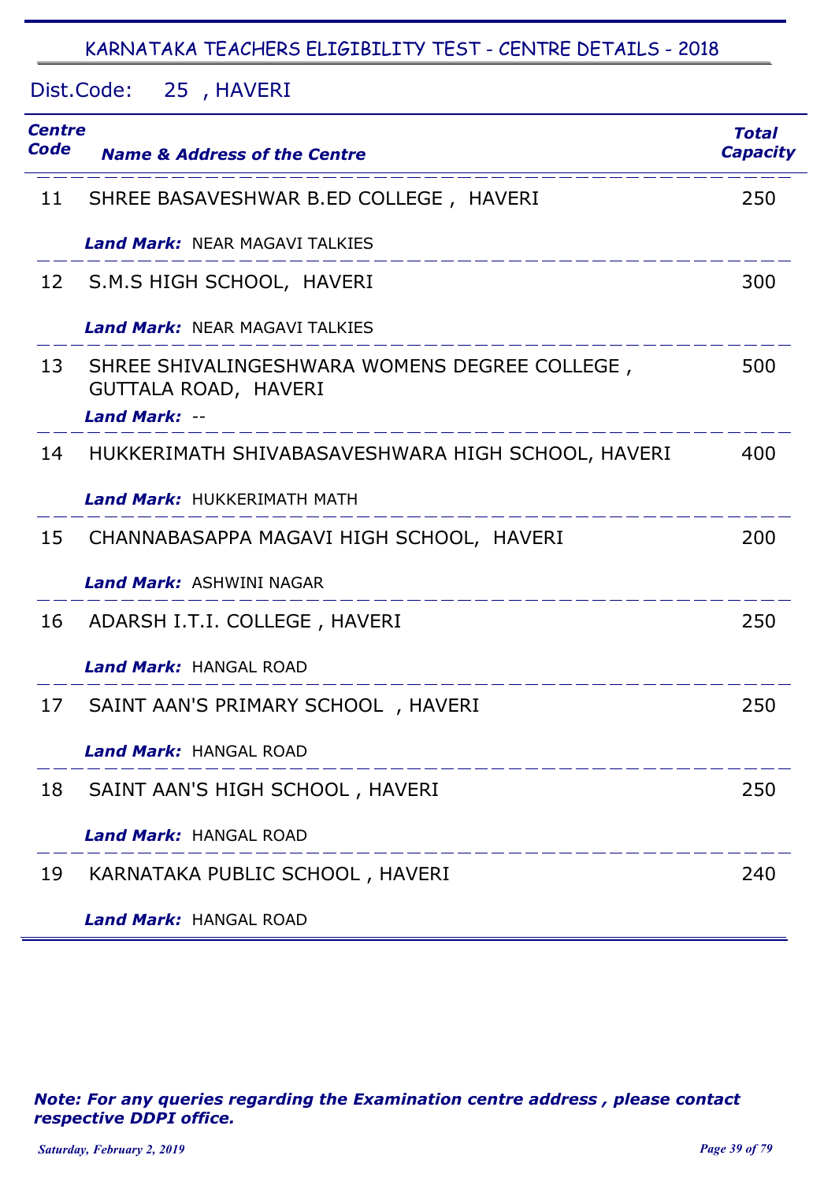# KARNATAKA TEACHERS ELIGIBILITY TEST - CENTRE DETAILS - 2018

## Dist.Code: 25 , HAVERI

| Centre Code | Name & Address of the Centre | Total Capacity |
|---|---|---|
| 11 | SHREE BASAVESHWAR B.ED COLLEGE , HAVERI<br>***Land Mark:*** NEAR MAGAVI TALKIES | 250 |
| 12 | S.M.S HIGH SCHOOL, HAVERI<br>***Land Mark:*** NEAR MAGAVI TALKIES | 300 |
| 13 | SHREE SHIVALINGESHWARA WOMENS DEGREE COLLEGE , GUTTALA ROAD, HAVERI<br>***Land Mark:*** -- | 500 |
| 14 | HUKKERIMATH SHIVABASAVESHWARA HIGH SCHOOL, HAVERI<br>***Land Mark:*** HUKKERIMATH MATH | 400 |
| 15 | CHANNABASAPPA MAGAVI HIGH SCHOOL, HAVERI<br>***Land Mark:*** ASHWINI NAGAR | 200 |
| 16 | ADARSH I.T.I. COLLEGE , HAVERI<br>***Land Mark:*** HANGAL ROAD | 250 |
| 17 | SAINT AAN'S PRIMARY SCHOOL , HAVERI<br>***Land Mark:*** HANGAL ROAD | 250 |
| 18 | SAINT AAN'S HIGH SCHOOL , HAVERI<br>***Land Mark:*** HANGAL ROAD | 250 |
| 19 | KARNATAKA PUBLIC SCHOOL , HAVERI<br>***Land Mark:*** HANGAL ROAD | 240 |

***Note: For any queries regarding the Examination centre address , please contact respective DDPI office.***

*Saturday, February 2, 2019*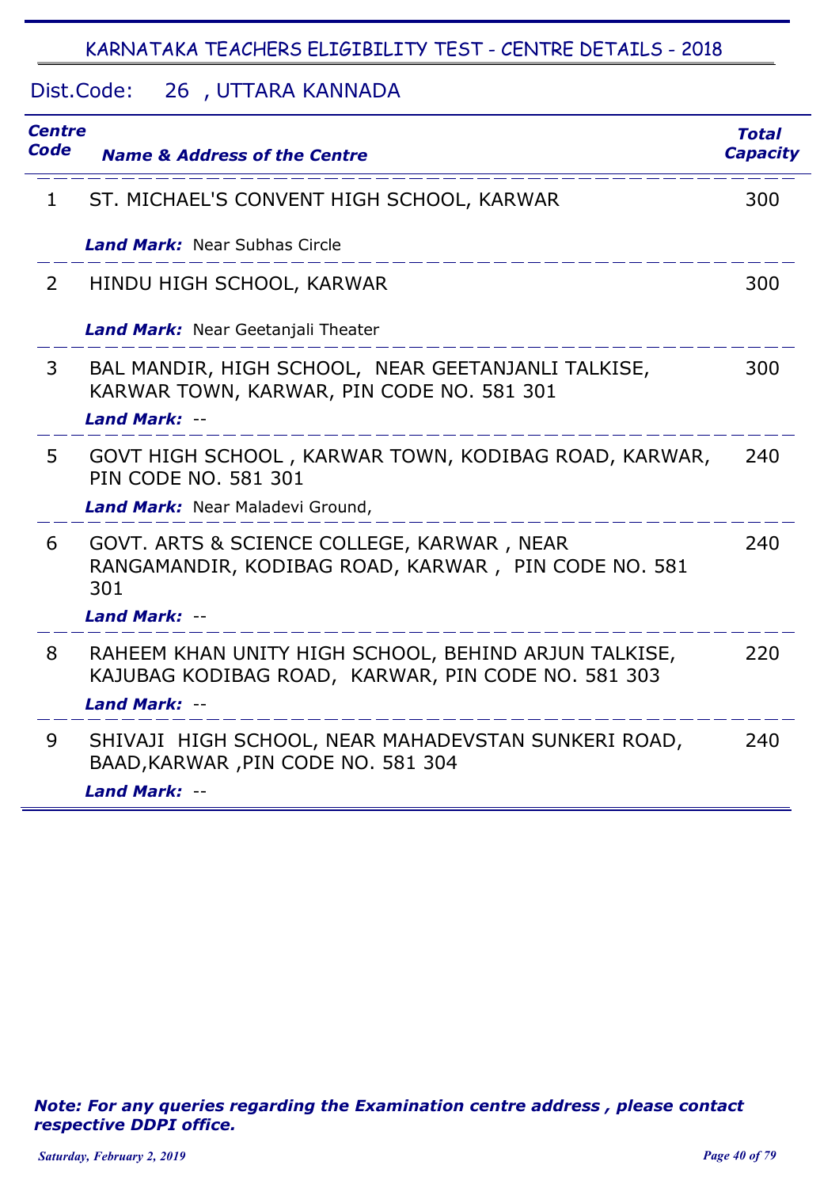## KARNATAKA TEACHERS ELIGIBILITY TEST - CENTRE DETAILS - 2018

### Dist.Code: 26 , UTTARA KANNADA

| Centre Code | Name & Address of the Centre | Total Capacity |
|---|---|---|
| 1 | ST. MICHAEL'S CONVENT HIGH SCHOOL, KARWAR<br>***Land Mark:*** Near Subhas Circle | 300 |
| 2 | HINDU HIGH SCHOOL, KARWAR<br>***Land Mark:*** Near Geetanjali Theater | 300 |
| 3 | BAL MANDIR, HIGH SCHOOL, NEAR GEETANJANLI TALKISE, KARWAR TOWN, KARWAR, PIN CODE NO. 581 301<br>***Land Mark:*** -- | 300 |
| 5 | GOVT HIGH SCHOOL , KARWAR TOWN, KODIBAG ROAD, KARWAR, PIN CODE NO. 581 301<br>***Land Mark:*** Near Maladevi Ground, | 240 |
| 6 | GOVT. ARTS & SCIENCE COLLEGE, KARWAR , NEAR RANGAMANDIR, KODIBAG ROAD, KARWAR , PIN CODE NO. 581 301<br>***Land Mark:*** -- | 240 |
| 8 | RAHEEM KHAN UNITY HIGH SCHOOL, BEHIND ARJUN TALKISE, KAJUBAG KODIBAG ROAD, KARWAR, PIN CODE NO. 581 303<br>***Land Mark:*** -- | 220 |
| 9 | SHIVAJI HIGH SCHOOL, NEAR MAHADEVSTAN SUNKERI ROAD, BAAD,KARWAR ,PIN CODE NO. 581 304<br>***Land Mark:*** -- | 240 |

***Note: For any queries regarding the Examination centre address , please contact respective DDPI office.***

*Saturday, February 2, 2019*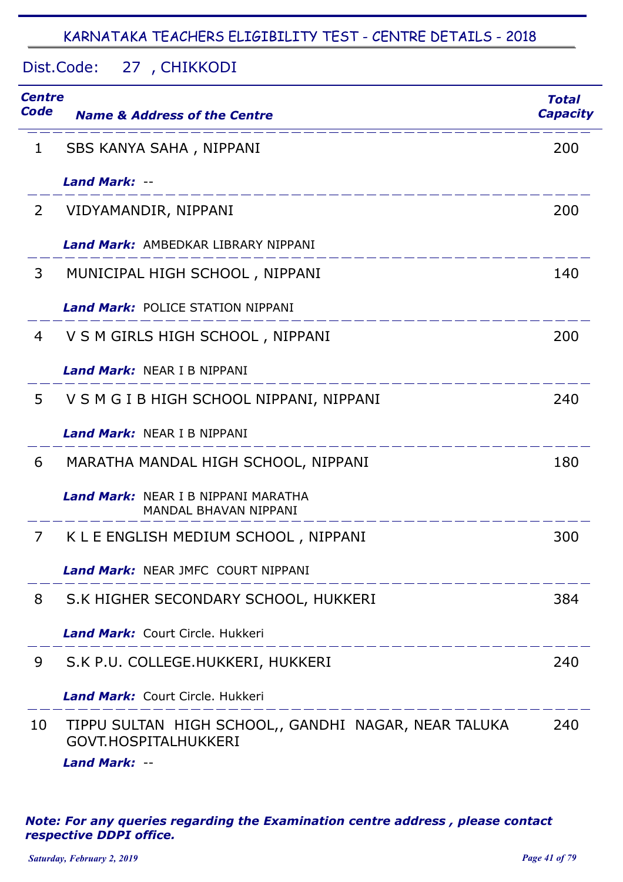# KARNATAKA TEACHERS ELIGIBILITY TEST - CENTRE DETAILS - 2018

## Dist.Code: 27 , CHIKKODI

| Centre Code | Name & Address of the Centre | Total Capacity |
|---|---|---|
| 1 | SBS KANYA SAHA , NIPPANI<br>***Land Mark:*** -- | 200 |
| 2 | VIDYAMANDIR, NIPPANI<br>***Land Mark:*** AMBEDKAR LIBRARY NIPPANI | 200 |
| 3 | MUNICIPAL HIGH SCHOOL , NIPPANI<br>***Land Mark:*** POLICE STATION NIPPANI | 140 |
| 4 | V S M GIRLS HIGH SCHOOL , NIPPANI<br>***Land Mark:*** NEAR I B NIPPANI | 200 |
| 5 | V S M G I B HIGH SCHOOL NIPPANI, NIPPANI<br>***Land Mark:*** NEAR I B NIPPANI | 240 |
| 6 | MARATHA MANDAL HIGH SCHOOL, NIPPANI<br>***Land Mark:*** NEAR I B NIPPANI MARATHA MANDAL BHAVAN NIPPANI | 180 |
| 7 | K L E ENGLISH MEDIUM SCHOOL , NIPPANI<br>***Land Mark:*** NEAR JMFC COURT NIPPANI | 300 |
| 8 | S.K HIGHER SECONDARY SCHOOL, HUKKERI<br>***Land Mark:*** Court Circle. Hukkeri | 384 |
| 9 | S.K P.U. COLLEGE.HUKKERI, HUKKERI<br>***Land Mark:*** Court Circle. Hukkeri | 240 |
| 10 | TIPPU SULTAN HIGH SCHOOL,, GANDHI NAGAR, NEAR TALUKA GOVT.HOSPITALHUKKERI<br>***Land Mark:*** -- | 240 |

***Note: For any queries regarding the Examination centre address , please contact respective DDPI office.***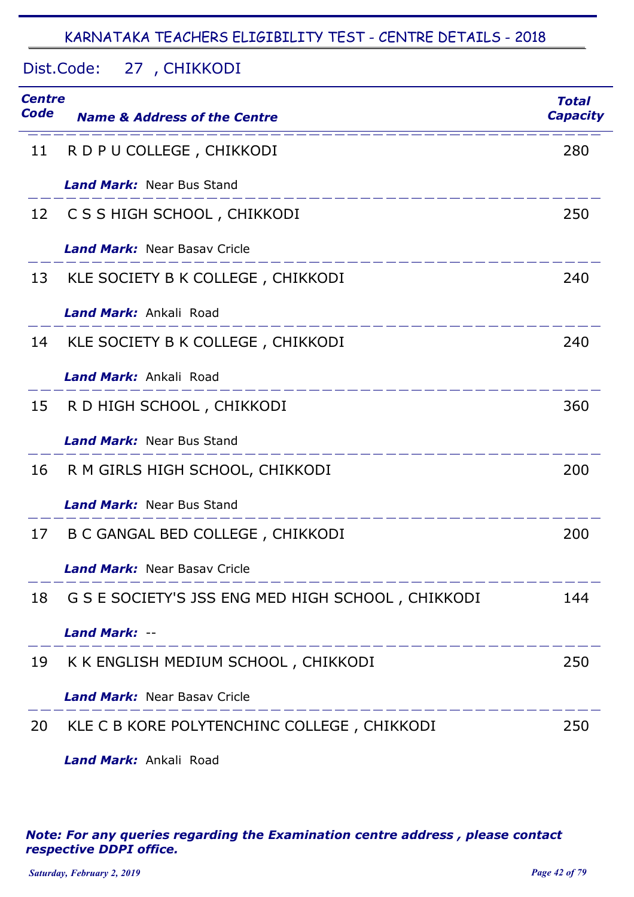## KARNATAKA TEACHERS ELIGIBILITY TEST - CENTRE DETAILS - 2018

### Dist.Code: 27 , CHIKKODI

| Centre Code | Name & Address of the Centre | Total Capacity |
|---|---|---|
| 11 | R D P U COLLEGE , CHIKKODI<br>***Land Mark:*** Near Bus Stand | 280 |
| 12 | C S S HIGH SCHOOL , CHIKKODI<br>***Land Mark:*** Near Basav Cricle | 250 |
| 13 | KLE SOCIETY B K COLLEGE , CHIKKODI<br>***Land Mark:*** Ankali Road | 240 |
| 14 | KLE SOCIETY B K COLLEGE , CHIKKODI<br>***Land Mark:*** Ankali Road | 240 |
| 15 | R D HIGH SCHOOL , CHIKKODI<br>***Land Mark:*** Near Bus Stand | 360 |
| 16 | R M GIRLS HIGH SCHOOL, CHIKKODI<br>***Land Mark:*** Near Bus Stand | 200 |
| 17 | B C GANGAL BED COLLEGE , CHIKKODI<br>***Land Mark:*** Near Basav Cricle | 200 |
| 18 | G S E SOCIETY'S JSS ENG MED HIGH SCHOOL , CHIKKODI<br>***Land Mark:*** -- | 144 |
| 19 | K K ENGLISH MEDIUM SCHOOL , CHIKKODI<br>***Land Mark:*** Near Basav Cricle | 250 |
| 20 | KLE C B KORE POLYTENCHINC COLLEGE , CHIKKODI<br>***Land Mark:*** Ankali Road | 250 |

***Note: For any queries regarding the Examination centre address , please contact respective DDPI office.***

*Saturday, February 2, 2019*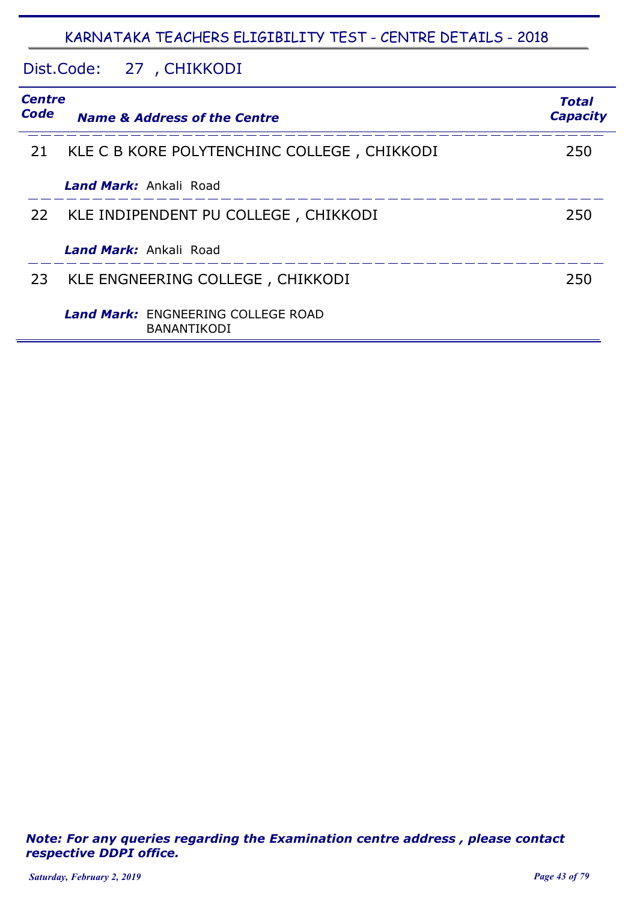# KARNATAKA TEACHERS ELIGIBILITY TEST - CENTRE DETAILS - 2018

## Dist.Code: 27 , CHIKKODI

| Centre Code | Name & Address of the Centre | Total Capacity |
|---|---|---|
| 21 | KLE C B KORE POLYTENCHINC COLLEGE , CHIKKODI<br>***Land Mark:*** Ankali Road | 250 |
| 22 | KLE INDIPENDENT PU COLLEGE , CHIKKODI<br>***Land Mark:*** Ankali Road | 250 |
| 23 | KLE ENGNEERING COLLEGE , CHIKKODI<br>***Land Mark:*** ENGNEERING COLLEGE ROAD BANANTIKODI | 250 |

***Note: For any queries regarding the Examination centre address , please contact respective DDPI office.***

*Saturday, February 2, 2019*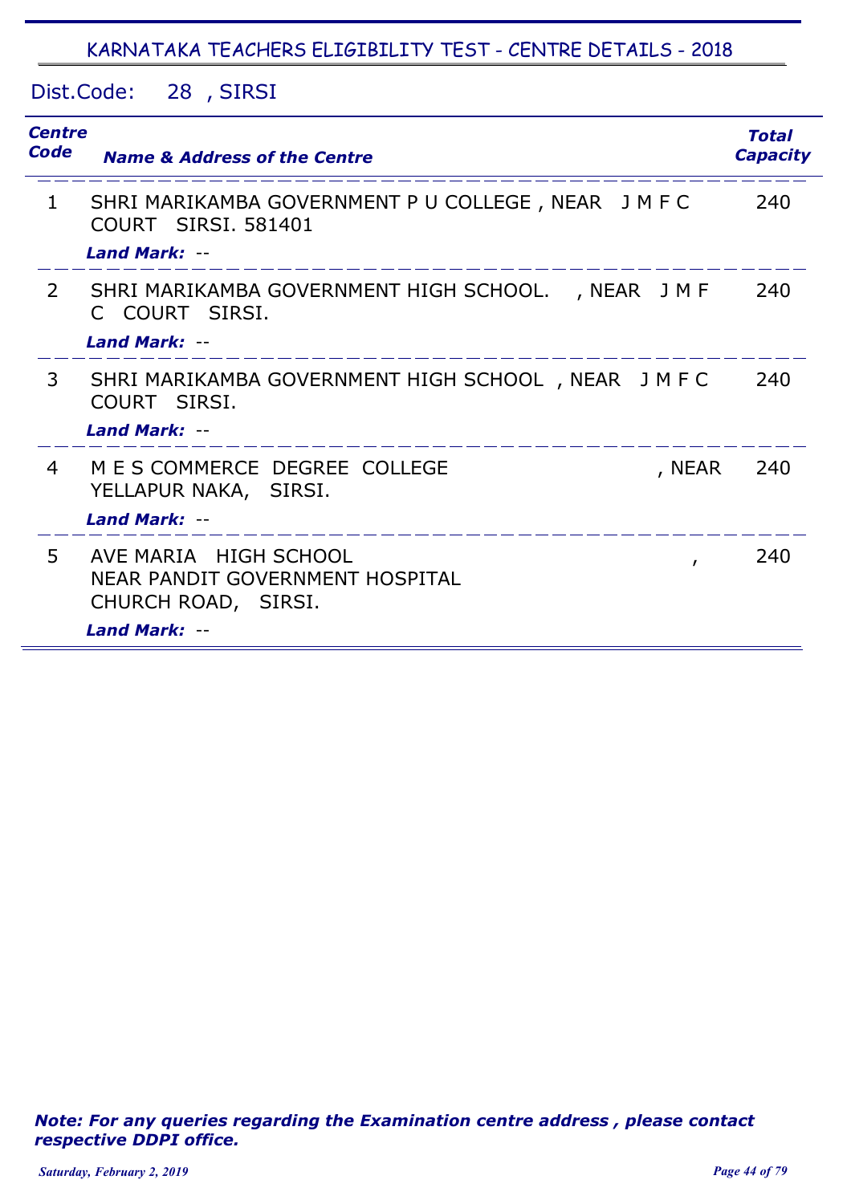# KARNATAKA TEACHERS ELIGIBILITY TEST - CENTRE DETAILS - 2018

Dist.Code: 28 , SIRSI

| Centre Code | Name & Address of the Centre | Total Capacity |
|---|---|---|
| 1 | SHRI MARIKAMBA GOVERNMENT P U COLLEGE , NEAR J M F C COURT SIRSI. 581401<br>***Land Mark:*** -- | 240 |
| 2 | SHRI MARIKAMBA GOVERNMENT HIGH SCHOOL. , NEAR J M F C COURT SIRSI.<br>***Land Mark:*** -- | 240 |
| 3 | SHRI MARIKAMBA GOVERNMENT HIGH SCHOOL , NEAR J M F C COURT SIRSI.<br>***Land Mark:*** -- | 240 |
| 4 | M E S COMMERCE DEGREE COLLEGE , NEAR YELLAPUR NAKA, SIRSI.<br>***Land Mark:*** -- | 240 |
| 5 | AVE MARIA HIGH SCHOOL , NEAR PANDIT GOVERNMENT HOSPITAL CHURCH ROAD, SIRSI.<br>***Land Mark:*** -- | 240 |

***Note: For any queries regarding the Examination centre address , please contact respective DDPI office.***

*Saturday, February 2, 2019*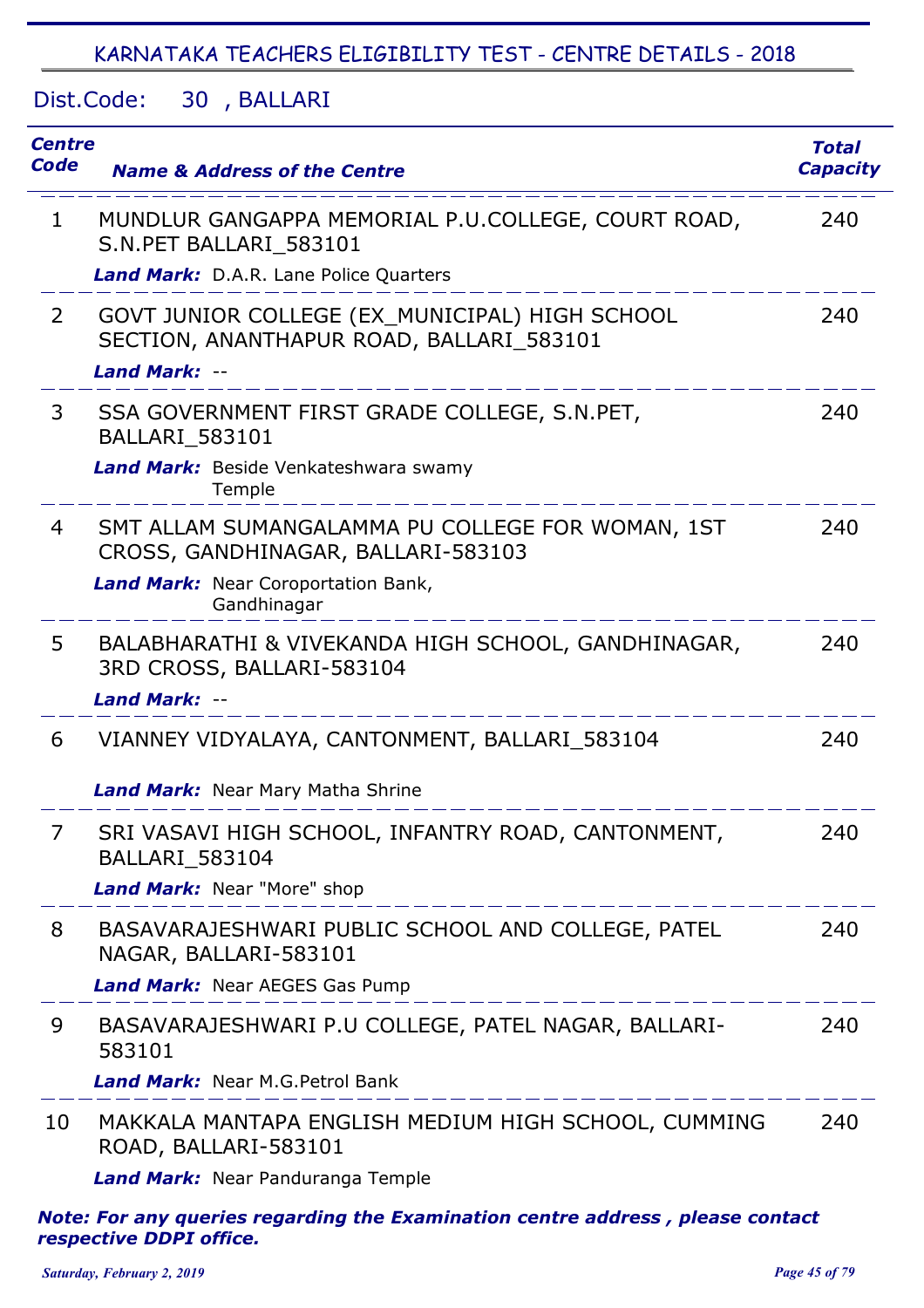## KARNATAKA TEACHERS ELIGIBILITY TEST - CENTRE DETAILS - 2018

Dist.Code: 30 , BALLARI

| Centre Code | Name & Address of the Centre | Total Capacity |
|---|---|---|
| 1 | MUNDLUR GANGAPPA MEMORIAL P.U.COLLEGE, COURT ROAD, S.N.PET BALLARI_583101<br>***Land Mark:*** D.A.R. Lane Police Quarters | 240 |
| 2 | GOVT JUNIOR COLLEGE (EX_MUNICIPAL) HIGH SCHOOL SECTION, ANANTHAPUR ROAD, BALLARI_583101<br>***Land Mark:*** -- | 240 |
| 3 | SSA GOVERNMENT FIRST GRADE COLLEGE, S.N.PET, BALLARI_583101<br>***Land Mark:*** Beside Venkateshwara swamy Temple | 240 |
| 4 | SMT ALLAM SUMANGALAMMA PU COLLEGE FOR WOMAN, 1ST CROSS, GANDHINAGAR, BALLARI-583103<br>***Land Mark:*** Near Coroportation Bank, Gandhinagar | 240 |
| 5 | BALABHARATHI & VIVEKANDA HIGH SCHOOL, GANDHINAGAR, 3RD CROSS, BALLARI-583104<br>***Land Mark:*** -- | 240 |
| 6 | VIANNEY VIDYALAYA, CANTONMENT, BALLARI_583104<br>***Land Mark:*** Near Mary Matha Shrine | 240 |
| 7 | SRI VASAVI HIGH SCHOOL, INFANTRY ROAD, CANTONMENT, BALLARI_583104<br>***Land Mark:*** Near "More" shop | 240 |
| 8 | BASAVARAJESHWARI PUBLIC SCHOOL AND COLLEGE, PATEL NAGAR, BALLARI-583101<br>***Land Mark:*** Near AEGES Gas Pump | 240 |
| 9 | BASAVARAJESHWARI P.U COLLEGE, PATEL NAGAR, BALLARI-583101<br>***Land Mark:*** Near M.G.Petrol Bank | 240 |
| 10 | MAKKALA MANTAPA ENGLISH MEDIUM HIGH SCHOOL, CUMMING ROAD, BALLARI-583101<br>***Land Mark:*** Near Panduranga Temple | 240 |

***Note: For any queries regarding the Examination centre address , please contact respective DDPI office.***

*Saturday, February 2, 2019*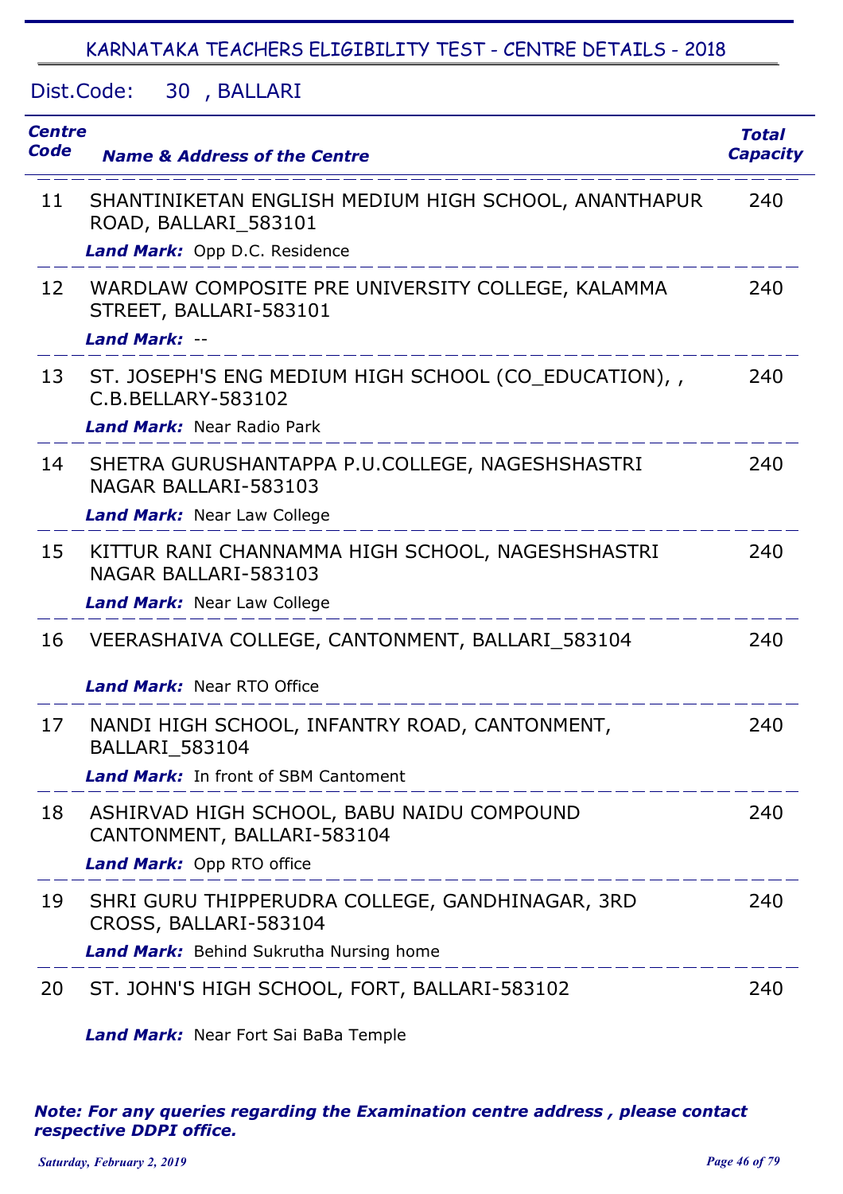## KARNATAKA TEACHERS ELIGIBILITY TEST - CENTRE DETAILS - 2018

### Dist.Code: 30 , BALLARI

| Centre Code | Name & Address of the Centre | Total Capacity |
|---|---|---|
| 11 | SHANTINIKETAN ENGLISH MEDIUM HIGH SCHOOL, ANANTHAPUR ROAD, BALLARI_583101<br>***Land Mark:*** Opp D.C. Residence | 240 |
| 12 | WARDLAW COMPOSITE PRE UNIVERSITY COLLEGE, KALAMMA STREET, BALLARI-583101<br>***Land Mark:*** -- | 240 |
| 13 | ST. JOSEPH'S ENG MEDIUM HIGH SCHOOL (CO_EDUCATION), , C.B.BELLARY-583102<br>***Land Mark:*** Near Radio Park | 240 |
| 14 | SHETRA GURUSHANTAPPA P.U.COLLEGE, NAGESHSHASTRI NAGAR BALLARI-583103<br>***Land Mark:*** Near Law College | 240 |
| 15 | KITTUR RANI CHANNAMMA HIGH SCHOOL, NAGESHSHASTRI NAGAR BALLARI-583103<br>***Land Mark:*** Near Law College | 240 |
| 16 | VEERASHAIVA COLLEGE, CANTONMENT, BALLARI_583104<br>***Land Mark:*** Near RTO Office | 240 |
| 17 | NANDI HIGH SCHOOL, INFANTRY ROAD, CANTONMENT, BALLARI_583104<br>***Land Mark:*** In front of SBM Cantoment | 240 |
| 18 | ASHIRVAD HIGH SCHOOL, BABU NAIDU COMPOUND CANTONMENT, BALLARI-583104<br>***Land Mark:*** Opp RTO office | 240 |
| 19 | SHRI GURU THIPPERUDRA COLLEGE, GANDHINAGAR, 3RD CROSS, BALLARI-583104<br>***Land Mark:*** Behind Sukrutha Nursing home | 240 |
| 20 | ST. JOHN'S HIGH SCHOOL, FORT, BALLARI-583102<br>***Land Mark:*** Near Fort Sai BaBa Temple | 240 |

***Note: For any queries regarding the Examination centre address , please contact respective DDPI office.***

*Saturday, February 2, 2019*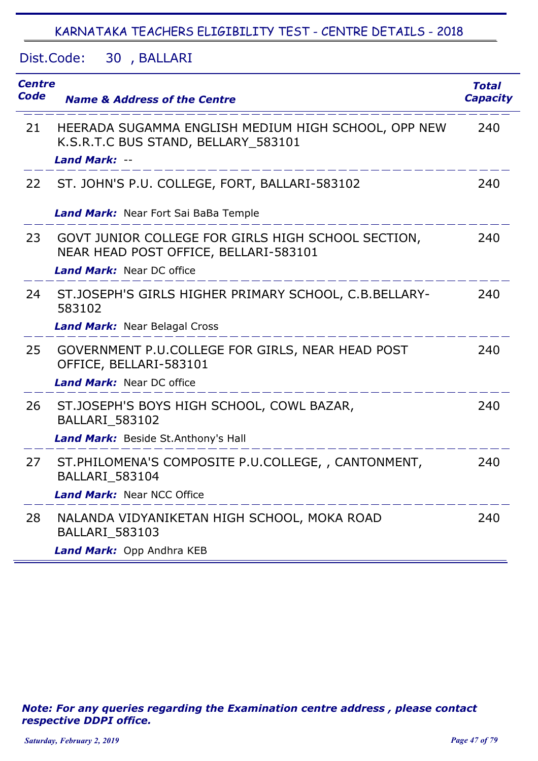## KARNATAKA TEACHERS ELIGIBILITY TEST - CENTRE DETAILS - 2018

Dist.Code: 30 , BALLARI

| Centre Code | Name & Address of the Centre | Total Capacity |
|---|---|---|
| 21 | HEERADA SUGAMMA ENGLISH MEDIUM HIGH SCHOOL, OPP NEW K.S.R.T.C BUS STAND, BELLARY_583101<br>***Land Mark:*** -- | 240 |
| 22 | ST. JOHN'S P.U. COLLEGE, FORT, BALLARI-583102<br>***Land Mark:*** Near Fort Sai BaBa Temple | 240 |
| 23 | GOVT JUNIOR COLLEGE FOR GIRLS HIGH SCHOOL SECTION, NEAR HEAD POST OFFICE, BELLARI-583101<br>***Land Mark:*** Near DC office | 240 |
| 24 | ST.JOSEPH'S GIRLS HIGHER PRIMARY SCHOOL, C.B.BELLARY-583102<br>***Land Mark:*** Near Belagal Cross | 240 |
| 25 | GOVERNMENT P.U.COLLEGE FOR GIRLS, NEAR HEAD POST OFFICE, BELLARI-583101<br>***Land Mark:*** Near DC office | 240 |
| 26 | ST.JOSEPH'S BOYS HIGH SCHOOL, COWL BAZAR, BALLARI_583102<br>***Land Mark:*** Beside St.Anthony's Hall | 240 |
| 27 | ST.PHILOMENA'S COMPOSITE P.U.COLLEGE, , CANTONMENT, BALLARI_583104<br>***Land Mark:*** Near NCC Office | 240 |
| 28 | NALANDA VIDYANIKETAN HIGH SCHOOL, MOKA ROAD BALLARI_583103<br>***Land Mark:*** Opp Andhra KEB | 240 |

***Note: For any queries regarding the Examination centre address , please contact respective DDPI office.***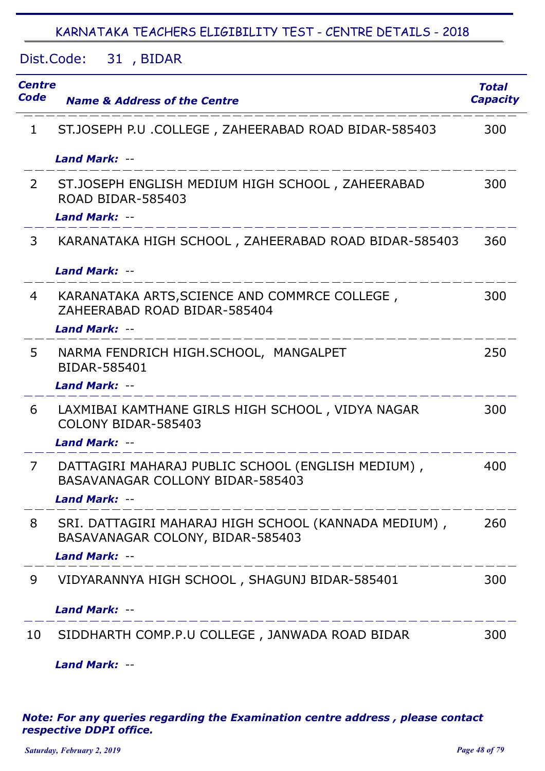# KARNATAKA TEACHERS ELIGIBILITY TEST - CENTRE DETAILS - 2018

Dist.Code: 31 , BIDAR

| Centre Code | Name & Address of the Centre | Total Capacity |
|---|---|---|
| 1 | ST.JOSEPH P.U .COLLEGE , ZAHEERABAD ROAD BIDAR-585403<br>***Land Mark:*** -- | 300 |
| 2 | ST.JOSEPH ENGLISH MEDIUM HIGH SCHOOL , ZAHEERABAD ROAD BIDAR-585403<br>***Land Mark:*** -- | 300 |
| 3 | KARANATAKA HIGH SCHOOL , ZAHEERABAD ROAD BIDAR-585403<br>***Land Mark:*** -- | 360 |
| 4 | KARANATAKA ARTS,SCIENCE AND COMMRCE COLLEGE , ZAHEERABAD ROAD BIDAR-585404<br>***Land Mark:*** -- | 300 |
| 5 | NARMA FENDRICH HIGH.SCHOOL, MANGALPET BIDAR-585401<br>***Land Mark:*** -- | 250 |
| 6 | LAXMIBAI KAMTHANE GIRLS HIGH SCHOOL , VIDYA NAGAR COLONY BIDAR-585403<br>***Land Mark:*** -- | 300 |
| 7 | DATTAGIRI MAHARAJ PUBLIC SCHOOL (ENGLISH MEDIUM) , BASAVANAGAR COLLONY BIDAR-585403<br>***Land Mark:*** -- | 400 |
| 8 | SRI. DATTAGIRI MAHARAJ HIGH SCHOOL (KANNADA MEDIUM) , BASAVANAGAR COLONY, BIDAR-585403<br>***Land Mark:*** -- | 260 |
| 9 | VIDYARANNYA HIGH SCHOOL , SHAGUNJ BIDAR-585401<br>***Land Mark:*** -- | 300 |
| 10 | SIDDHARTH COMP.P.U COLLEGE , JANWADA ROAD BIDAR<br>***Land Mark:*** -- | 300 |

***Note: For any queries regarding the Examination centre address , please contact respective DDPI office.***

*Saturday, February 2, 2019*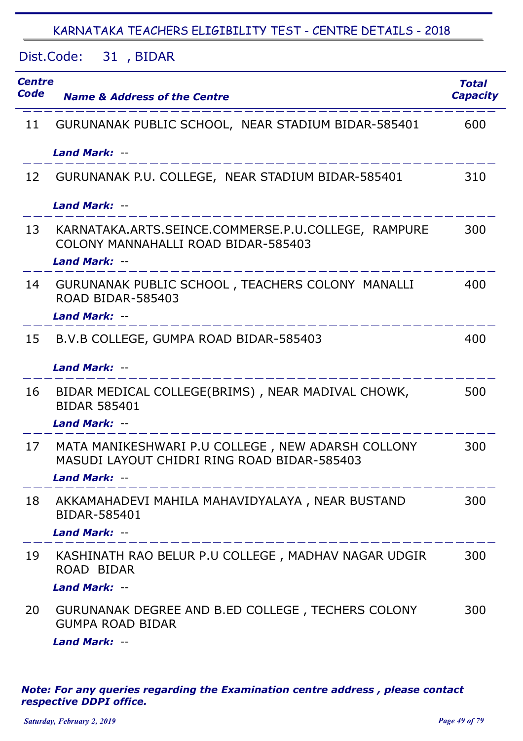## KARNATAKA TEACHERS ELIGIBILITY TEST - CENTRE DETAILS - 2018

Dist.Code: 31 , BIDAR

| Centre Code | Name & Address of the Centre | Total Capacity |
|---|---|---|
| 11 | GURUNANAK PUBLIC SCHOOL, NEAR STADIUM BIDAR-585401<br>*Land Mark:* -- | 600 |
| 12 | GURUNANAK P.U. COLLEGE, NEAR STADIUM BIDAR-585401<br>*Land Mark:* -- | 310 |
| 13 | KARNATAKA.ARTS.SEINCE.COMMERSE.P.U.COLLEGE, RAMPURE COLONY MANNAHALLI ROAD BIDAR-585403<br>*Land Mark:* -- | 300 |
| 14 | GURUNANAK PUBLIC SCHOOL , TEACHERS COLONY MANALLI ROAD BIDAR-585403<br>*Land Mark:* -- | 400 |
| 15 | B.V.B COLLEGE, GUMPA ROAD BIDAR-585403<br>*Land Mark:* -- | 400 |
| 16 | BIDAR MEDICAL COLLEGE(BRIMS) , NEAR MADIVAL CHOWK, BIDAR 585401<br>*Land Mark:* -- | 500 |
| 17 | MATA MANIKESHWARI P.U COLLEGE , NEW ADARSH COLLONY MASUDI LAYOUT CHIDRI RING ROAD BIDAR-585403<br>*Land Mark:* -- | 300 |
| 18 | AKKAMAHADEVI MAHILA MAHAVIDYALAYA , NEAR BUSTAND BIDAR-585401<br>*Land Mark:* -- | 300 |
| 19 | KASHINATH RAO BELUR P.U COLLEGE , MADHAV NAGAR UDGIR ROAD BIDAR<br>*Land Mark:* -- | 300 |
| 20 | GURUNANAK DEGREE AND B.ED COLLEGE , TECHERS COLONY GUMPA ROAD BIDAR<br>*Land Mark:* -- | 300 |

***Note: For any queries regarding the Examination centre address , please contact respective DDPI office.***

*Saturday, February 2, 2019*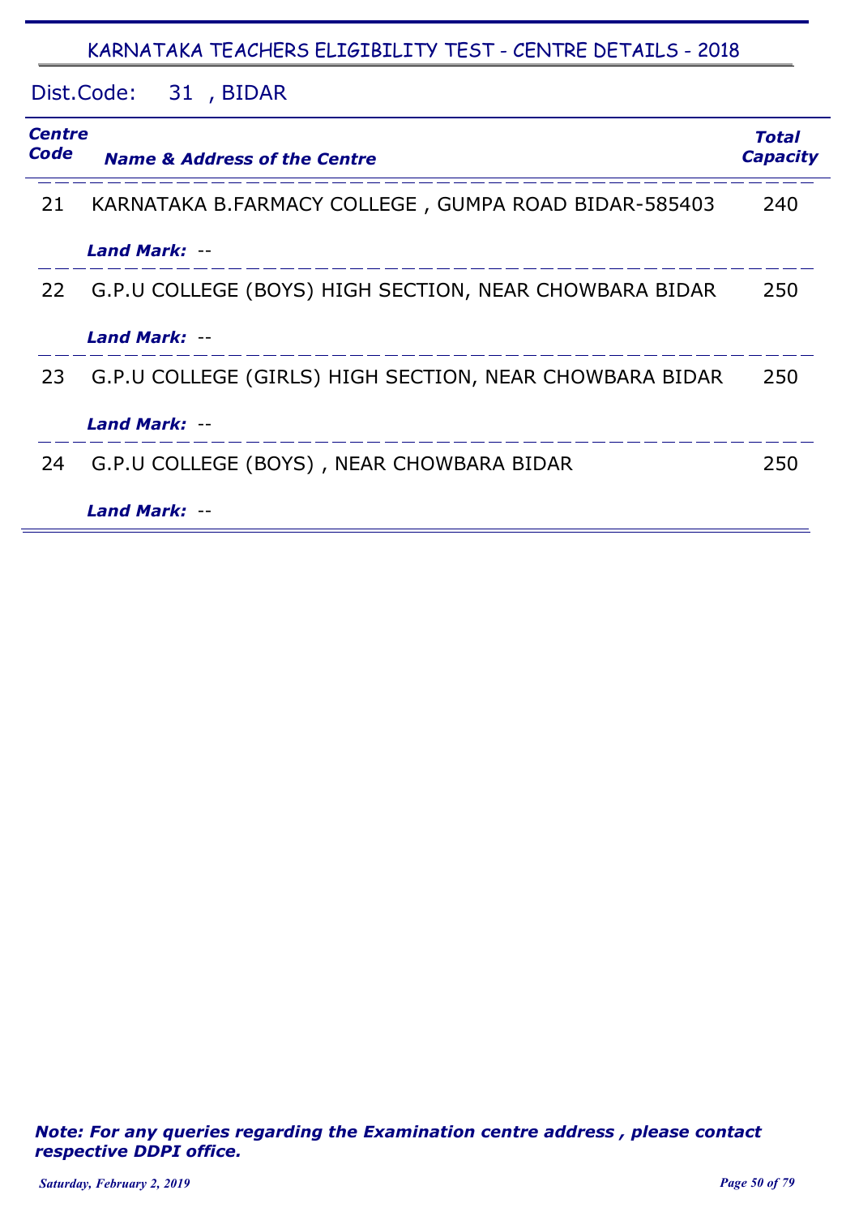## KARNATAKA TEACHERS ELIGIBILITY TEST - CENTRE DETAILS - 2018

Dist.Code: 31 , BIDAR

| Centre Code | Name & Address of the Centre | Total Capacity |
|---|---|---|
| 21 | KARNATAKA B.FARMACY COLLEGE , GUMPA ROAD BIDAR-585403<br>***Land Mark:*** -- | 240 |
| 22 | G.P.U COLLEGE (BOYS) HIGH SECTION, NEAR CHOWBARA BIDAR<br>***Land Mark:*** -- | 250 |
| 23 | G.P.U COLLEGE (GIRLS) HIGH SECTION, NEAR CHOWBARA BIDAR<br>***Land Mark:*** -- | 250 |
| 24 | G.P.U COLLEGE (BOYS) , NEAR CHOWBARA BIDAR<br>***Land Mark:*** -- | 250 |

***Note: For any queries regarding the Examination centre address , please contact respective DDPI office.***

*Saturday, February 2, 2019*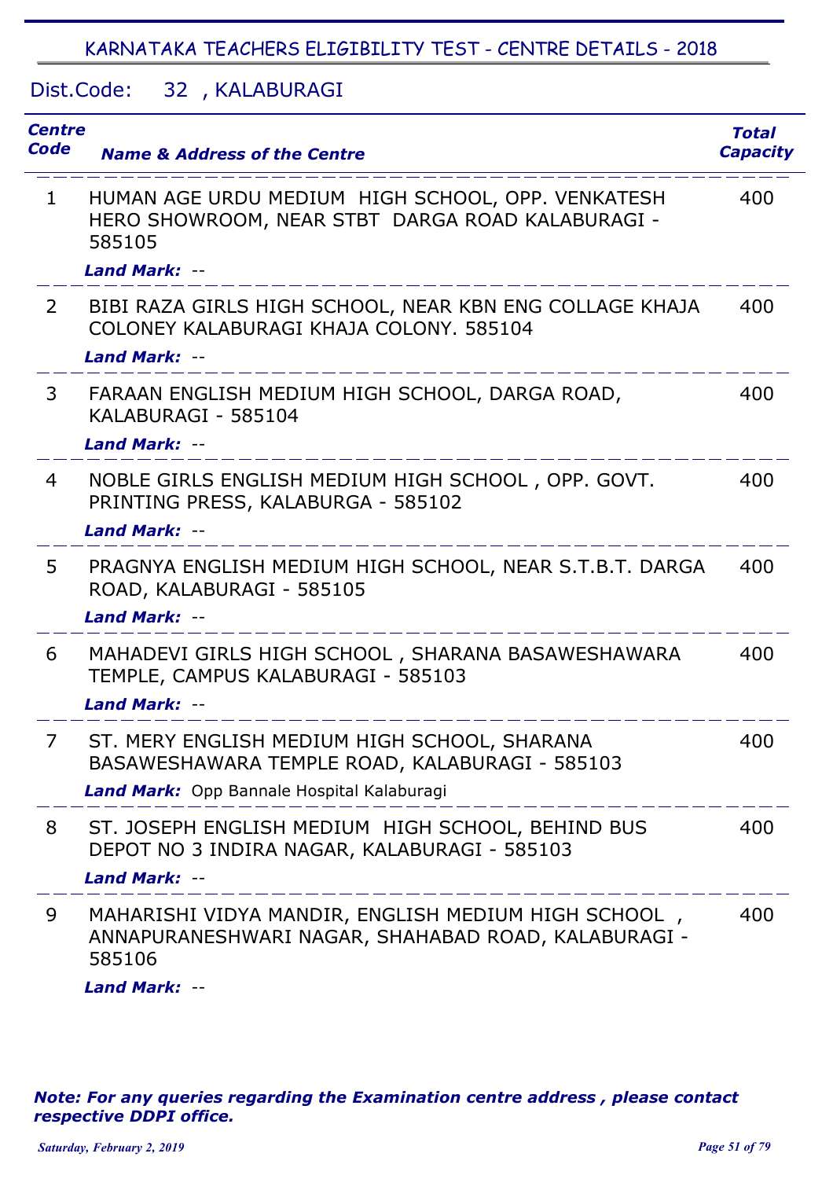## KARNATAKA TEACHERS ELIGIBILITY TEST - CENTRE DETAILS - 2018

Dist.Code: 32 , KALABURAGI

| Centre Code | Name & Address of the Centre | Total Capacity |
|---|---|---|
| 1 | HUMAN AGE URDU MEDIUM HIGH SCHOOL, OPP. VENKATESH HERO SHOWROOM, NEAR STBT DARGA ROAD KALABURAGI - 585105<br>***Land Mark:*** -- | 400 |
| 2 | BIBI RAZA GIRLS HIGH SCHOOL, NEAR KBN ENG COLLAGE KHAJA COLONEY KALABURAGI KHAJA COLONY. 585104<br>***Land Mark:*** -- | 400 |
| 3 | FARAAN ENGLISH MEDIUM HIGH SCHOOL, DARGA ROAD, KALABURAGI - 585104<br>***Land Mark:*** -- | 400 |
| 4 | NOBLE GIRLS ENGLISH MEDIUM HIGH SCHOOL , OPP. GOVT. PRINTING PRESS, KALABURGA - 585102<br>***Land Mark:*** -- | 400 |
| 5 | PRAGNYA ENGLISH MEDIUM HIGH SCHOOL, NEAR S.T.B.T. DARGA ROAD, KALABURAGI - 585105<br>***Land Mark:*** -- | 400 |
| 6 | MAHADEVI GIRLS HIGH SCHOOL , SHARANA BASAWESHAWARA TEMPLE, CAMPUS KALABURAGI - 585103<br>***Land Mark:*** -- | 400 |
| 7 | ST. MERY ENGLISH MEDIUM HIGH SCHOOL, SHARANA BASAWESHAWARA TEMPLE ROAD, KALABURAGI - 585103<br>***Land Mark:*** Opp Bannale Hospital Kalaburagi | 400 |
| 8 | ST. JOSEPH ENGLISH MEDIUM HIGH SCHOOL, BEHIND BUS DEPOT NO 3 INDIRA NAGAR, KALABURAGI - 585103<br>***Land Mark:*** -- | 400 |
| 9 | MAHARISHI VIDYA MANDIR, ENGLISH MEDIUM HIGH SCHOOL , ANNAPURANESHWARI NAGAR, SHAHABAD ROAD, KALABURAGI - 585106<br>***Land Mark:*** -- | 400 |

***Note: For any queries regarding the Examination centre address , please contact respective DDPI office.***

*Saturday, February 2, 2019*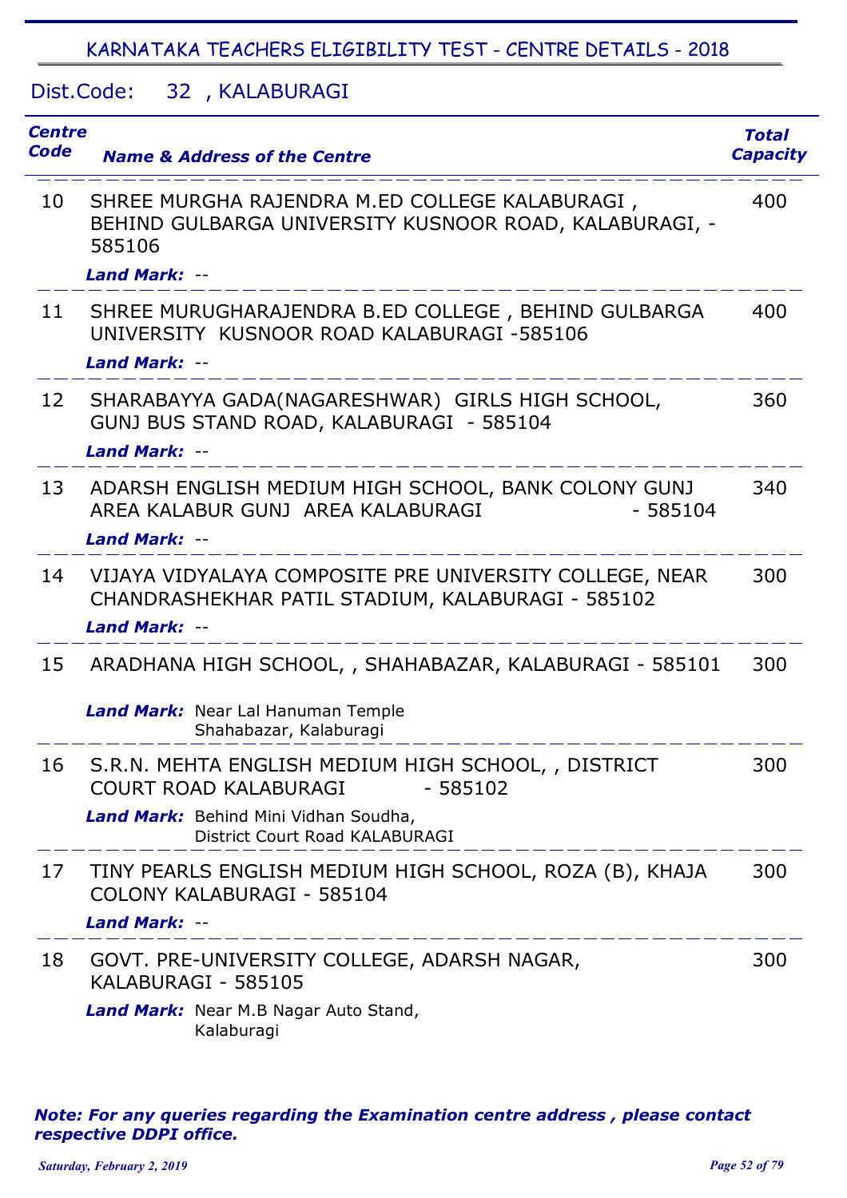## KARNATAKA TEACHERS ELIGIBILITY TEST - CENTRE DETAILS - 2018

### Dist.Code: 32 , KALABURAGI

| Centre Code | Name & Address of the Centre | Total Capacity |
|---|---|---|
| 10 | SHREE MURGHA RAJENDRA M.ED COLLEGE KALABURAGI , BEHIND GULBARGA UNIVERSITY KUSNOOR ROAD, KALABURAGI, - 585106<br>***Land Mark:*** -- | 400 |
| 11 | SHREE MURUGHARAJENDRA B.ED COLLEGE , BEHIND GULBARGA UNIVERSITY KUSNOOR ROAD KALABURAGI -585106<br>***Land Mark:*** -- | 400 |
| 12 | SHARABAYYA GADA(NAGARESHWAR) GIRLS HIGH SCHOOL, GUNJ BUS STAND ROAD, KALABURAGI - 585104<br>***Land Mark:*** -- | 360 |
| 13 | ADARSH ENGLISH MEDIUM HIGH SCHOOL, BANK COLONY GUNJ AREA KALABUR GUNJ AREA KALABURAGI - 585104<br>***Land Mark:*** -- | 340 |
| 14 | VIJAYA VIDYALAYA COMPOSITE PRE UNIVERSITY COLLEGE, NEAR CHANDRASHEKHAR PATIL STADIUM, KALABURAGI - 585102<br>***Land Mark:*** -- | 300 |
| 15 | ARADHANA HIGH SCHOOL, , SHAHABAZAR, KALABURAGI - 585101<br>***Land Mark:*** Near Lal Hanuman Temple Shahabazar, Kalaburagi | 300 |
| 16 | S.R.N. MEHTA ENGLISH MEDIUM HIGH SCHOOL, , DISTRICT COURT ROAD KALABURAGI - 585102<br>***Land Mark:*** Behind Mini Vidhan Soudha, District Court Road KALABURAGI | 300 |
| 17 | TINY PEARLS ENGLISH MEDIUM HIGH SCHOOL, ROZA (B), KHAJA COLONY KALABURAGI - 585104<br>***Land Mark:*** -- | 300 |
| 18 | GOVT. PRE-UNIVERSITY COLLEGE, ADARSH NAGAR, KALABURAGI - 585105<br>***Land Mark:*** Near M.B Nagar Auto Stand, Kalaburagi | 300 |

***Note: For any queries regarding the Examination centre address , please contact respective DDPI office.***

*Saturday, February 2, 2019*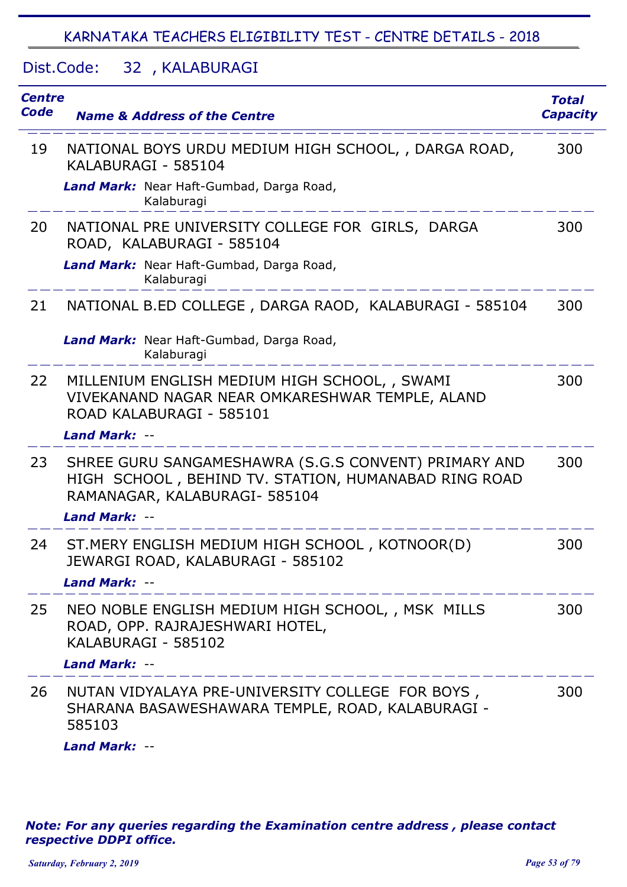## KARNATAKA TEACHERS ELIGIBILITY TEST - CENTRE DETAILS - 2018

### Dist.Code: 32 , KALABURAGI

| Centre Code | Name & Address of the Centre | Total Capacity |
|---|---|---|
| 19 | NATIONAL BOYS URDU MEDIUM HIGH SCHOOL, , DARGA ROAD, KALABURAGI - 585104<br>***Land Mark:*** Near Haft-Gumbad, Darga Road, Kalaburagi | 300 |
| 20 | NATIONAL PRE UNIVERSITY COLLEGE FOR GIRLS, DARGA ROAD, KALABURAGI - 585104<br>***Land Mark:*** Near Haft-Gumbad, Darga Road, Kalaburagi | 300 |
| 21 | NATIONAL B.ED COLLEGE , DARGA RAOD, KALABURAGI - 585104<br>***Land Mark:*** Near Haft-Gumbad, Darga Road, Kalaburagi | 300 |
| 22 | MILLENIUM ENGLISH MEDIUM HIGH SCHOOL, , SWAMI VIVEKANAND NAGAR NEAR OMKARESHWAR TEMPLE, ALAND ROAD KALABURAGI - 585101<br>***Land Mark:*** -- | 300 |
| 23 | SHREE GURU SANGAMESHAWRA (S.G.S CONVENT) PRIMARY AND HIGH SCHOOL , BEHIND TV. STATION, HUMANABAD RING ROAD RAMANAGAR, KALABURAGI- 585104<br>***Land Mark:*** -- | 300 |
| 24 | ST.MERY ENGLISH MEDIUM HIGH SCHOOL , KOTNOOR(D) JEWARGI ROAD, KALABURAGI - 585102<br>***Land Mark:*** -- | 300 |
| 25 | NEO NOBLE ENGLISH MEDIUM HIGH SCHOOL, , MSK MILLS ROAD, OPP. RAJRAJESHWARI HOTEL, KALABURAGI - 585102<br>***Land Mark:*** -- | 300 |
| 26 | NUTAN VIDYALAYA PRE-UNIVERSITY COLLEGE FOR BOYS , SHARANA BASAWESHAWARA TEMPLE, ROAD, KALABURAGI - 585103<br>***Land Mark:*** -- | 300 |

***Note: For any queries regarding the Examination centre address , please contact respective DDPI office.***

*Saturday, February 2, 2019*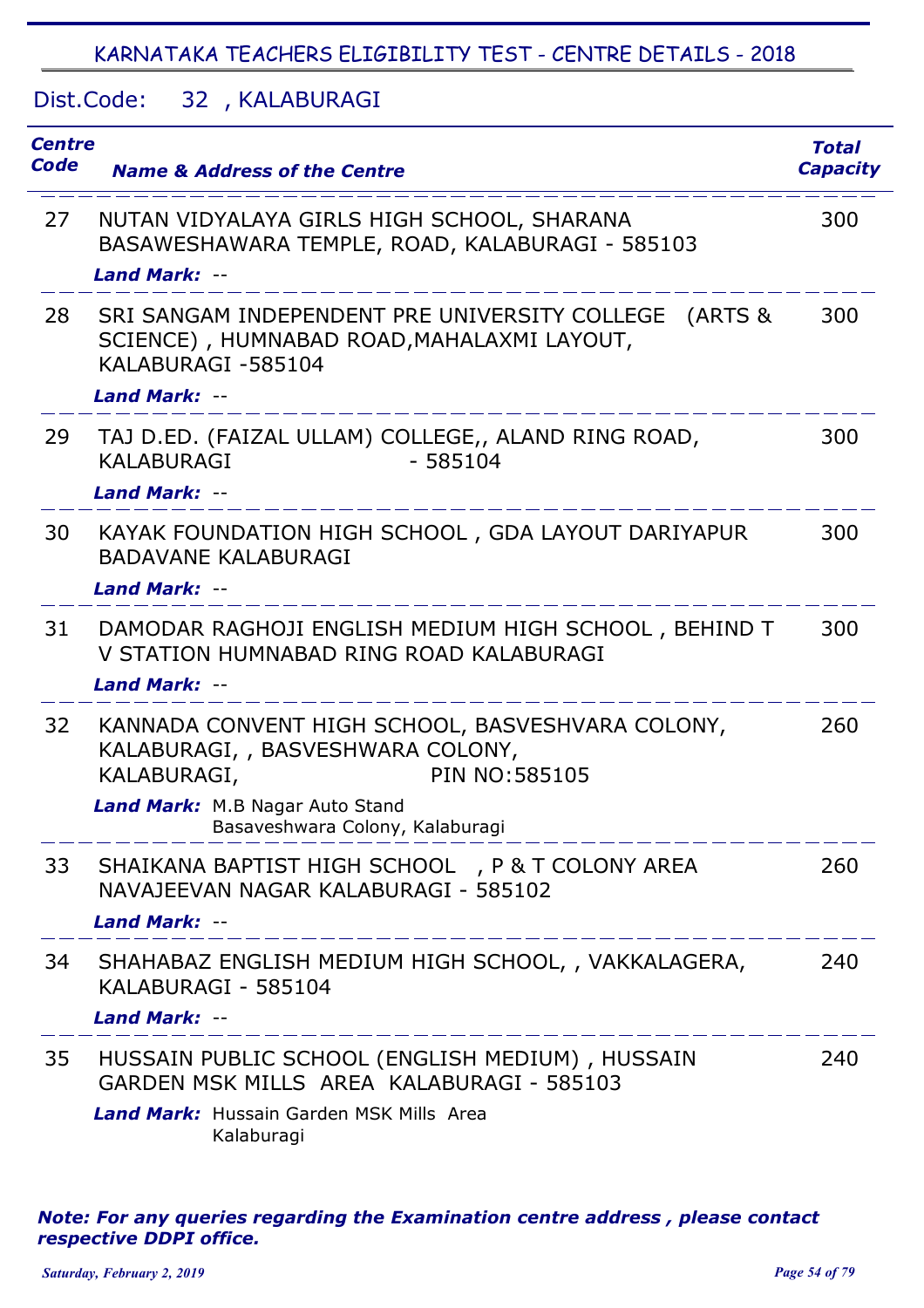# KARNATAKA TEACHERS ELIGIBILITY TEST - CENTRE DETAILS - 2018

## Dist.Code: 32 , KALABURAGI

| Centre Code | Name & Address of the Centre | Total Capacity |
|---|---|---|
| 27 | NUTAN VIDYALAYA GIRLS HIGH SCHOOL, SHARANA BASAWESHAWARA TEMPLE, ROAD, KALABURAGI - 585103<br>**Land Mark:** -- | 300 |
| 28 | SRI SANGAM INDEPENDENT PRE UNIVERSITY COLLEGE (ARTS & SCIENCE) , HUMNABAD ROAD,MAHALAXMI LAYOUT, KALABURAGI -585104<br>**Land Mark:** -- | 300 |
| 29 | TAJ D.ED. (FAIZAL ULLAM) COLLEGE,, ALAND RING ROAD, KALABURAGI - 585104<br>**Land Mark:** -- | 300 |
| 30 | KAYAK FOUNDATION HIGH SCHOOL , GDA LAYOUT DARIYAPUR BADAVANE KALABURAGI<br>**Land Mark:** -- | 300 |
| 31 | DAMODAR RAGHOJI ENGLISH MEDIUM HIGH SCHOOL , BEHIND T V STATION HUMNABAD RING ROAD KALABURAGI<br>**Land Mark:** -- | 300 |
| 32 | KANNADA CONVENT HIGH SCHOOL, BASVESHVARA COLONY, KALABURAGI, , BASVESHWARA COLONY, KALABURAGI, PIN NO:585105<br>**Land Mark:** M.B Nagar Auto Stand Basaveshwara Colony, Kalaburagi | 260 |
| 33 | SHAIKANA BAPTIST HIGH SCHOOL , P & T COLONY AREA NAVAJEEVAN NAGAR KALABURAGI - 585102<br>**Land Mark:** -- | 260 |
| 34 | SHAHABAZ ENGLISH MEDIUM HIGH SCHOOL, , VAKKALAGERA, KALABURAGI - 585104<br>**Land Mark:** -- | 240 |
| 35 | HUSSAIN PUBLIC SCHOOL (ENGLISH MEDIUM) , HUSSAIN GARDEN MSK MILLS AREA KALABURAGI - 585103<br>**Land Mark:** Hussain Garden MSK Mills Area Kalaburagi | 240 |

***Note: For any queries regarding the Examination centre address , please contact respective DDPI office.***

*Saturday, February 2, 2019*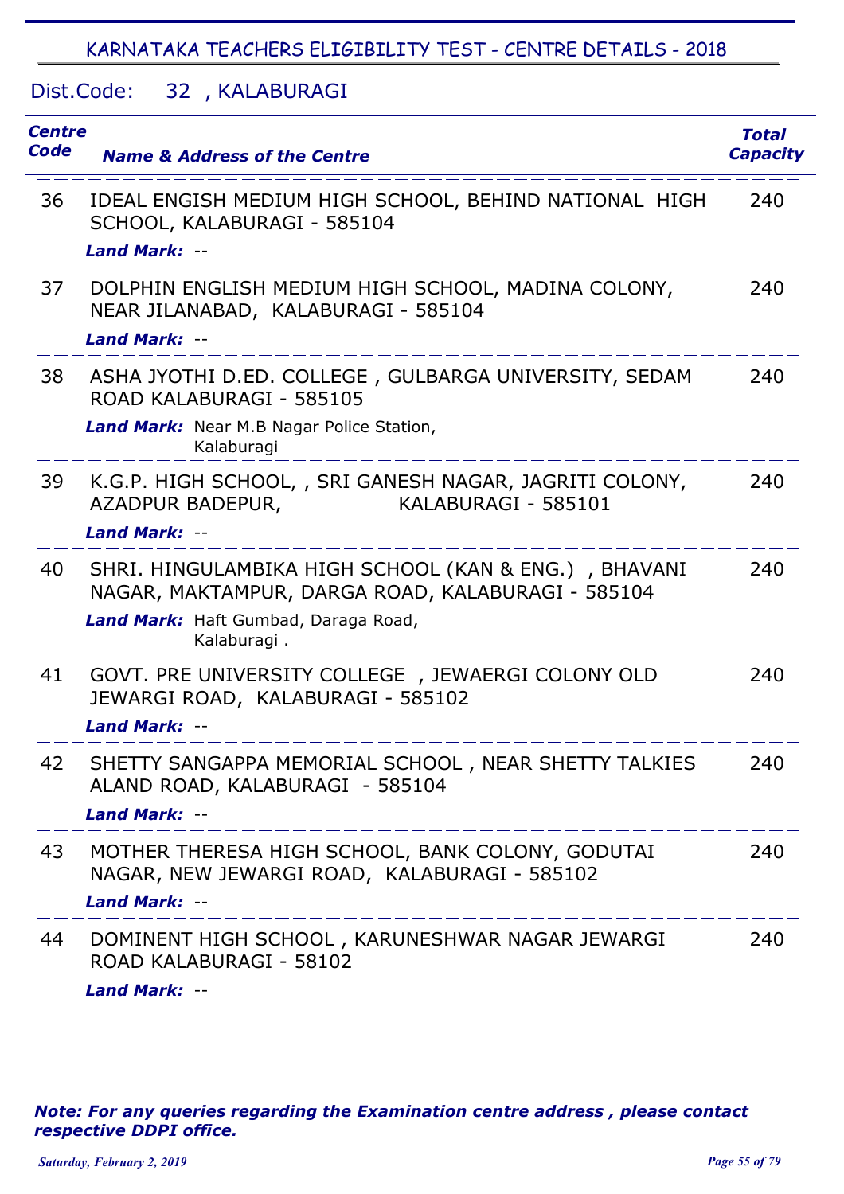## KARNATAKA TEACHERS ELIGIBILITY TEST - CENTRE DETAILS - 2018

Dist.Code: 32 , KALABURAGI

| Centre Code | Name & Address of the Centre | Total Capacity |
|---|---|---|
| 36 | IDEAL ENGISH MEDIUM HIGH SCHOOL, BEHIND NATIONAL HIGH SCHOOL, KALABURAGI - 585104<br>***Land Mark:*** -- | 240 |
| 37 | DOLPHIN ENGLISH MEDIUM HIGH SCHOOL, MADINA COLONY, NEAR JILANABAD, KALABURAGI - 585104<br>***Land Mark:*** -- | 240 |
| 38 | ASHA JYOTHI D.ED. COLLEGE , GULBARGA UNIVERSITY, SEDAM ROAD KALABURAGI - 585105<br>***Land Mark:*** Near M.B Nagar Police Station, Kalaburagi | 240 |
| 39 | K.G.P. HIGH SCHOOL, , SRI GANESH NAGAR, JAGRITI COLONY, AZADPUR BADEPUR, KALABURAGI - 585101<br>***Land Mark:*** -- | 240 |
| 40 | SHRI. HINGULAMBIKA HIGH SCHOOL (KAN & ENG.) , BHAVANI NAGAR, MAKTAMPUR, DARGA ROAD, KALABURAGI - 585104<br>***Land Mark:*** Haft Gumbad, Daraga Road, Kalaburagi . | 240 |
| 41 | GOVT. PRE UNIVERSITY COLLEGE , JEWAERGI COLONY OLD JEWARGI ROAD, KALABURAGI - 585102<br>***Land Mark:*** -- | 240 |
| 42 | SHETTY SANGAPPA MEMORIAL SCHOOL , NEAR SHETTY TALKIES ALAND ROAD, KALABURAGI - 585104<br>***Land Mark:*** -- | 240 |
| 43 | MOTHER THERESA HIGH SCHOOL, BANK COLONY, GODUTAI NAGAR, NEW JEWARGI ROAD, KALABURAGI - 585102<br>***Land Mark:*** -- | 240 |
| 44 | DOMINENT HIGH SCHOOL , KARUNESHWAR NAGAR JEWARGI ROAD KALABURAGI - 58102<br>***Land Mark:*** -- | 240 |

***Note: For any queries regarding the Examination centre address , please contact respective DDPI office.***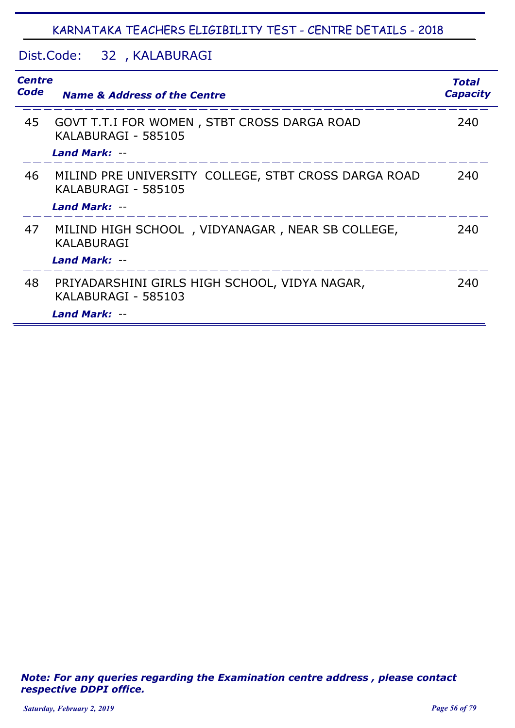## KARNATAKA TEACHERS ELIGIBILITY TEST - CENTRE DETAILS - 2018

Dist.Code: 32 , KALABURAGI

| Centre Code | Name & Address of the Centre | Total Capacity |
|---|---|---|
| 45 | GOVT T.T.I FOR WOMEN , STBT CROSS DARGA ROAD KALABURAGI - 585105<br>*Land Mark:* -- | 240 |
| 46 | MILIND PRE UNIVERSITY COLLEGE, STBT CROSS DARGA ROAD KALABURAGI - 585105<br>*Land Mark:* -- | 240 |
| 47 | MILIND HIGH SCHOOL , VIDYANAGAR , NEAR SB COLLEGE, KALABURAGI<br>*Land Mark:* -- | 240 |
| 48 | PRIYADARSHINI GIRLS HIGH SCHOOL, VIDYA NAGAR, KALABURAGI - 585103<br>*Land Mark:* -- | 240 |

***Note: For any queries regarding the Examination centre address , please contact respective DDPI office.***

*Saturday, February 2, 2019*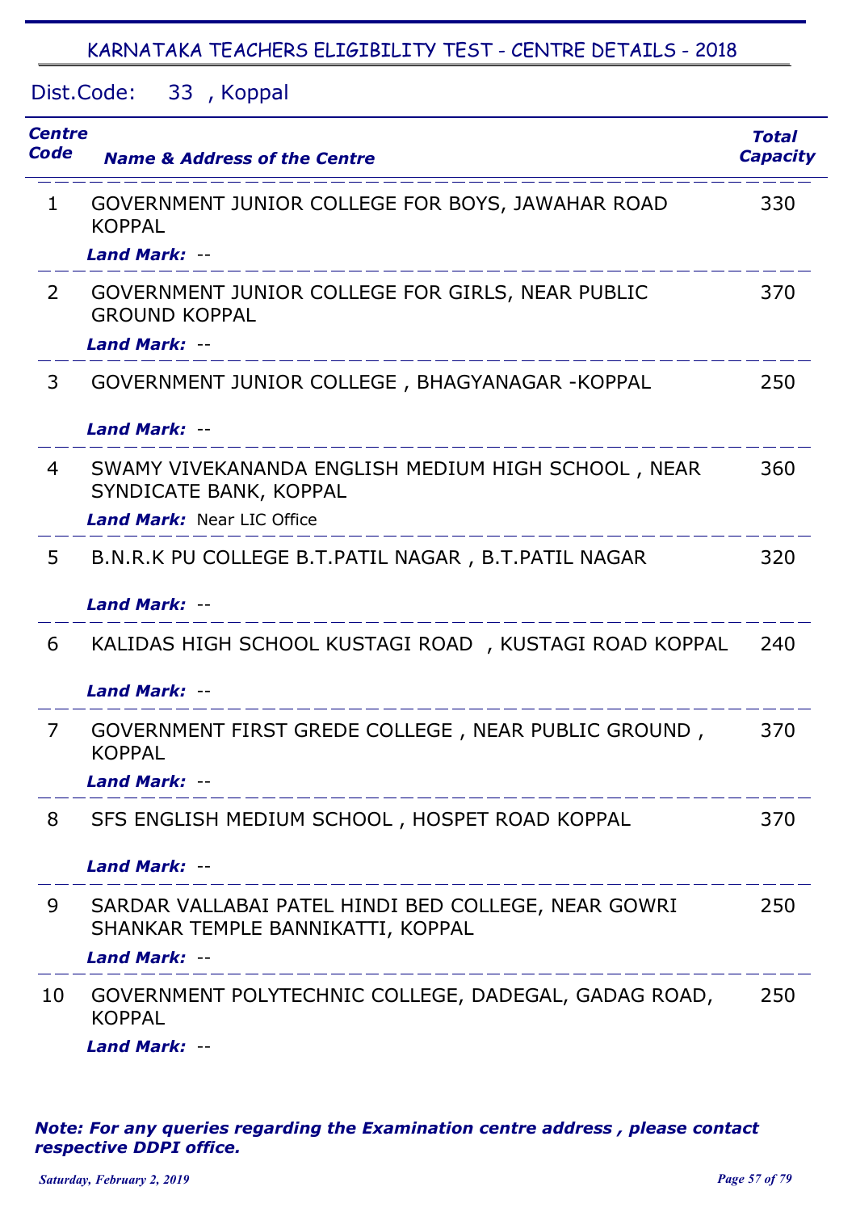# KARNATAKA TEACHERS ELIGIBILITY TEST - CENTRE DETAILS - 2018

## Dist.Code: 33 , Koppal

| Centre Code | Name & Address of the Centre | Total Capacity |
|---|---|---|
| 1 | GOVERNMENT JUNIOR COLLEGE FOR BOYS, JAWAHAR ROAD KOPPAL<br>***Land Mark:*** -- | 330 |
| 2 | GOVERNMENT JUNIOR COLLEGE FOR GIRLS, NEAR PUBLIC GROUND KOPPAL<br>***Land Mark:*** -- | 370 |
| 3 | GOVERNMENT JUNIOR COLLEGE , BHAGYANAGAR -KOPPAL<br>***Land Mark:*** -- | 250 |
| 4 | SWAMY VIVEKANANDA ENGLISH MEDIUM HIGH SCHOOL , NEAR SYNDICATE BANK, KOPPAL<br>***Land Mark:*** Near LIC Office | 360 |
| 5 | B.N.R.K PU COLLEGE B.T.PATIL NAGAR , B.T.PATIL NAGAR<br>***Land Mark:*** -- | 320 |
| 6 | KALIDAS HIGH SCHOOL KUSTAGI ROAD , KUSTAGI ROAD KOPPAL<br>***Land Mark:*** -- | 240 |
| 7 | GOVERNMENT FIRST GREDE COLLEGE , NEAR PUBLIC GROUND , KOPPAL<br>***Land Mark:*** -- | 370 |
| 8 | SFS ENGLISH MEDIUM SCHOOL , HOSPET ROAD KOPPAL<br>***Land Mark:*** -- | 370 |
| 9 | SARDAR VALLABAI PATEL HINDI BED COLLEGE, NEAR GOWRI SHANKAR TEMPLE BANNIKATTI, KOPPAL<br>***Land Mark:*** -- | 250 |
| 10 | GOVERNMENT POLYTECHNIC COLLEGE, DADEGAL, GADAG ROAD, KOPPAL<br>***Land Mark:*** -- | 250 |

***Note: For any queries regarding the Examination centre address , please contact respective DDPI office.***

*Saturday, February 2, 2019*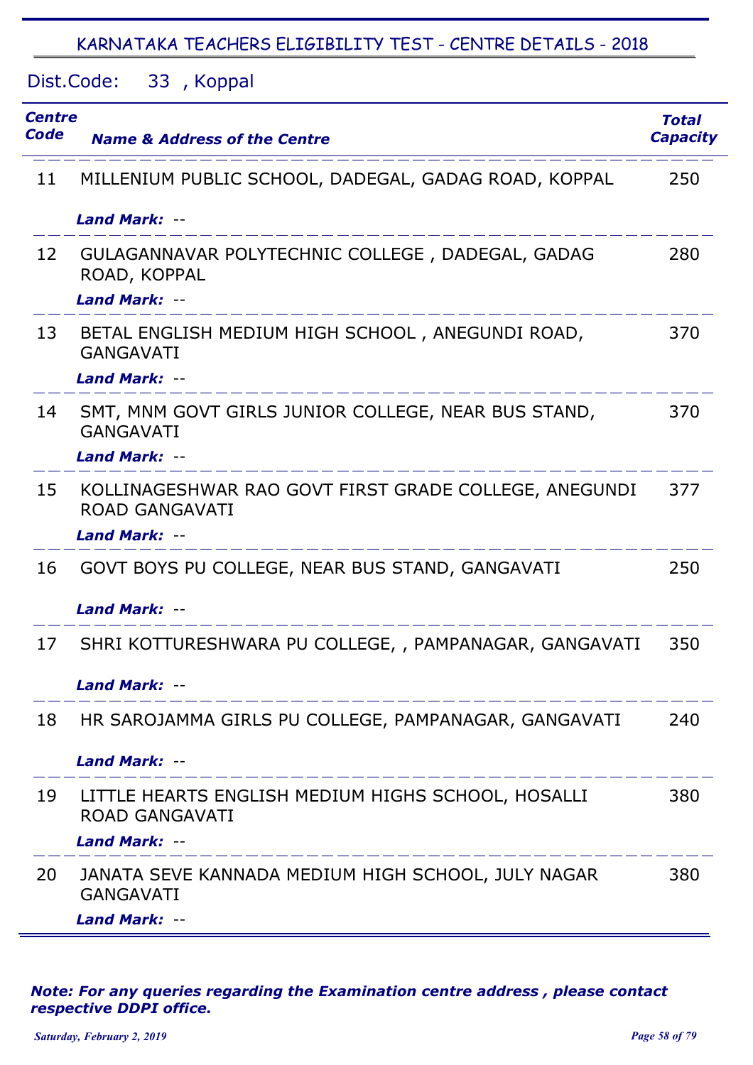## KARNATAKA TEACHERS ELIGIBILITY TEST - CENTRE DETAILS - 2018

Dist.Code: 33 , Koppal

| Centre Code | Name & Address of the Centre | Total Capacity |
|---|---|---|
| 11 | MILLENIUM PUBLIC SCHOOL, DADEGAL, GADAG ROAD, KOPPAL<br>*Land Mark:* -- | 250 |
| 12 | GULAGANNAVAR POLYTECHNIC COLLEGE , DADEGAL, GADAG ROAD, KOPPAL<br>*Land Mark:* -- | 280 |
| 13 | BETAL ENGLISH MEDIUM HIGH SCHOOL , ANEGUNDI ROAD, GANGAVATI<br>*Land Mark:* -- | 370 |
| 14 | SMT, MNM GOVT GIRLS JUNIOR COLLEGE, NEAR BUS STAND, GANGAVATI<br>*Land Mark:* -- | 370 |
| 15 | KOLLINAGESHWAR RAO GOVT FIRST GRADE COLLEGE, ANEGUNDI ROAD GANGAVATI<br>*Land Mark:* -- | 377 |
| 16 | GOVT BOYS PU COLLEGE, NEAR BUS STAND, GANGAVATI<br>*Land Mark:* -- | 250 |
| 17 | SHRI KOTTURESHWARA PU COLLEGE, , PAMPANAGAR, GANGAVATI<br>*Land Mark:* -- | 350 |
| 18 | HR SAROJAMMA GIRLS PU COLLEGE, PAMPANAGAR, GANGAVATI<br>*Land Mark:* -- | 240 |
| 19 | LITTLE HEARTS ENGLISH MEDIUM HIGHS SCHOOL, HOSALLI ROAD GANGAVATI<br>*Land Mark:* -- | 380 |
| 20 | JANATA SEVE KANNADA MEDIUM HIGH SCHOOL, JULY NAGAR GANGAVATI<br>*Land Mark:* -- | 380 |

***Note: For any queries regarding the Examination centre address , please contact respective DDPI office.***

*Saturday, February 2, 2019*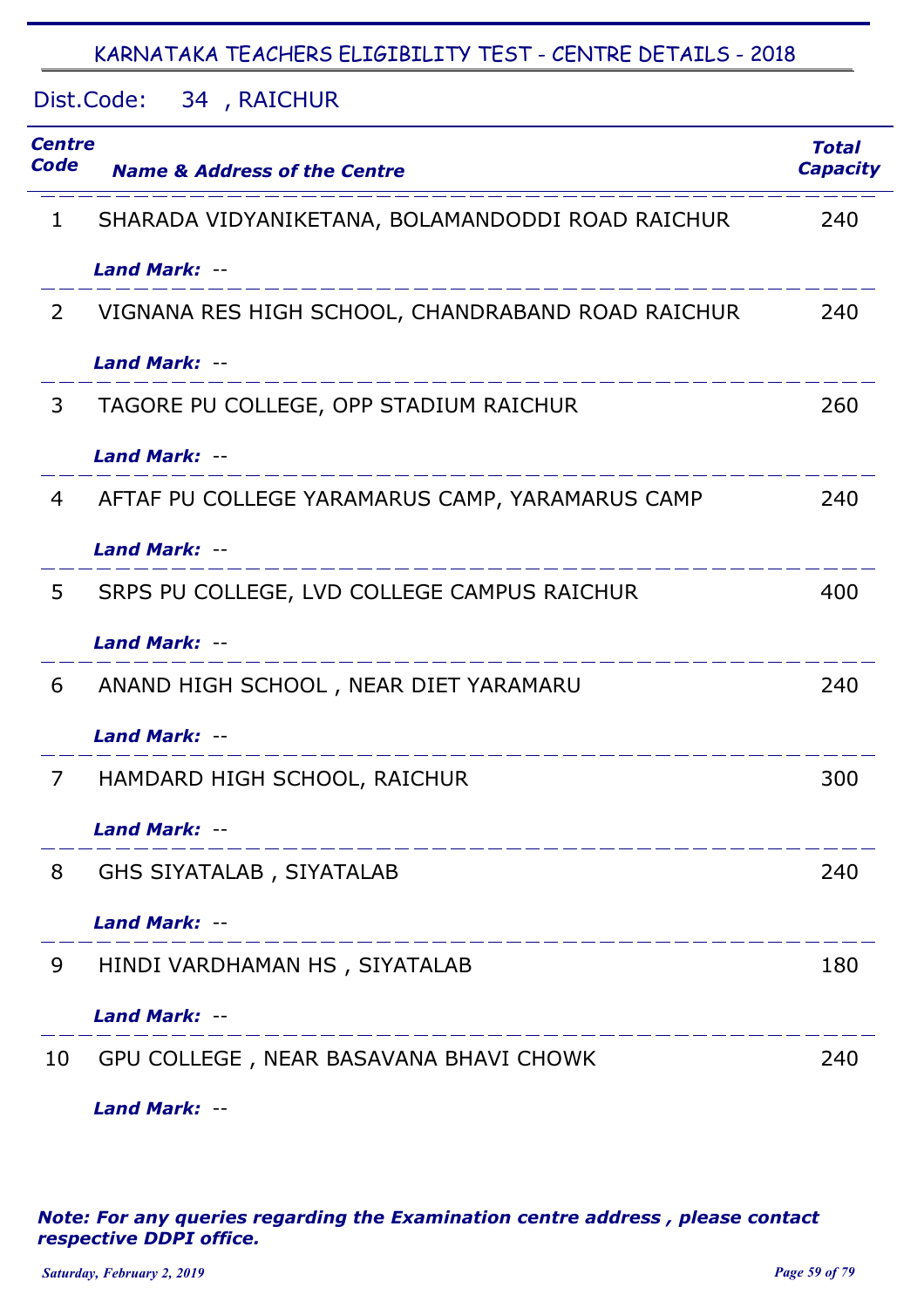# KARNATAKA TEACHERS ELIGIBILITY TEST - CENTRE DETAILS - 2018

## Dist.Code: 34 , RAICHUR

| *Centre Code* | *Name & Address of the Centre* | *Total Capacity* |
|---|---|---|
| 1 | SHARADA VIDYANIKETANA, BOLAMANDODDI ROAD RAICHUR<br>***Land Mark:*** -- | 240 |
| 2 | VIGNANA RES HIGH SCHOOL, CHANDRABAND ROAD RAICHUR<br>***Land Mark:*** -- | 240 |
| 3 | TAGORE PU COLLEGE, OPP STADIUM RAICHUR<br>***Land Mark:*** -- | 260 |
| 4 | AFTAF PU COLLEGE YARAMARUS CAMP, YARAMARUS CAMP<br>***Land Mark:*** -- | 240 |
| 5 | SRPS PU COLLEGE, LVD COLLEGE CAMPUS RAICHUR<br>***Land Mark:*** -- | 400 |
| 6 | ANAND HIGH SCHOOL , NEAR DIET YARAMARU<br>***Land Mark:*** -- | 240 |
| 7 | HAMDARD HIGH SCHOOL, RAICHUR<br>***Land Mark:*** -- | 300 |
| 8 | GHS SIYATALAB , SIYATALAB<br>***Land Mark:*** -- | 240 |
| 9 | HINDI VARDHAMAN HS , SIYATALAB<br>***Land Mark:*** -- | 180 |
| 10 | GPU COLLEGE , NEAR BASAVANA BHAVI CHOWK<br>***Land Mark:*** -- | 240 |

***Note: For any queries regarding the Examination centre address , please contact respective DDPI office.***

*Saturday, February 2, 2019*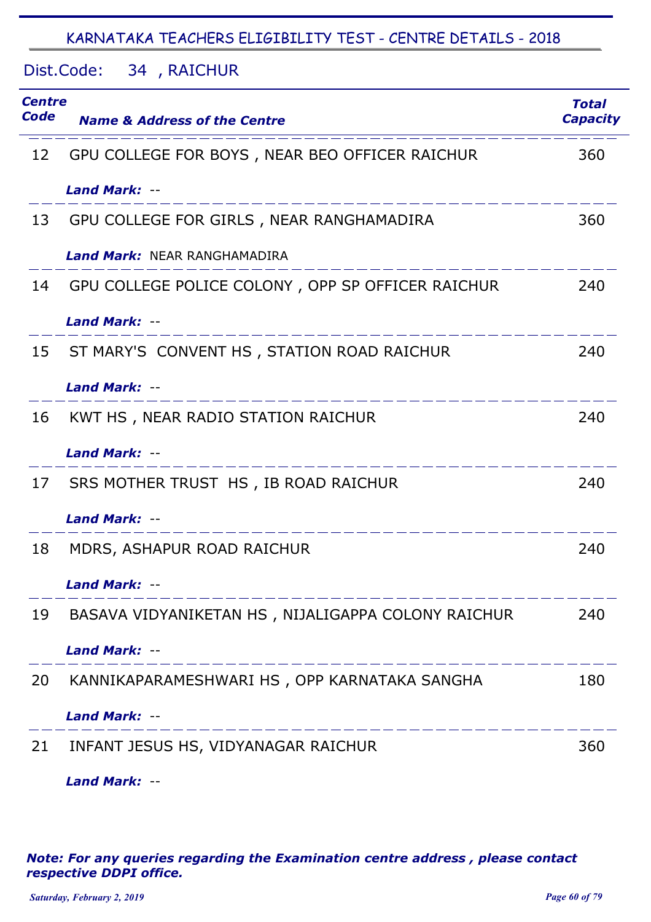## KARNATAKA TEACHERS ELIGIBILITY TEST - CENTRE DETAILS - 2018

Dist.Code: 34 , RAICHUR

| Centre Code | Name & Address of the Centre | Total Capacity |
|---|---|---|
| 12 | GPU COLLEGE FOR BOYS , NEAR BEO OFFICER RAICHUR<br>*Land Mark:* -- | 360 |
| 13 | GPU COLLEGE FOR GIRLS , NEAR RANGHAMADIRA<br>*Land Mark:* NEAR RANGHAMADIRA | 360 |
| 14 | GPU COLLEGE POLICE COLONY , OPP SP OFFICER RAICHUR<br>*Land Mark:* -- | 240 |
| 15 | ST MARY'S CONVENT HS , STATION ROAD RAICHUR<br>*Land Mark:* -- | 240 |
| 16 | KWT HS , NEAR RADIO STATION RAICHUR<br>*Land Mark:* -- | 240 |
| 17 | SRS MOTHER TRUST HS , IB ROAD RAICHUR<br>*Land Mark:* -- | 240 |
| 18 | MDRS, ASHAPUR ROAD RAICHUR<br>*Land Mark:* -- | 240 |
| 19 | BASAVA VIDYANIKETAN HS , NIJALIGAPPA COLONY RAICHUR<br>*Land Mark:* -- | 240 |
| 20 | KANNIKAPARAMESHWARI HS , OPP KARNATAKA SANGHA<br>*Land Mark:* -- | 180 |
| 21 | INFANT JESUS HS, VIDYANAGAR RAICHUR<br>*Land Mark:* -- | 360 |

***Note: For any queries regarding the Examination centre address , please contact respective DDPI office.***

*Saturday, February 2, 2019*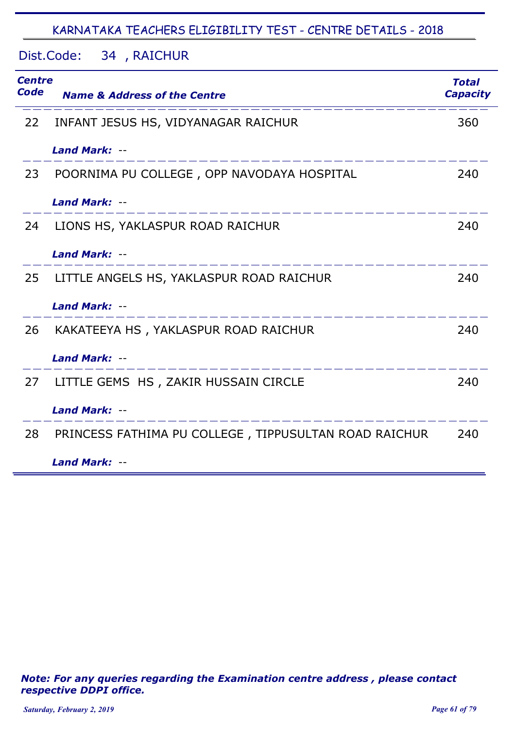## KARNATAKA TEACHERS ELIGIBILITY TEST - CENTRE DETAILS - 2018

Dist.Code: 34 , RAICHUR

| Centre Code | Name & Address of the Centre | Total Capacity |
|---|---|---|
| 22 | INFANT JESUS HS, VIDYANAGAR RAICHUR<br>***Land Mark:*** -- | 360 |
| 23 | POORNIMA PU COLLEGE , OPP NAVODAYA HOSPITAL<br>***Land Mark:*** -- | 240 |
| 24 | LIONS HS, YAKLASPUR ROAD RAICHUR<br>***Land Mark:*** -- | 240 |
| 25 | LITTLE ANGELS HS, YAKLASPUR ROAD RAICHUR<br>***Land Mark:*** -- | 240 |
| 26 | KAKATEEYA HS , YAKLASPUR ROAD RAICHUR<br>***Land Mark:*** -- | 240 |
| 27 | LITTLE GEMS HS , ZAKIR HUSSAIN CIRCLE<br>***Land Mark:*** -- | 240 |
| 28 | PRINCESS FATHIMA PU COLLEGE , TIPPUSULTAN ROAD RAICHUR<br>***Land Mark:*** -- | 240 |

***Note: For any queries regarding the Examination centre address , please contact respective DDPI office.***

*Saturday, February 2, 2019*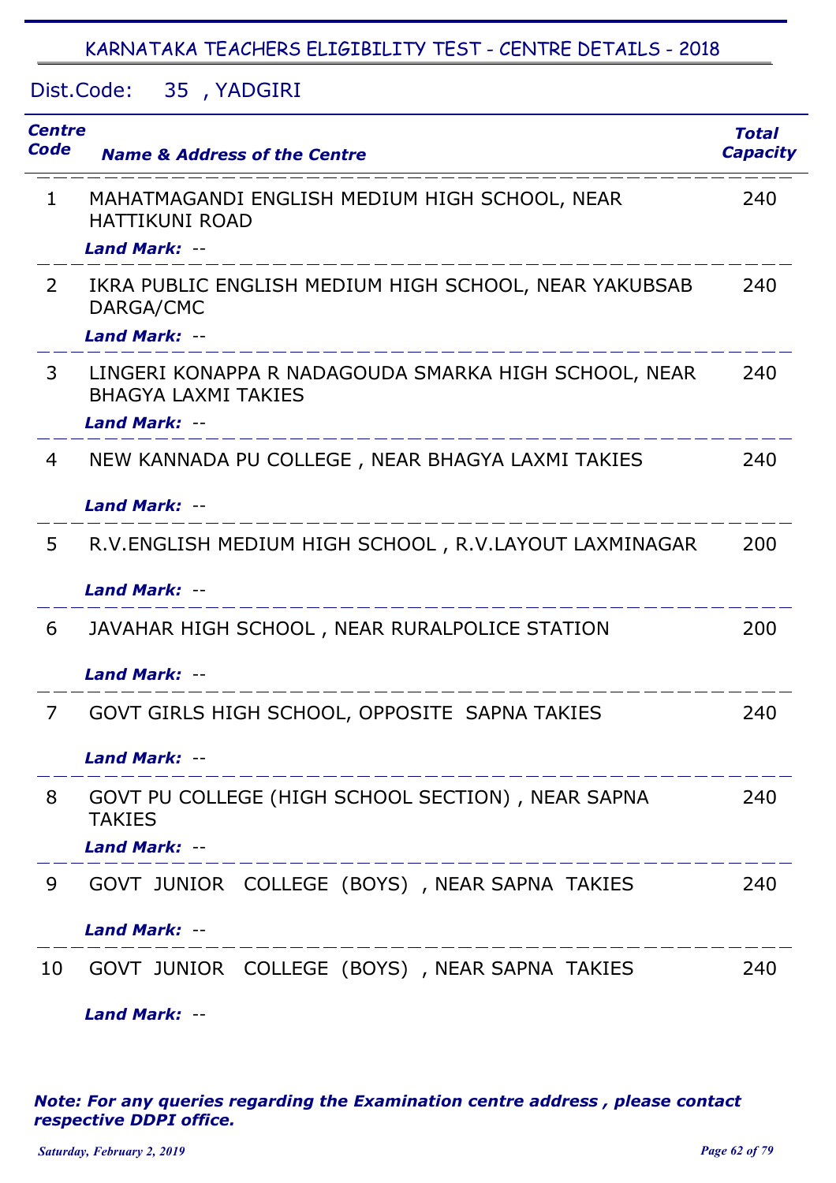## KARNATAKA TEACHERS ELIGIBILITY TEST - CENTRE DETAILS - 2018

Dist.Code: 35 , YADGIRI

| Centre Code | Name & Address of the Centre | Total Capacity |
|---|---|---|
| 1 | MAHATMAGANDI ENGLISH MEDIUM HIGH SCHOOL, NEAR HATTIKUNI ROAD<br>*Land Mark:* -- | 240 |
| 2 | IKRA PUBLIC ENGLISH MEDIUM HIGH SCHOOL, NEAR YAKUBSAB DARGA/CMC<br>*Land Mark:* -- | 240 |
| 3 | LINGERI KONAPPA R NADAGOUDA SMARKA HIGH SCHOOL, NEAR BHAGYA LAXMI TAKIES<br>*Land Mark:* -- | 240 |
| 4 | NEW KANNADA PU COLLEGE , NEAR BHAGYA LAXMI TAKIES<br>*Land Mark:* -- | 240 |
| 5 | R.V.ENGLISH MEDIUM HIGH SCHOOL , R.V.LAYOUT LAXMINAGAR<br>*Land Mark:* -- | 200 |
| 6 | JAVAHAR HIGH SCHOOL , NEAR RURALPOLICE STATION<br>*Land Mark:* -- | 200 |
| 7 | GOVT GIRLS HIGH SCHOOL, OPPOSITE SAPNA TAKIES<br>*Land Mark:* -- | 240 |
| 8 | GOVT PU COLLEGE (HIGH SCHOOL SECTION) , NEAR SAPNA TAKIES<br>*Land Mark:* -- | 240 |
| 9 | GOVT JUNIOR COLLEGE (BOYS) , NEAR SAPNA TAKIES<br>*Land Mark:* -- | 240 |
| 10 | GOVT JUNIOR COLLEGE (BOYS) , NEAR SAPNA TAKIES<br>*Land Mark:* -- | 240 |

***Note: For any queries regarding the Examination centre address , please contact respective DDPI office.***

*Saturday, February 2, 2019*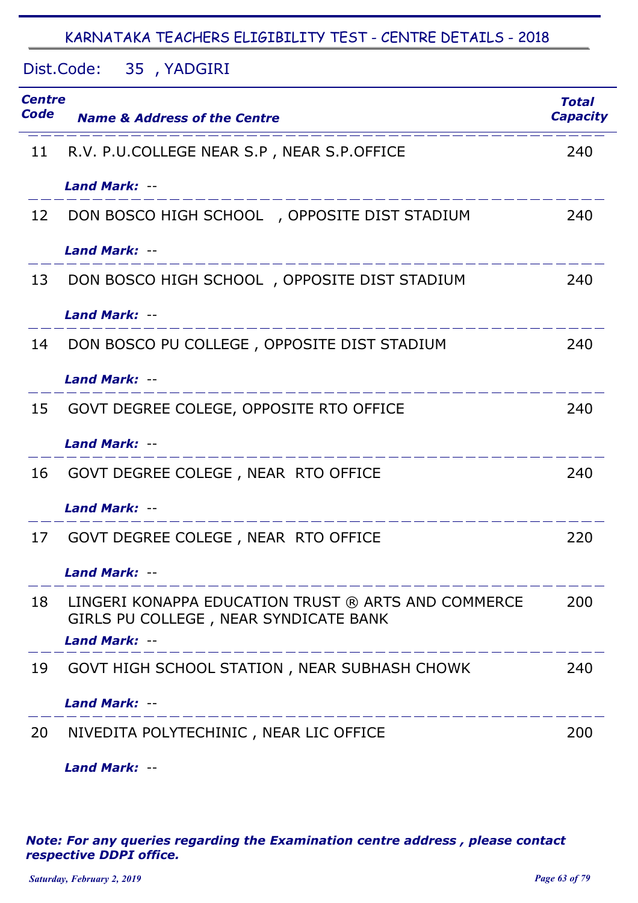## KARNATAKA TEACHERS ELIGIBILITY TEST - CENTRE DETAILS - 2018

Dist.Code: 35 , YADGIRI

| Centre Code | Name & Address of the Centre | Total Capacity |
|---|---|---|
| 11 | R.V. P.U.COLLEGE NEAR S.P , NEAR S.P.OFFICE<br>***Land Mark:*** -- | 240 |
| 12 | DON BOSCO HIGH SCHOOL , OPPOSITE DIST STADIUM<br>***Land Mark:*** -- | 240 |
| 13 | DON BOSCO HIGH SCHOOL , OPPOSITE DIST STADIUM<br>***Land Mark:*** -- | 240 |
| 14 | DON BOSCO PU COLLEGE , OPPOSITE DIST STADIUM<br>***Land Mark:*** -- | 240 |
| 15 | GOVT DEGREE COLEGE, OPPOSITE RTO OFFICE<br>***Land Mark:*** -- | 240 |
| 16 | GOVT DEGREE COLEGE , NEAR RTO OFFICE<br>***Land Mark:*** -- | 240 |
| 17 | GOVT DEGREE COLEGE , NEAR RTO OFFICE<br>***Land Mark:*** -- | 220 |
| 18 | LINGERI KONAPPA EDUCATION TRUST ® ARTS AND COMMERCE GIRLS PU COLLEGE , NEAR SYNDICATE BANK<br>***Land Mark:*** -- | 200 |
| 19 | GOVT HIGH SCHOOL STATION , NEAR SUBHASH CHOWK<br>***Land Mark:*** -- | 240 |
| 20 | NIVEDITA POLYTECHINIC , NEAR LIC OFFICE<br>***Land Mark:*** -- | 200 |

***Note: For any queries regarding the Examination centre address , please contact respective DDPI office.***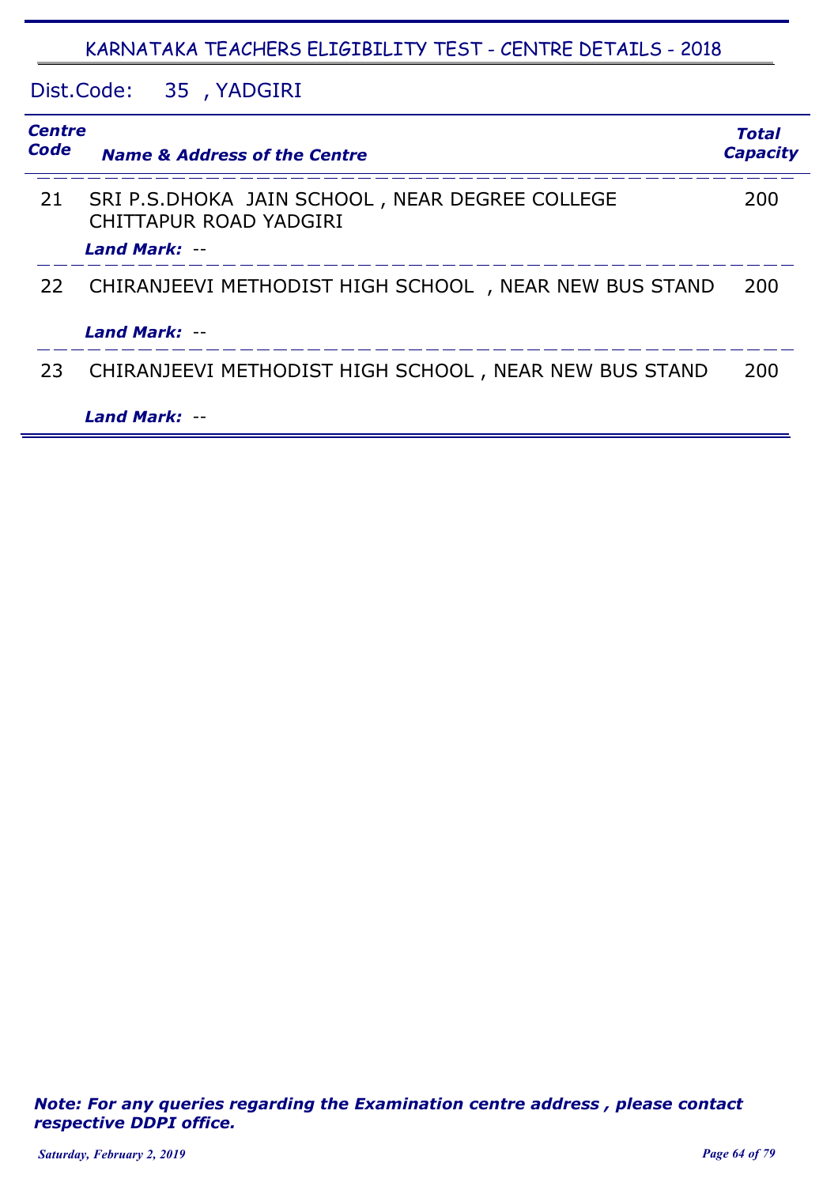# KARNATAKA TEACHERS ELIGIBILITY TEST - CENTRE DETAILS - 2018

Dist.Code: 35 , YADGIRI

| *Centre Code* | *Name & Address of the Centre* | *Total Capacity* |
|---|---|---|
| 21 | SRI P.S.DHOKA JAIN SCHOOL , NEAR DEGREE COLLEGE CHITTAPUR ROAD YADGIRI<br>***Land Mark:*** -- | 200 |
| 22 | CHIRANJEEVI METHODIST HIGH SCHOOL , NEAR NEW BUS STAND<br>***Land Mark:*** -- | 200 |
| 23 | CHIRANJEEVI METHODIST HIGH SCHOOL , NEAR NEW BUS STAND<br>***Land Mark:*** -- | 200 |

***Note: For any queries regarding the Examination centre address , please contact respective DDPI office.***

*Saturday, February 2, 2019*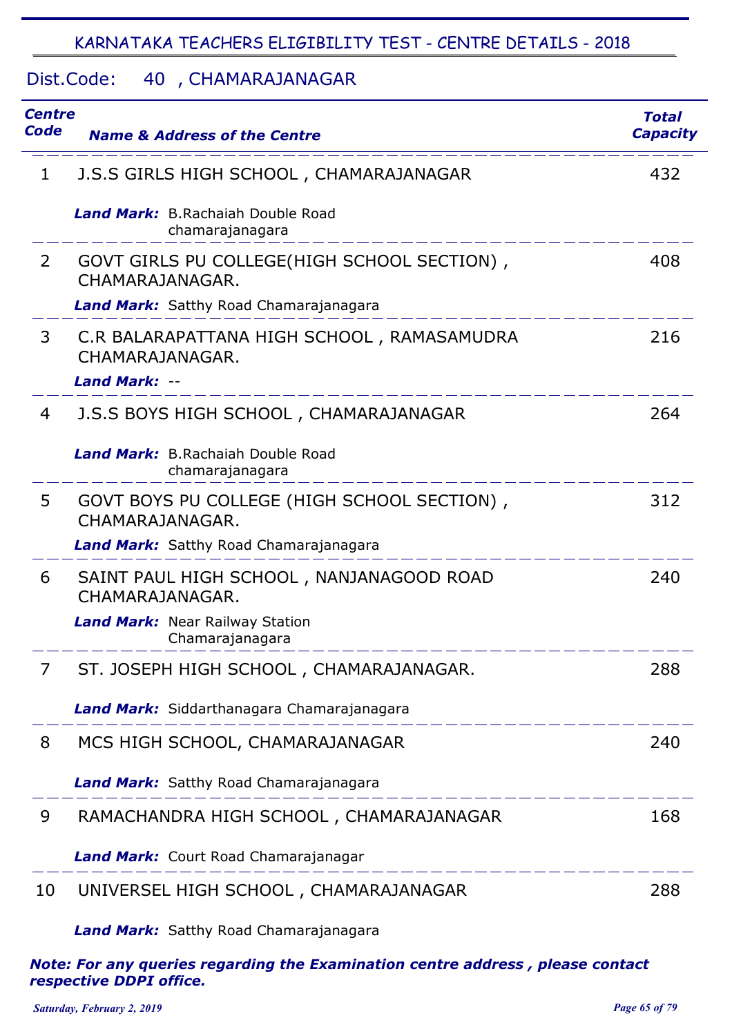## KARNATAKA TEACHERS ELIGIBILITY TEST - CENTRE DETAILS - 2018

### Dist.Code: 40 , CHAMARAJANAGAR

| Centre Code | Name & Address of the Centre | Total Capacity |
|---|---|---|
| 1 | J.S.S GIRLS HIGH SCHOOL , CHAMARAJANAGAR<br>***Land Mark:*** B.Rachaiah Double Road chamarajanagara | 432 |
| 2 | GOVT GIRLS PU COLLEGE(HIGH SCHOOL SECTION) , CHAMARAJANAGAR.<br>***Land Mark:*** Satthy Road Chamarajanagara | 408 |
| 3 | C.R BALARAPATTANA HIGH SCHOOL , RAMASAMUDRA CHAMARAJANAGAR.<br>***Land Mark:*** -- | 216 |
| 4 | J.S.S BOYS HIGH SCHOOL , CHAMARAJANAGAR<br>***Land Mark:*** B.Rachaiah Double Road chamarajanagara | 264 |
| 5 | GOVT BOYS PU COLLEGE (HIGH SCHOOL SECTION) , CHAMARAJANAGAR.<br>***Land Mark:*** Satthy Road Chamarajanagara | 312 |
| 6 | SAINT PAUL HIGH SCHOOL , NANJANAGOOD ROAD CHAMARAJANAGAR.<br>***Land Mark:*** Near Railway Station Chamarajanagara | 240 |
| 7 | ST. JOSEPH HIGH SCHOOL , CHAMARAJANAGAR.<br>***Land Mark:*** Siddarthanagara Chamarajanagara | 288 |
| 8 | MCS HIGH SCHOOL, CHAMARAJANAGAR<br>***Land Mark:*** Satthy Road Chamarajanagara | 240 |
| 9 | RAMACHANDRA HIGH SCHOOL , CHAMARAJANAGAR<br>***Land Mark:*** Court Road Chamarajanagar | 168 |
| 10 | UNIVERSEL HIGH SCHOOL , CHAMARAJANAGAR<br>***Land Mark:*** Satthy Road Chamarajanagara | 288 |

***Note: For any queries regarding the Examination centre address , please contact respective DDPI office.***

*Saturday, February 2, 2019*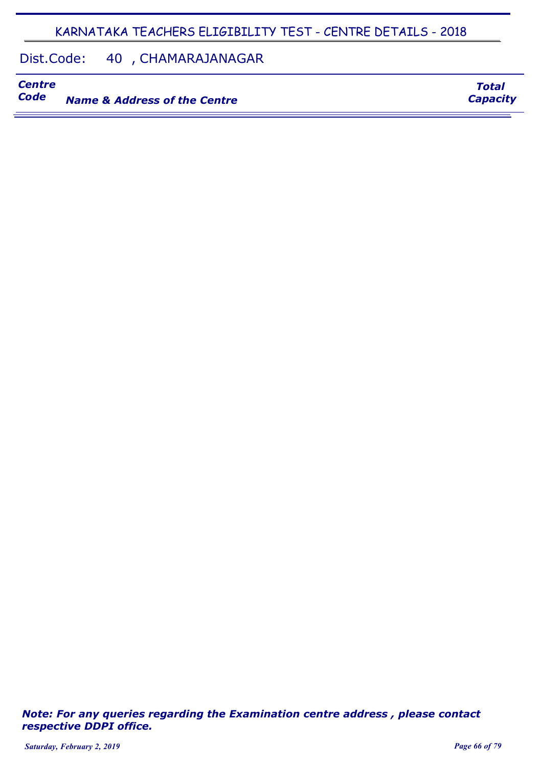# KARNATAKA TEACHERS ELIGIBILITY TEST - CENTRE DETAILS - 2018

## Dist.Code: 40 , CHAMARAJANAGAR

| *Centre Code* | *Name & Address of the Centre* | *Total Capacity* |
|---|---|---|

***Note: For any queries regarding the Examination centre address , please contact respective DDPI office.***

*Saturday, February 2, 2019*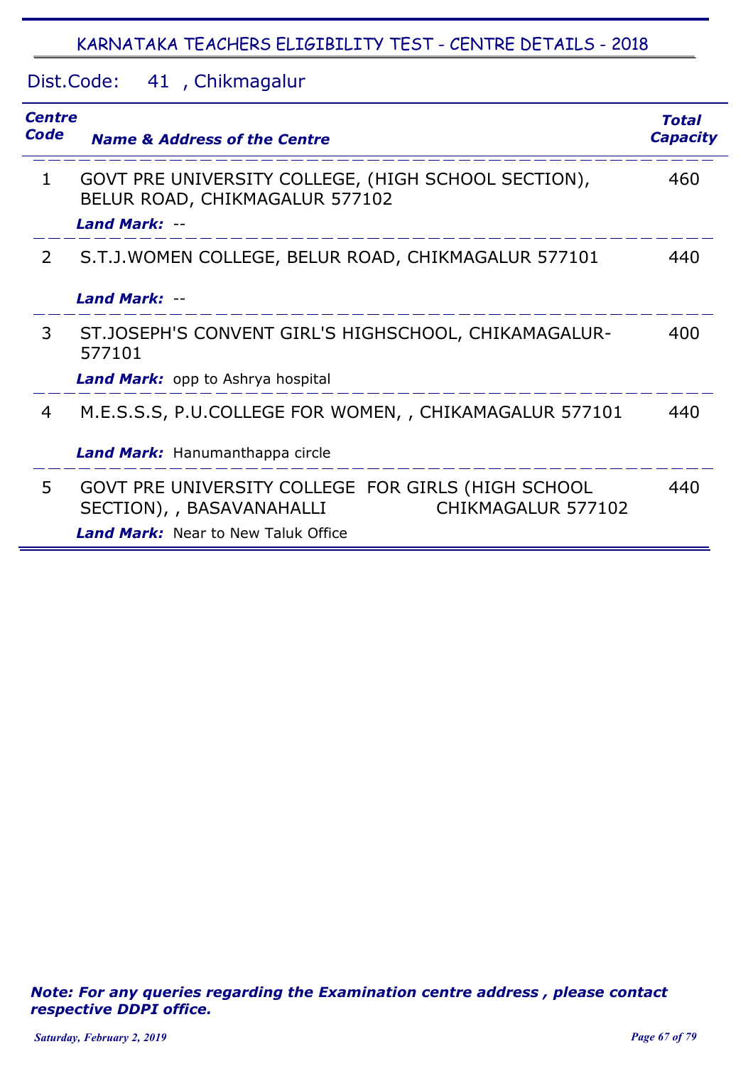## KARNATAKA TEACHERS ELIGIBILITY TEST - CENTRE DETAILS - 2018

Dist.Code: 41 , Chikmagalur

| *Centre Code* | *Name & Address of the Centre* | *Total Capacity* |
|---|---|---|
| 1 | GOVT PRE UNIVERSITY COLLEGE, (HIGH SCHOOL SECTION), BELUR ROAD, CHIKMAGALUR 577102<br>***Land Mark:*** -- | 460 |
| 2 | S.T.J.WOMEN COLLEGE, BELUR ROAD, CHIKMAGALUR 577101<br>***Land Mark:*** -- | 440 |
| 3 | ST.JOSEPH'S CONVENT GIRL'S HIGHSCHOOL, CHIKAMAGALUR-577101<br>***Land Mark:*** opp to Ashrya hospital | 400 |
| 4 | M.E.S.S.S, P.U.COLLEGE FOR WOMEN, , CHIKAMAGALUR 577101<br>***Land Mark:*** Hanumanthappa circle | 440 |
| 5 | GOVT PRE UNIVERSITY COLLEGE FOR GIRLS (HIGH SCHOOL SECTION), , BASAVANAHALLI CHIKMAGALUR 577102<br>***Land Mark:*** Near to New Taluk Office | 440 |

***Note: For any queries regarding the Examination centre address , please contact respective DDPI office.***

*Saturday, February 2, 2019*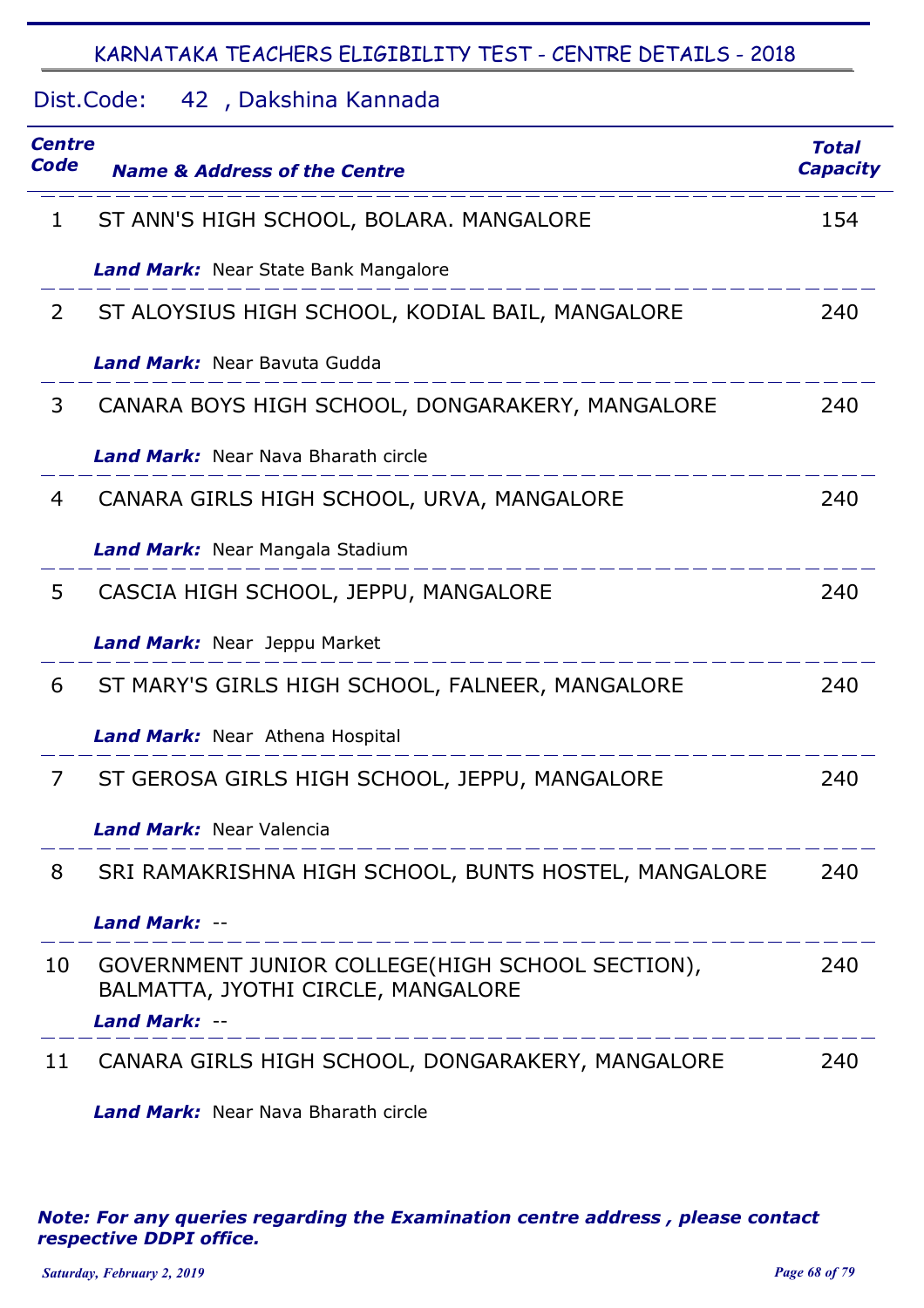## KARNATAKA TEACHERS ELIGIBILITY TEST - CENTRE DETAILS - 2018

### Dist.Code: 42 , Dakshina Kannada

| Centre Code | Name & Address of the Centre | Total Capacity |
|---|---|---|
| 1 | ST ANN'S HIGH SCHOOL, BOLARA. MANGALORE<br>***Land Mark:*** Near State Bank Mangalore | 154 |
| 2 | ST ALOYSIUS HIGH SCHOOL, KODIAL BAIL, MANGALORE<br>***Land Mark:*** Near Bavuta Gudda | 240 |
| 3 | CANARA BOYS HIGH SCHOOL, DONGARAKERY, MANGALORE<br>***Land Mark:*** Near Nava Bharath circle | 240 |
| 4 | CANARA GIRLS HIGH SCHOOL, URVA, MANGALORE<br>***Land Mark:*** Near Mangala Stadium | 240 |
| 5 | CASCIA HIGH SCHOOL, JEPPU, MANGALORE<br>***Land Mark:*** Near Jeppu Market | 240 |
| 6 | ST MARY'S GIRLS HIGH SCHOOL, FALNEER, MANGALORE<br>***Land Mark:*** Near Athena Hospital | 240 |
| 7 | ST GEROSA GIRLS HIGH SCHOOL, JEPPU, MANGALORE<br>***Land Mark:*** Near Valencia | 240 |
| 8 | SRI RAMAKRISHNA HIGH SCHOOL, BUNTS HOSTEL, MANGALORE<br>***Land Mark:*** -- | 240 |
| 10 | GOVERNMENT JUNIOR COLLEGE(HIGH SCHOOL SECTION), BALMATTA, JYOTHI CIRCLE, MANGALORE<br>***Land Mark:*** -- | 240 |
| 11 | CANARA GIRLS HIGH SCHOOL, DONGARAKERY, MANGALORE<br>***Land Mark:*** Near Nava Bharath circle | 240 |

***Note: For any queries regarding the Examination centre address , please contact respective DDPI office.***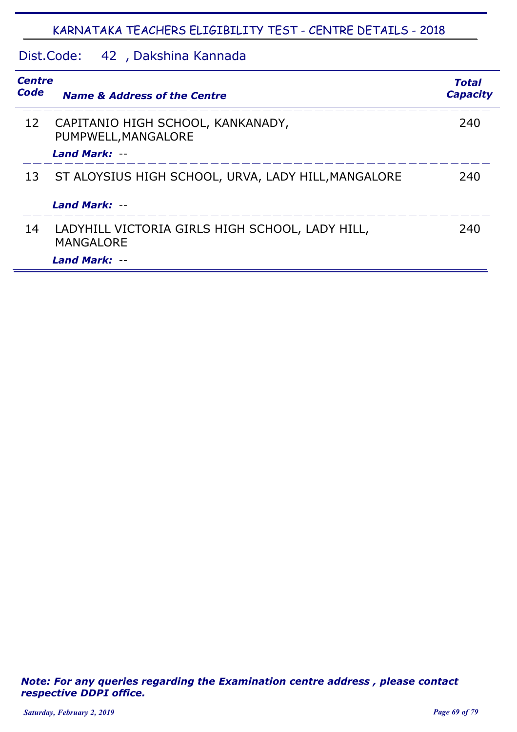# KARNATAKA TEACHERS ELIGIBILITY TEST - CENTRE DETAILS - 2018

## Dist.Code: 42 , Dakshina Kannada

| *Centre Code* | *Name & Address of the Centre* | *Total Capacity* |
|---|---|---|
| 12 | CAPITANIO HIGH SCHOOL, KANKANADY, PUMPWELL,MANGALORE<br>***Land Mark:*** -- | 240 |
| 13 | ST ALOYSIUS HIGH SCHOOL, URVA, LADY HILL,MANGALORE<br>***Land Mark:*** -- | 240 |
| 14 | LADYHILL VICTORIA GIRLS HIGH SCHOOL, LADY HILL, MANGALORE<br>***Land Mark:*** -- | 240 |

***Note: For any queries regarding the Examination centre address , please contact respective DDPI office.***

*Saturday, February 2, 2019*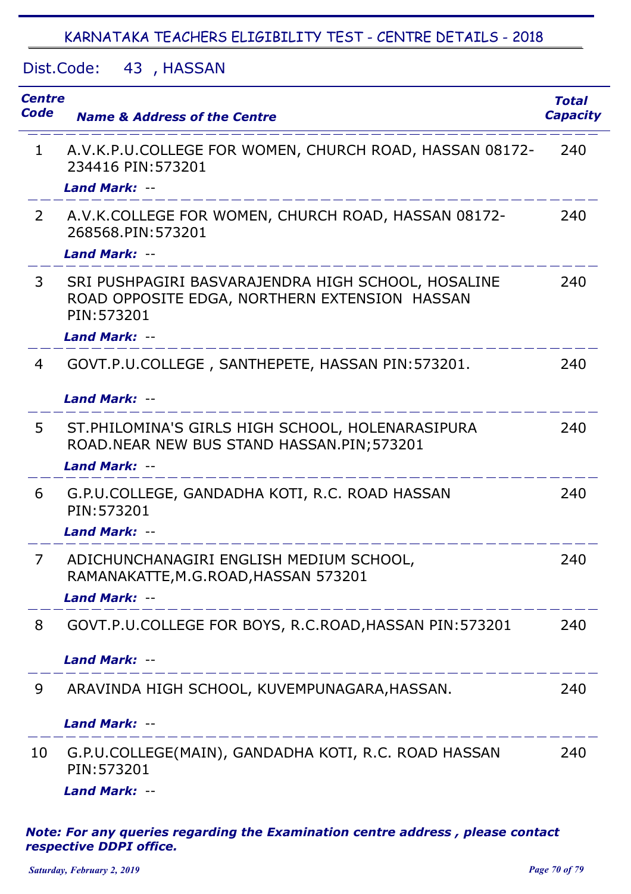## KARNATAKA TEACHERS ELIGIBILITY TEST - CENTRE DETAILS - 2018

Dist.Code: 43 , HASSAN

| Centre Code | Name & Address of the Centre | Total Capacity |
|---|---|---|
| 1 | A.V.K.P.U.COLLEGE FOR WOMEN, CHURCH ROAD, HASSAN 08172-234416 PIN:573201<br>***Land Mark:*** -- | 240 |
| 2 | A.V.K.COLLEGE FOR WOMEN, CHURCH ROAD, HASSAN 08172-268568.PIN:573201<br>***Land Mark:*** -- | 240 |
| 3 | SRI PUSHPAGIRI BASVARAJENDRA HIGH SCHOOL, HOSALINE ROAD OPPOSITE EDGA, NORTHERN EXTENSION HASSAN PIN:573201<br>***Land Mark:*** -- | 240 |
| 4 | GOVT.P.U.COLLEGE , SANTHEPETE, HASSAN PIN:573201.<br>***Land Mark:*** -- | 240 |
| 5 | ST.PHILOMINA'S GIRLS HIGH SCHOOL, HOLENARASIPURA ROAD.NEAR NEW BUS STAND HASSAN.PIN;573201<br>***Land Mark:*** -- | 240 |
| 6 | G.P.U.COLLEGE, GANDADHA KOTI, R.C. ROAD HASSAN PIN:573201<br>***Land Mark:*** -- | 240 |
| 7 | ADICHUNCHANAGIRI ENGLISH MEDIUM SCHOOL, RAMANAKATTE,M.G.ROAD,HASSAN 573201<br>***Land Mark:*** -- | 240 |
| 8 | GOVT.P.U.COLLEGE FOR BOYS, R.C.ROAD,HASSAN PIN:573201<br>***Land Mark:*** -- | 240 |
| 9 | ARAVINDA HIGH SCHOOL, KUVEMPUNAGARA,HASSAN.<br>***Land Mark:*** -- | 240 |
| 10 | G.P.U.COLLEGE(MAIN), GANDADHA KOTI, R.C. ROAD HASSAN PIN:573201<br>***Land Mark:*** -- | 240 |

***Note: For any queries regarding the Examination centre address , please contact respective DDPI office.***

*Saturday, February 2, 2019*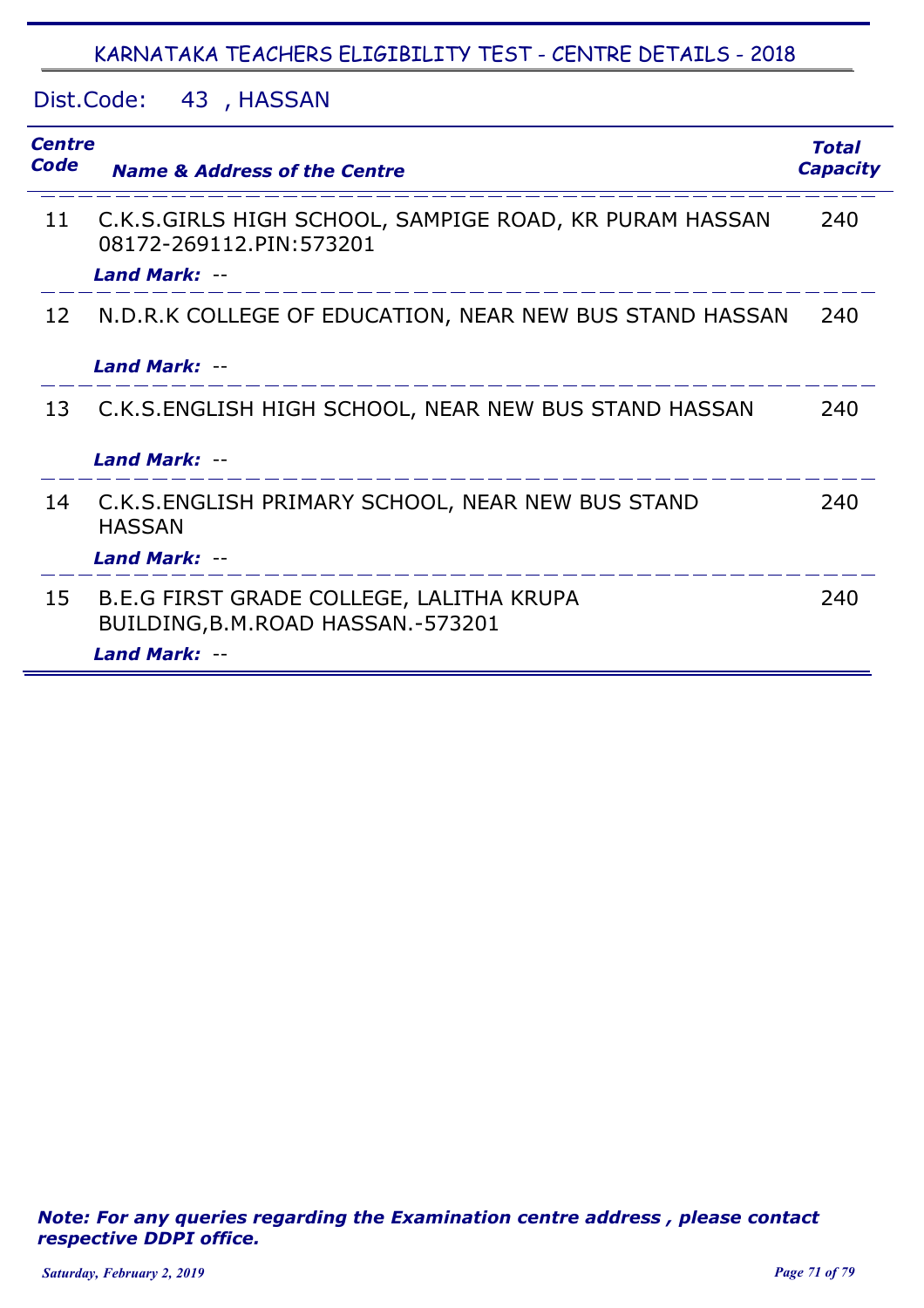## KARNATAKA TEACHERS ELIGIBILITY TEST - CENTRE DETAILS - 2018

### Dist.Code: 43 , HASSAN

| Centre Code | Name & Address of the Centre | Total Capacity |
|---|---|---|
| 11 | C.K.S.GIRLS HIGH SCHOOL, SAMPIGE ROAD, KR PURAM HASSAN 08172-269112.PIN:573201<br>***Land Mark:*** -- | 240 |
| 12 | N.D.R.K COLLEGE OF EDUCATION, NEAR NEW BUS STAND HASSAN<br>***Land Mark:*** -- | 240 |
| 13 | C.K.S.ENGLISH HIGH SCHOOL, NEAR NEW BUS STAND HASSAN<br>***Land Mark:*** -- | 240 |
| 14 | C.K.S.ENGLISH PRIMARY SCHOOL, NEAR NEW BUS STAND HASSAN<br>***Land Mark:*** -- | 240 |
| 15 | B.E.G FIRST GRADE COLLEGE, LALITHA KRUPA BUILDING,B.M.ROAD HASSAN.-573201<br>***Land Mark:*** -- | 240 |

***Note: For any queries regarding the Examination centre address , please contact respective DDPI office.***

*Saturday, February 2, 2019*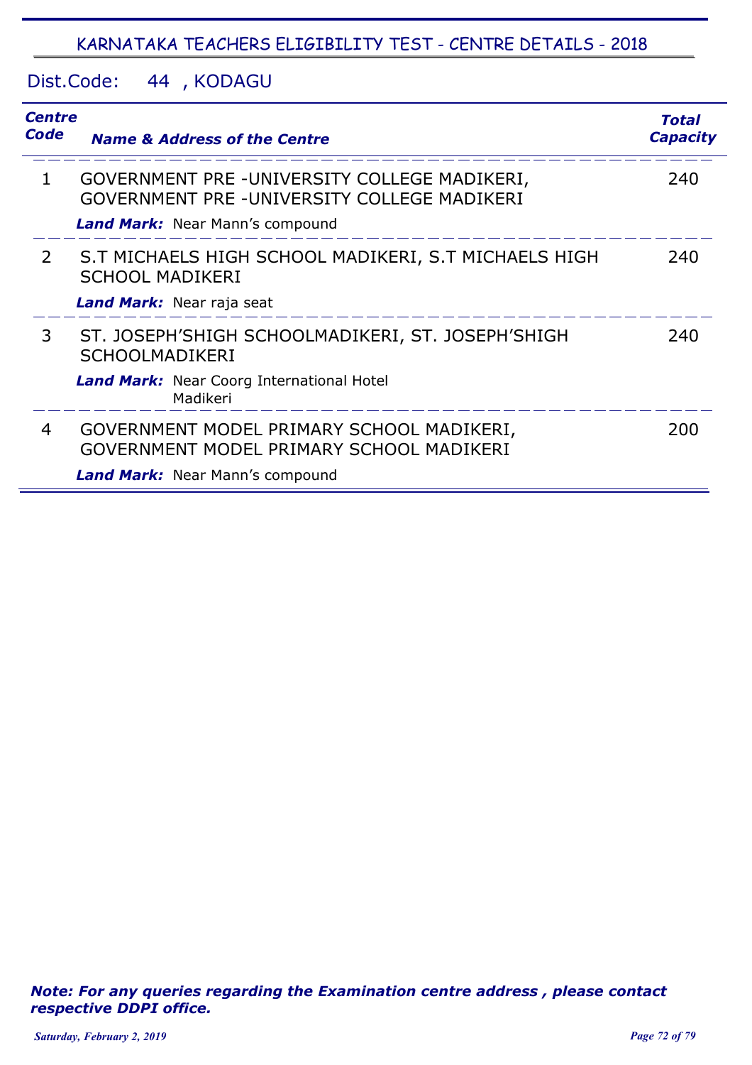## KARNATAKA TEACHERS ELIGIBILITY TEST - CENTRE DETAILS - 2018

Dist.Code: 44 , KODAGU

| Centre Code | Name & Address of the Centre | Total Capacity |
|---|---|---|
| 1 | GOVERNMENT PRE -UNIVERSITY COLLEGE MADIKERI, GOVERNMENT PRE -UNIVERSITY COLLEGE MADIKERI<br>***Land Mark:*** Near Mann's compound | 240 |
| 2 | S.T MICHAELS HIGH SCHOOL MADIKERI, S.T MICHAELS HIGH SCHOOL MADIKERI<br>***Land Mark:*** Near raja seat | 240 |
| 3 | ST. JOSEPH'SHIGH SCHOOLMADIKERI, ST. JOSEPH'SHIGH SCHOOLMADIKERI<br>***Land Mark:*** Near Coorg International Hotel Madikeri | 240 |
| 4 | GOVERNMENT MODEL PRIMARY SCHOOL MADIKERI, GOVERNMENT MODEL PRIMARY SCHOOL MADIKERI<br>***Land Mark:*** Near Mann's compound | 200 |

***Note: For any queries regarding the Examination centre address , please contact respective DDPI office.***

*Saturday, February 2, 2019*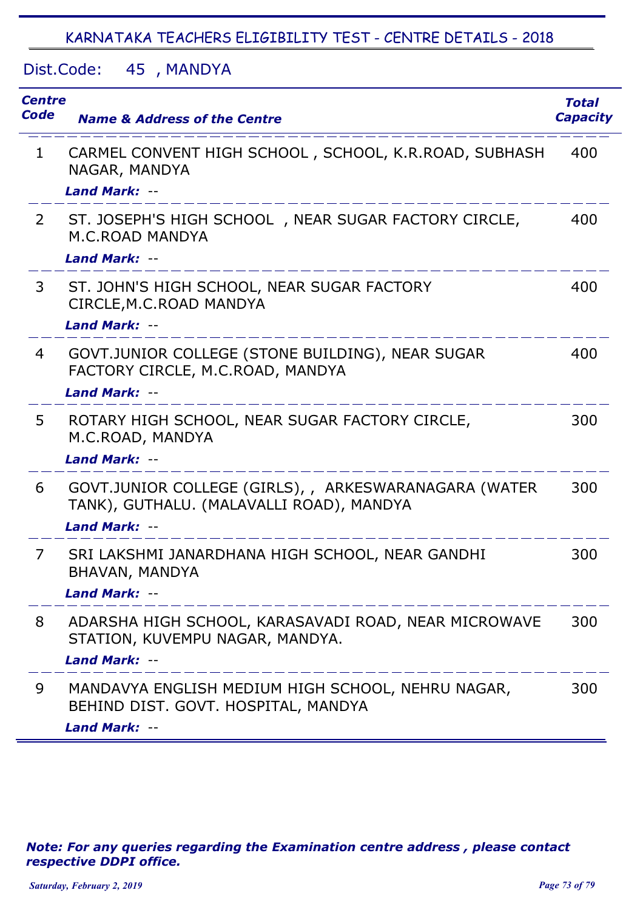## KARNATAKA TEACHERS ELIGIBILITY TEST - CENTRE DETAILS - 2018

Dist.Code: 45 , MANDYA

| *Centre Code* | *Name & Address of the Centre* | *Total Capacity* |
|---|---|---|
| 1 | CARMEL CONVENT HIGH SCHOOL , SCHOOL, K.R.ROAD, SUBHASH NAGAR, MANDYA<br>*Land Mark:* -- | 400 |
| 2 | ST. JOSEPH'S HIGH SCHOOL , NEAR SUGAR FACTORY CIRCLE, M.C.ROAD MANDYA<br>*Land Mark:* -- | 400 |
| 3 | ST. JOHN'S HIGH SCHOOL, NEAR SUGAR FACTORY CIRCLE,M.C.ROAD MANDYA<br>*Land Mark:* -- | 400 |
| 4 | GOVT.JUNIOR COLLEGE (STONE BUILDING), NEAR SUGAR FACTORY CIRCLE, M.C.ROAD, MANDYA<br>*Land Mark:* -- | 400 |
| 5 | ROTARY HIGH SCHOOL, NEAR SUGAR FACTORY CIRCLE, M.C.ROAD, MANDYA<br>*Land Mark:* -- | 300 |
| 6 | GOVT.JUNIOR COLLEGE (GIRLS), , ARKESWARANAGARA (WATER TANK), GUTHALU. (MALAVALLI ROAD), MANDYA<br>*Land Mark:* -- | 300 |
| 7 | SRI LAKSHMI JANARDHANA HIGH SCHOOL, NEAR GANDHI BHAVAN, MANDYA<br>*Land Mark:* -- | 300 |
| 8 | ADARSHA HIGH SCHOOL, KARASAVADI ROAD, NEAR MICROWAVE STATION, KUVEMPU NAGAR, MANDYA.<br>*Land Mark:* -- | 300 |
| 9 | MANDAVYA ENGLISH MEDIUM HIGH SCHOOL, NEHRU NAGAR, BEHIND DIST. GOVT. HOSPITAL, MANDYA<br>*Land Mark:* -- | 300 |

***Note: For any queries regarding the Examination centre address , please contact respective DDPI office.***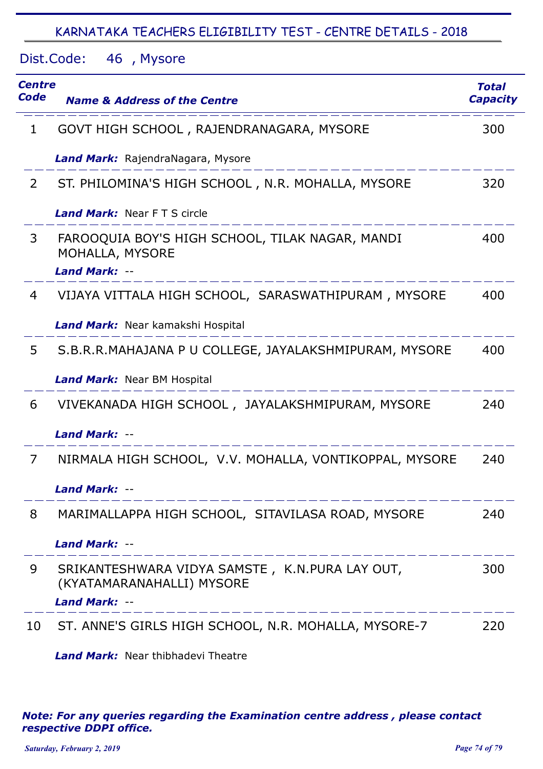## KARNATAKA TEACHERS ELIGIBILITY TEST - CENTRE DETAILS - 2018

Dist.Code: 46 , Mysore

| Centre Code | Name & Address of the Centre | Total Capacity |
|---|---|---|
| 1 | GOVT HIGH SCHOOL , RAJENDRANAGARA, MYSORE<br>***Land Mark:*** RajendraNagara, Mysore | 300 |
| 2 | ST. PHILOMINA'S HIGH SCHOOL , N.R. MOHALLA, MYSORE<br>***Land Mark:*** Near F T S circle | 320 |
| 3 | FAROOQUIA BOY'S HIGH SCHOOL, TILAK NAGAR, MANDI MOHALLA, MYSORE<br>***Land Mark:*** -- | 400 |
| 4 | VIJAYA VITTALA HIGH SCHOOL, SARASWATHIPURAM , MYSORE<br>***Land Mark:*** Near kamakshi Hospital | 400 |
| 5 | S.B.R.R.MAHAJANA P U COLLEGE, JAYALAKSHMIPURAM, MYSORE<br>***Land Mark:*** Near BM Hospital | 400 |
| 6 | VIVEKANADA HIGH SCHOOL , JAYALAKSHMIPURAM, MYSORE<br>***Land Mark:*** -- | 240 |
| 7 | NIRMALA HIGH SCHOOL, V.V. MOHALLA, VONTIKOPPAL, MYSORE<br>***Land Mark:*** -- | 240 |
| 8 | MARIMALLAPPA HIGH SCHOOL, SITAVILASA ROAD, MYSORE<br>***Land Mark:*** -- | 240 |
| 9 | SRIKANTESHWARA VIDYA SAMSTE , K.N.PURA LAY OUT, (KYATAMARANAHALLI) MYSORE<br>***Land Mark:*** -- | 300 |
| 10 | ST. ANNE'S GIRLS HIGH SCHOOL, N.R. MOHALLA, MYSORE-7<br>***Land Mark:*** Near thibhadevi Theatre | 220 |

***Note: For any queries regarding the Examination centre address , please contact respective DDPI office.***

*Saturday, February 2, 2019*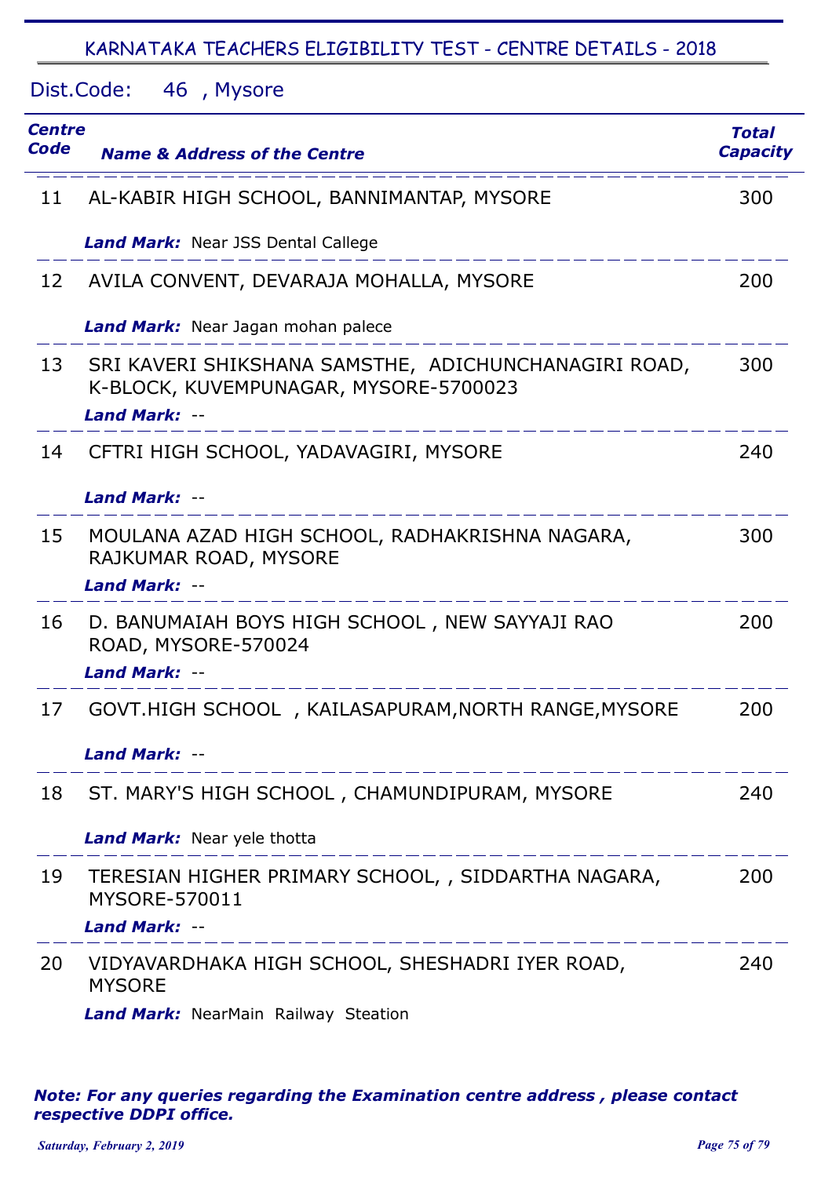# KARNATAKA TEACHERS ELIGIBILITY TEST - CENTRE DETAILS - 2018

## Dist.Code: 46 , Mysore

| Centre Code | Name & Address of the Centre | Total Capacity |
|---|---|---|
| 11 | AL-KABIR HIGH SCHOOL, BANNIMANTAP, MYSORE<br>***Land Mark:*** Near JSS Dental Callege | 300 |
| 12 | AVILA CONVENT, DEVARAJA MOHALLA, MYSORE<br>***Land Mark:*** Near Jagan mohan palece | 200 |
| 13 | SRI KAVERI SHIKSHANA SAMSTHE, ADICHUNCHANAGIRI ROAD, K-BLOCK, KUVEMPUNAGAR, MYSORE-5700023<br>***Land Mark:*** -- | 300 |
| 14 | CFTRI HIGH SCHOOL, YADAVAGIRI, MYSORE<br>***Land Mark:*** -- | 240 |
| 15 | MOULANA AZAD HIGH SCHOOL, RADHAKRISHNA NAGARA, RAJKUMAR ROAD, MYSORE<br>***Land Mark:*** -- | 300 |
| 16 | D. BANUMAIAH BOYS HIGH SCHOOL , NEW SAYYAJI RAO ROAD, MYSORE-570024<br>***Land Mark:*** -- | 200 |
| 17 | GOVT.HIGH SCHOOL , KAILASAPURAM,NORTH RANGE,MYSORE<br>***Land Mark:*** -- | 200 |
| 18 | ST. MARY'S HIGH SCHOOL , CHAMUNDIPURAM, MYSORE<br>***Land Mark:*** Near yele thotta | 240 |
| 19 | TERESIAN HIGHER PRIMARY SCHOOL, , SIDDARTHA NAGARA, MYSORE-570011<br>***Land Mark:*** -- | 200 |
| 20 | VIDYAVARDHAKA HIGH SCHOOL, SHESHADRI IYER ROAD, MYSORE<br>***Land Mark:*** NearMain Railway Steation | 240 |

***Note: For any queries regarding the Examination centre address , please contact respective DDPI office.***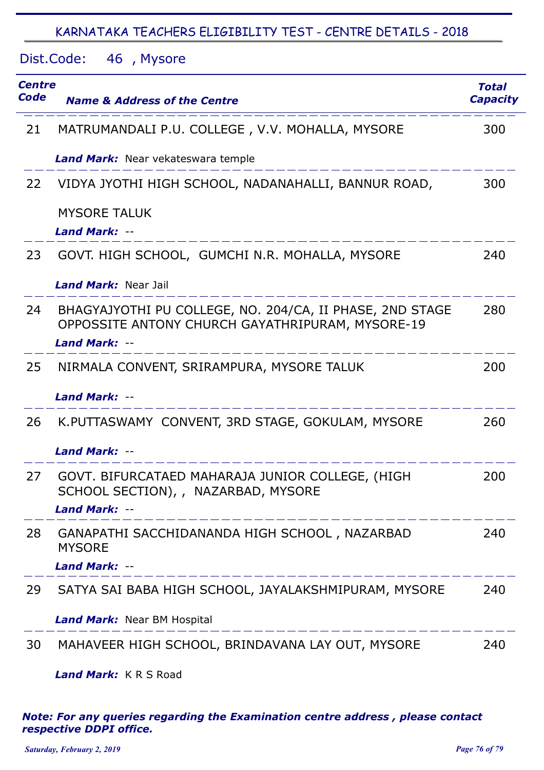## KARNATAKA TEACHERS ELIGIBILITY TEST - CENTRE DETAILS - 2018

Dist.Code: 46 , Mysore

| Centre Code | Name & Address of the Centre | Total Capacity |
|---|---|---|
| 21 | MATRUMANDALI P.U. COLLEGE , V.V. MOHALLA, MYSORE<br>***Land Mark:*** Near vekateswara temple | 300 |
| 22 | VIDYA JYOTHI HIGH SCHOOL, NADANAHALLI, BANNUR ROAD, MYSORE TALUK<br>***Land Mark:*** -- | 300 |
| 23 | GOVT. HIGH SCHOOL, GUMCHI N.R. MOHALLA, MYSORE<br>***Land Mark:*** Near Jail | 240 |
| 24 | BHAGYAJYOTHI PU COLLEGE, NO. 204/CA, II PHASE, 2ND STAGE OPPOSSITE ANTONY CHURCH GAYATHRIPURAM, MYSORE-19<br>***Land Mark:*** -- | 280 |
| 25 | NIRMALA CONVENT, SRIRAMPURA, MYSORE TALUK<br>***Land Mark:*** -- | 200 |
| 26 | K.PUTTASWAMY CONVENT, 3RD STAGE, GOKULAM, MYSORE<br>***Land Mark:*** -- | 260 |
| 27 | GOVT. BIFURCATAED MAHARAJA JUNIOR COLLEGE, (HIGH SCHOOL SECTION), , NAZARBAD, MYSORE<br>***Land Mark:*** -- | 200 |
| 28 | GANAPATHI SACCHIDANANDA HIGH SCHOOL , NAZARBAD MYSORE<br>***Land Mark:*** -- | 240 |
| 29 | SATYA SAI BABA HIGH SCHOOL, JAYALAKSHMIPURAM, MYSORE<br>***Land Mark:*** Near BM Hospital | 240 |
| 30 | MAHAVEER HIGH SCHOOL, BRINDAVANA LAY OUT, MYSORE<br>***Land Mark:*** K R S Road | 240 |

***Note: For any queries regarding the Examination centre address , please contact respective DDPI office.***

*Saturday, February 2, 2019*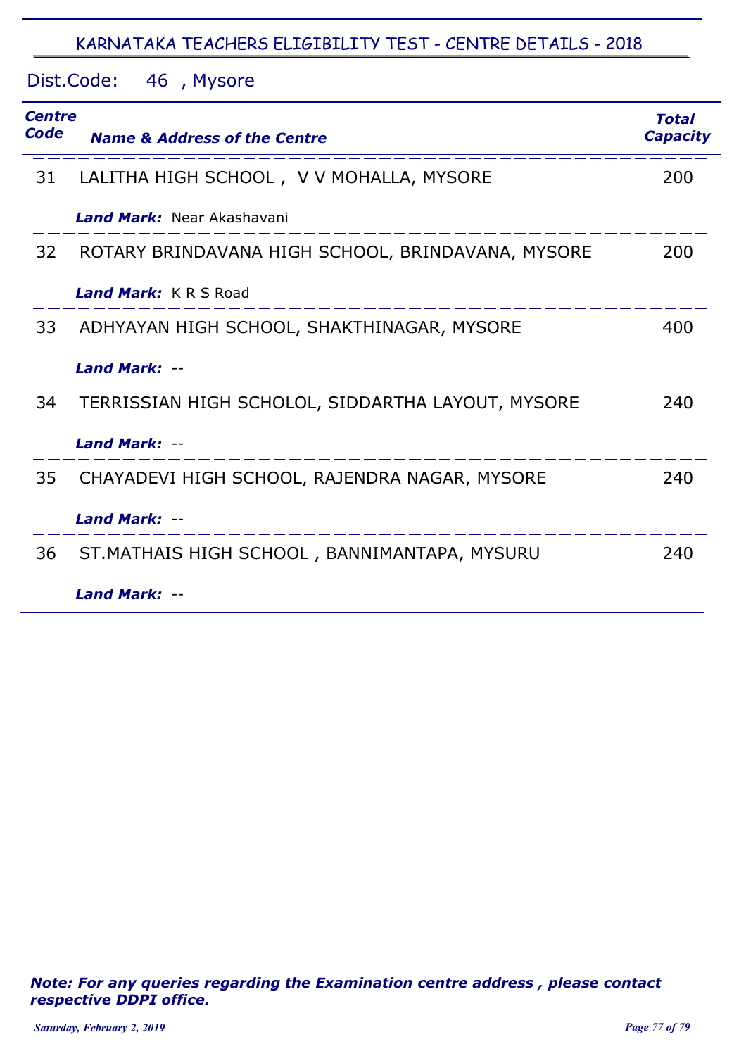## KARNATAKA TEACHERS ELIGIBILITY TEST - CENTRE DETAILS - 2018

Dist.Code: 46 , Mysore

| Centre Code | Name & Address of the Centre | Total Capacity |
|---|---|---|
| 31 | LALITHA HIGH SCHOOL , V V MOHALLA, MYSORE<br>***Land Mark:*** Near Akashavani | 200 |
| 32 | ROTARY BRINDAVANA HIGH SCHOOL, BRINDAVANA, MYSORE<br>***Land Mark:*** K R S Road | 200 |
| 33 | ADHYAYAN HIGH SCHOOL, SHAKTHINAGAR, MYSORE<br>***Land Mark:*** -- | 400 |
| 34 | TERRISSIAN HIGH SCHOLOL, SIDDARTHA LAYOUT, MYSORE<br>***Land Mark:*** -- | 240 |
| 35 | CHAYADEVI HIGH SCHOOL, RAJENDRA NAGAR, MYSORE<br>***Land Mark:*** -- | 240 |
| 36 | ST.MATHAIS HIGH SCHOOL , BANNIMANTAPA, MYSURU<br>***Land Mark:*** -- | 240 |

***Note: For any queries regarding the Examination centre address , please contact respective DDPI office.***

*Saturday, February 2, 2019*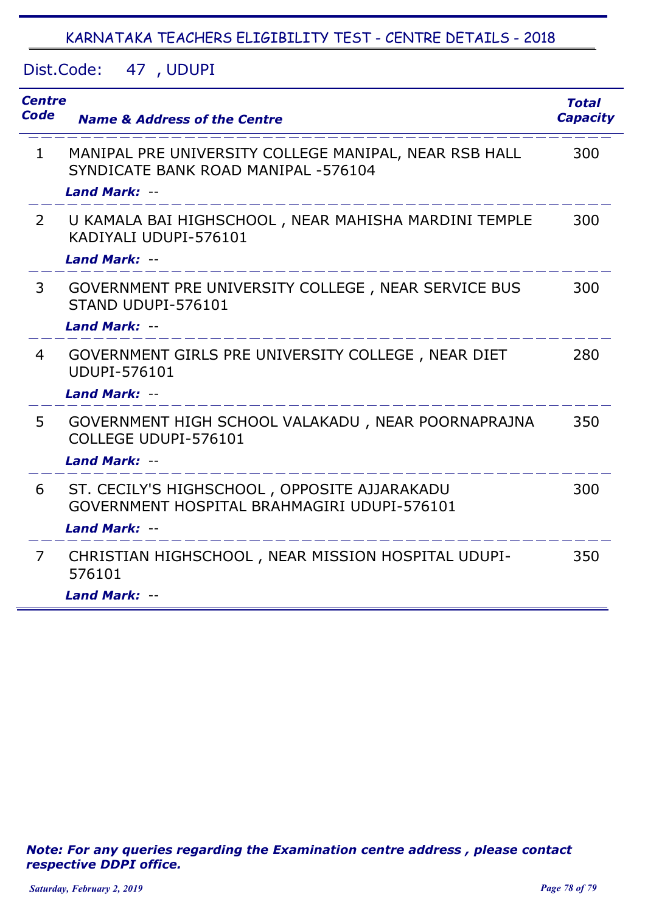## KARNATAKA TEACHERS ELIGIBILITY TEST - CENTRE DETAILS - 2018

Dist.Code: 47 , UDUPI

| Centre Code | Name & Address of the Centre | Total Capacity |
|---|---|---|
| 1 | MANIPAL PRE UNIVERSITY COLLEGE MANIPAL, NEAR RSB HALL SYNDICATE BANK ROAD MANIPAL -576104<br>***Land Mark:*** -- | 300 |
| 2 | U KAMALA BAI HIGHSCHOOL , NEAR MAHISHA MARDINI TEMPLE KADIYALI UDUPI-576101<br>***Land Mark:*** -- | 300 |
| 3 | GOVERNMENT PRE UNIVERSITY COLLEGE , NEAR SERVICE BUS STAND UDUPI-576101<br>***Land Mark:*** -- | 300 |
| 4 | GOVERNMENT GIRLS PRE UNIVERSITY COLLEGE , NEAR DIET UDUPI-576101<br>***Land Mark:*** -- | 280 |
| 5 | GOVERNMENT HIGH SCHOOL VALAKADU , NEAR POORNAPRAJNA COLLEGE UDUPI-576101<br>***Land Mark:*** -- | 350 |
| 6 | ST. CECILY'S HIGHSCHOOL , OPPOSITE AJJARAKADU GOVERNMENT HOSPITAL BRAHMAGIRI UDUPI-576101<br>***Land Mark:*** -- | 300 |
| 7 | CHRISTIAN HIGHSCHOOL , NEAR MISSION HOSPITAL UDUPI-576101<br>***Land Mark:*** -- | 350 |

***Note: For any queries regarding the Examination centre address , please contact respective DDPI office.***

*Saturday, February 2, 2019*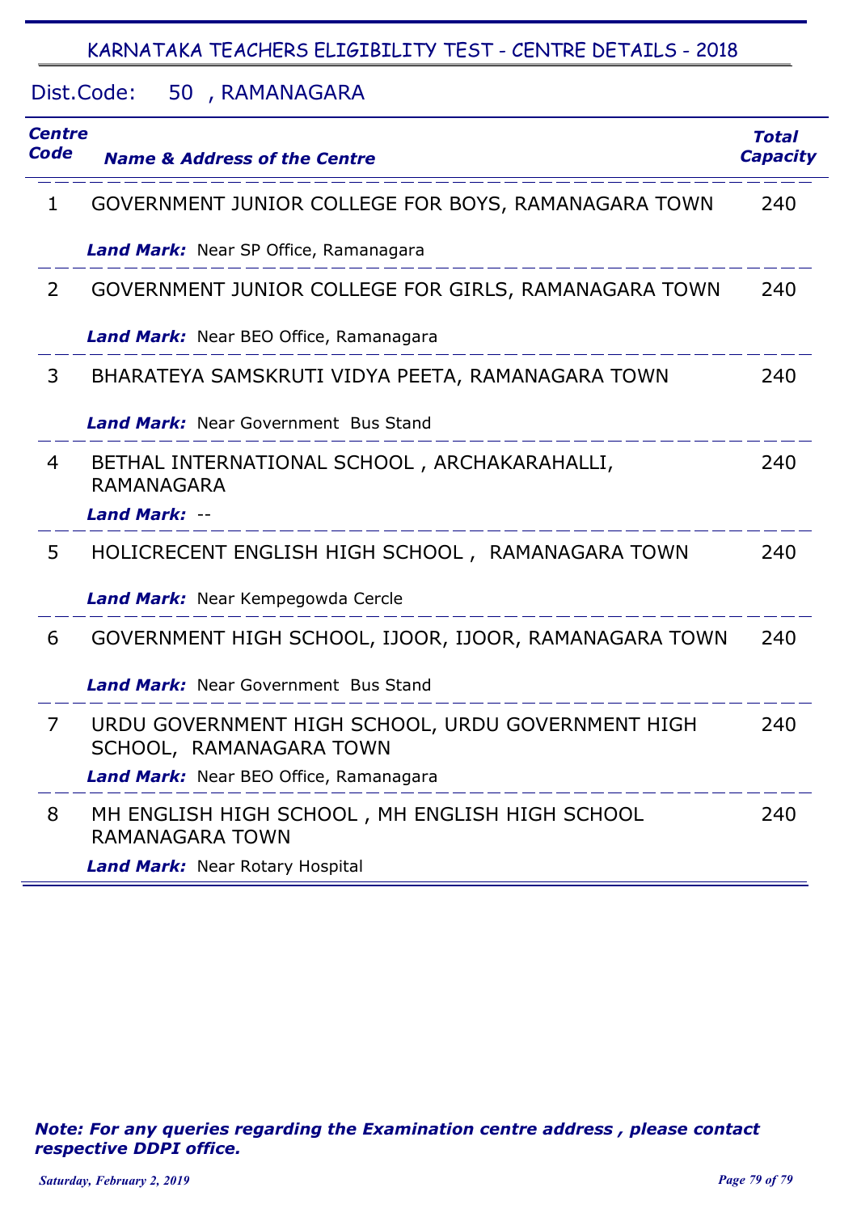# KARNATAKA TEACHERS ELIGIBILITY TEST - CENTRE DETAILS - 2018

## Dist.Code: 50 , RAMANAGARA

| Centre Code | Name & Address of the Centre | Total Capacity |
|---|---|---|
| 1 | GOVERNMENT JUNIOR COLLEGE FOR BOYS, RAMANAGARA TOWN<br>***Land Mark:*** Near SP Office, Ramanagara | 240 |
| 2 | GOVERNMENT JUNIOR COLLEGE FOR GIRLS, RAMANAGARA TOWN<br>***Land Mark:*** Near BEO Office, Ramanagara | 240 |
| 3 | BHARATEYA SAMSKRUTI VIDYA PEETA, RAMANAGARA TOWN<br>***Land Mark:*** Near Government Bus Stand | 240 |
| 4 | BETHAL INTERNATIONAL SCHOOL , ARCHAKARAHALLI, RAMANAGARA<br>***Land Mark:*** -- | 240 |
| 5 | HOLICRECENT ENGLISH HIGH SCHOOL , RAMANAGARA TOWN<br>***Land Mark:*** Near Kempegowda Cercle | 240 |
| 6 | GOVERNMENT HIGH SCHOOL, IJOOR, IJOOR, RAMANAGARA TOWN<br>***Land Mark:*** Near Government Bus Stand | 240 |
| 7 | URDU GOVERNMENT HIGH SCHOOL, URDU GOVERNMENT HIGH SCHOOL, RAMANAGARA TOWN<br>***Land Mark:*** Near BEO Office, Ramanagara | 240 |
| 8 | MH ENGLISH HIGH SCHOOL , MH ENGLISH HIGH SCHOOL RAMANAGARA TOWN<br>***Land Mark:*** Near Rotary Hospital | 240 |

***Note: For any queries regarding the Examination centre address , please contact respective DDPI office.***

*Saturday, February 2, 2019*